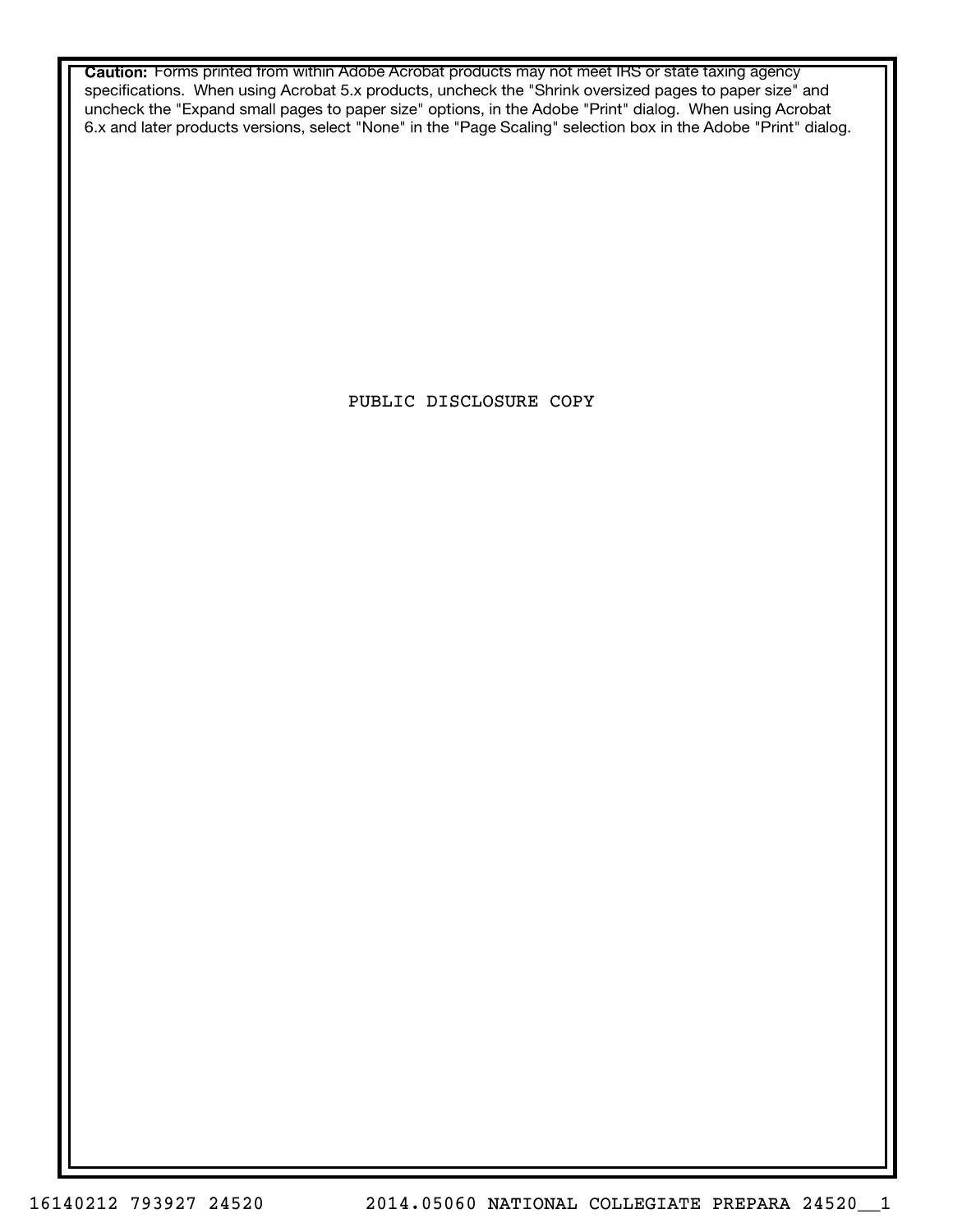**Caution:** Forms printed from within Adobe Acrobat products may not meet IRS or state taxing agency specifications. When using Acrobat 5.x products, uncheck the "Shrink oversized pages to paper size" and uncheck the "Expand small pages to paper size" options, in the Adobe "Print" dialog. When using Acrobat 6.x and later products versions, select "None" in the "Page Scaling" selection box in the Adobe "Print" dialog.

PUBLIC DISCLOSURE COPY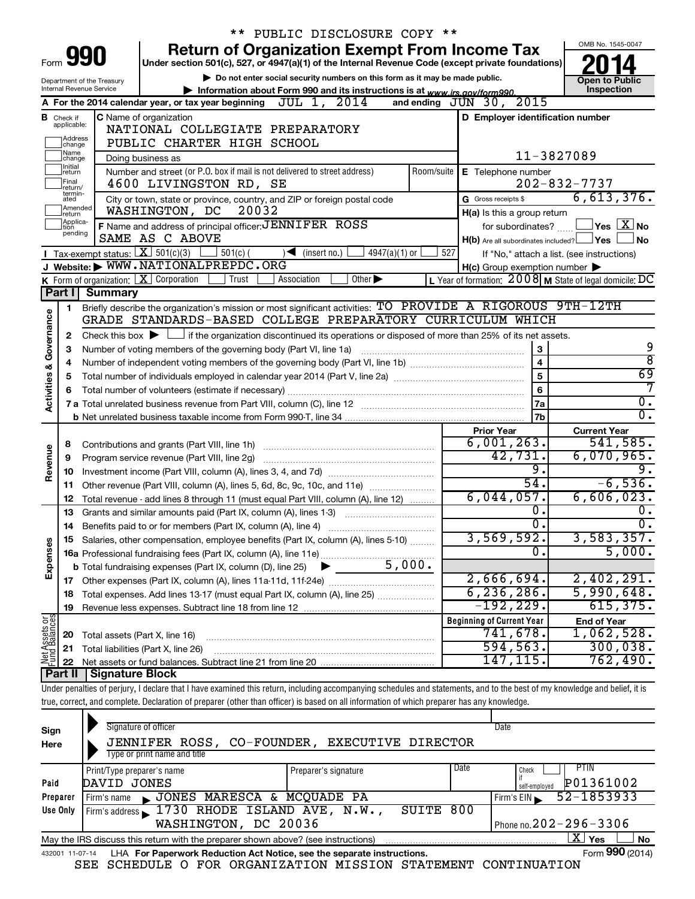** PUBLIC DISCLOSURE COPY **

Form **990**

# Return of Organization Exempt From Income Tax

Under section 501(c), 527, or 4947(a)(1) of the Internal Revenue Code (except private foundations)

▶ Do not enter social security numbers on this form as it may be made public.

▶ Information about Form 990 and its instructions is at www.irs.gov/form990.

OMB No. 1545-0047

**2014**

**Open to Public Inspection**

Department of the Treasury
Internal Revenue Service

**A** For the 2014 calendar year, or tax year beginning JUL 1, 2014 and ending JUN 30, 2015

**B** Check if applicable: Address change, Name change, Initial return, Final return/terminated, Amended return, Application pending

**C** Name of organization: NATIONAL COLLEGIATE PREPARATORY PUBLIC CHARTER HIGH SCHOOL

Doing business as

Number and street (or P.O. box if mail is not delivered to street address): 4600 LIVINGSTON RD, SE — Room/suite

City or town, state or province, country, and ZIP or foreign postal code: WASHINGTON, DC 20032

**D** Employer identification number: 11-3827089

**E** Telephone number: 202-832-7737

**G** Gross receipts $ 6,613,376.

**F** Name and address of principal officer: JENNIFER ROSS, SAME AS C ABOVE

**H(a)** Is this a group return for subordinates? ☐ Yes ☒ No

**H(b)** Are all subordinates included? ☐ Yes ☐ No — If "No," attach a list. (see instructions)

**H(c)** Group exemption number ▶

**I** Tax-exempt status: ☒ 501(c)(3) ☐ 501(c) ( ) ◀ (insert no.) ☐ 4947(a)(1) or ☐ 527

**J** Website: ▶ WWW.NATIONALPREPDC.ORG

**K** Form of organization: ☒ Corporation ☐ Trust ☐ Association ☐ Other ▶

**L** Year of formation: 2008 **M** State of legal domicile: DC

## Part I Summary

**Activities & Governance**

1. Briefly describe the organization's mission or most significant activities: TO PROVIDE A RIGOROUS 9TH-12TH GRADE STANDARDS-BASED COLLEGE PREPARATORY CURRICULUM WHICH
2. Check this box ▶ ☐ if the organization discontinued its operations or disposed of more than 25% of its net assets.

| Line | Description | No. | Value |
|---|---|---|---|
| 3 | Number of voting members of the governing body (Part VI, line 1a) | 3 | 9 |
| 4 | Number of independent voting members of the governing body (Part VI, line 1b) | 4 | 8 |
| 5 | Total number of individuals employed in calendar year 2014 (Part V, line 2a) | 5 | 69 |
| 6 | Total number of volunteers (estimate if necessary) | 6 | 7 |
| 7a | Total unrelated business revenue from Part VIII, column (C), line 12 | 7a | 0. |
| 7b | Net unrelated business taxable income from Form 990-T, line 34 | 7b | 0. |

| | Line | Description | Prior Year | Current Year |
|---|---|---|---|---|
| Revenue | 8 | Contributions and grants (Part VIII, line 1h) | 6,001,263. | 541,585. |
| | 9 | Program service revenue (Part VIII, line 2g) | 42,731. | 6,070,965. |
| | 10 | Investment income (Part VIII, column (A), lines 3, 4, and 7d) | 9. | 9. |
| | 11 | Other revenue (Part VIII, column (A), lines 5, 6d, 8c, 9c, 10c, and 11e) | 54. | -6,536. |
| | 12 | Total revenue - add lines 8 through 11 (must equal Part VIII, column (A), line 12) | 6,044,057. | 6,606,023. |
| Expenses | 13 | Grants and similar amounts paid (Part IX, column (A), lines 1-3) | 0. | 0. |
| | 14 | Benefits paid to or for members (Part IX, column (A), line 4) | 0. | 0. |
| | 15 | Salaries, other compensation, employee benefits (Part IX, column (A), lines 5-10) | 3,569,592. | 3,583,357. |
| | 16a | Professional fundraising fees (Part IX, column (A), line 11e) | 0. | 5,000. |
| | b | Total fundraising expenses (Part IX, column (D), line 25) ▶ 5,000. | | |
| | 17 | Other expenses (Part IX, column (A), lines 11a-11d, 11f-24e) | 2,666,694. | 2,402,291. |
| | 18 | Total expenses. Add lines 13-17 (must equal Part IX, column (A), line 25) | 6,236,286. | 5,990,648. |
| | 19 | Revenue less expenses. Subtract line 18 from line 12 | -192,229. | 615,375. |

| | Line | Description | Beginning of Current Year | End of Year |
|---|---|---|---|---|
| Net Assets or Fund Balances | 20 | Total assets (Part X, line 16) | 741,678. | 1,062,528. |
| | 21 | Total liabilities (Part X, line 26) | 594,563. | 300,038. |
| | 22 | Net assets or fund balances. Subtract line 21 from line 20 | 147,115. | 762,490. |

## Part II Signature Block

Under penalties of perjury, I declare that I have examined this return, including accompanying schedules and statements, and to the best of my knowledge and belief, it is true, correct, and complete. Declaration of preparer (other than officer) is based on all information of which preparer has any knowledge.

**Sign Here**

Signature of officer — Date

JENNIFER ROSS, CO-FOUNDER, EXECUTIVE DIRECTOR
Type or print name and title

**Paid Preparer Use Only**

| Print/Type preparer's name | Preparer's signature | Date | Check if self-employed | PTIN |
|---|---|---|---|---|
| DAVID JONES | | | ☐ | P01361002 |

Firm's name ▶ JONES MARESCA & MCQUADE PA — Firm's EIN ▶ 52-1853933

Firm's address ▶ 1730 RHODE ISLAND AVE, N.W., SUITE 800, WASHINGTON, DC 20036 — Phone no. 202-296-3306

May the IRS discuss this return with the preparer shown above? (see instructions) ☒ Yes ☐ No

432001 11-07-14 LHA For Paperwork Reduction Act Notice, see the separate instructions. Form **990** (2014)

SEE SCHEDULE O FOR ORGANIZATION MISSION STATEMENT CONTINUATION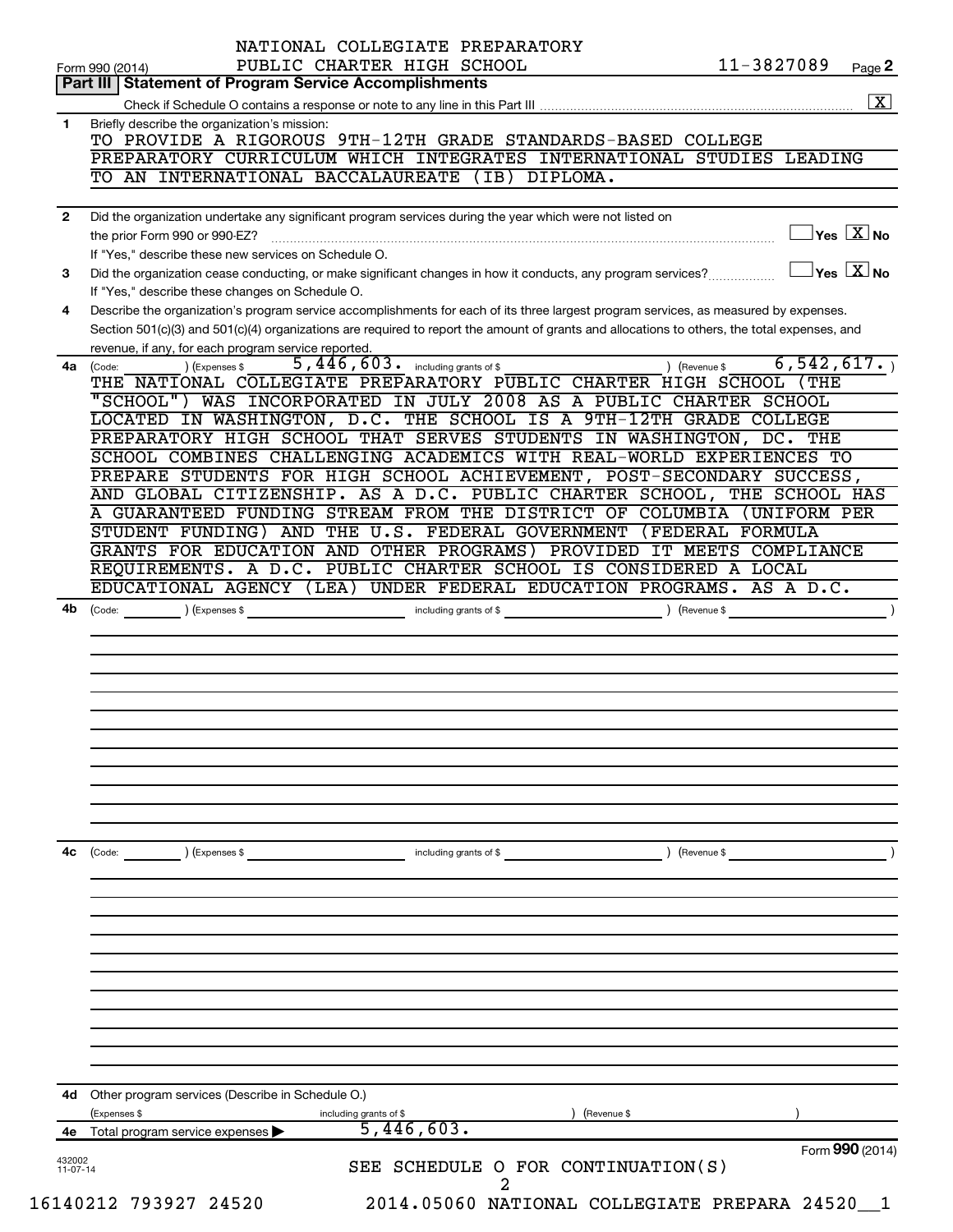NATIONAL COLLEGIATE PREPARATORY PUBLIC CHARTER HIGH SCHOOL 11-3827089

Form 990 (2014) Page 2

## Part III Statement of Program Service Accomplishments

Check if Schedule O contains a response or note to any line in this Part III [X]

**1** Briefly describe the organization's mission:

TO PROVIDE A RIGOROUS 9TH-12TH GRADE STANDARDS-BASED COLLEGE PREPARATORY CURRICULUM WHICH INTEGRATES INTERNATIONAL STUDIES LEADING TO AN INTERNATIONAL BACCALAUREATE (IB) DIPLOMA.

**2** Did the organization undertake any significant program services during the year which were not listed on the prior Form 990 or 990-EZ? [ ] Yes [X] No

If "Yes," describe these new services on Schedule O.

**3** Did the organization cease conducting, or make significant changes in how it conducts, any program services? [ ] Yes [X] No

If "Yes," describe these changes on Schedule O.

**4** Describe the organization's program service accomplishments for each of its three largest program services, as measured by expenses. Section 501(c)(3) and 501(c)(4) organizations are required to report the amount of grants and allocations to others, the total expenses, and revenue, if any, for each program service reported.

**4a** (Code: ) (Expenses $ 5,446,603. including grants of $ ) (Revenue $ 6,542,617. )

THE NATIONAL COLLEGIATE PREPARATORY PUBLIC CHARTER HIGH SCHOOL (THE "SCHOOL") WAS INCORPORATED IN JULY 2008 AS A PUBLIC CHARTER SCHOOL LOCATED IN WASHINGTON, D.C. THE SCHOOL IS A 9TH-12TH GRADE COLLEGE PREPARATORY HIGH SCHOOL THAT SERVES STUDENTS IN WASHINGTON, DC. THE SCHOOL COMBINES CHALLENGING ACADEMICS WITH REAL-WORLD EXPERIENCES TO PREPARE STUDENTS FOR HIGH SCHOOL ACHIEVEMENT, POST-SECONDARY SUCCESS, AND GLOBAL CITIZENSHIP. AS A D.C. PUBLIC CHARTER SCHOOL, THE SCHOOL HAS A GUARANTEED FUNDING STREAM FROM THE DISTRICT OF COLUMBIA (UNIFORM PER STUDENT FUNDING) AND THE U.S. FEDERAL GOVERNMENT (FEDERAL FORMULA GRANTS FOR EDUCATION AND OTHER PROGRAMS) PROVIDED IT MEETS COMPLIANCE REQUIREMENTS. A D.C. PUBLIC CHARTER SCHOOL IS CONSIDERED A LOCAL EDUCATIONAL AGENCY (LEA) UNDER FEDERAL EDUCATION PROGRAMS. AS A D.C.

**4b** (Code: ) (Expenses $ including grants of $ ) (Revenue $ )

**4c** (Code: ) (Expenses $ including grants of $ ) (Revenue $ )

**4d** Other program services (Describe in Schedule O.)

(Expenses $ including grants of $ ) (Revenue $ )

**4e** Total program service expenses ▶ 5,446,603.

Form **990** (2014)

SEE SCHEDULE O FOR CONTINUATION(S)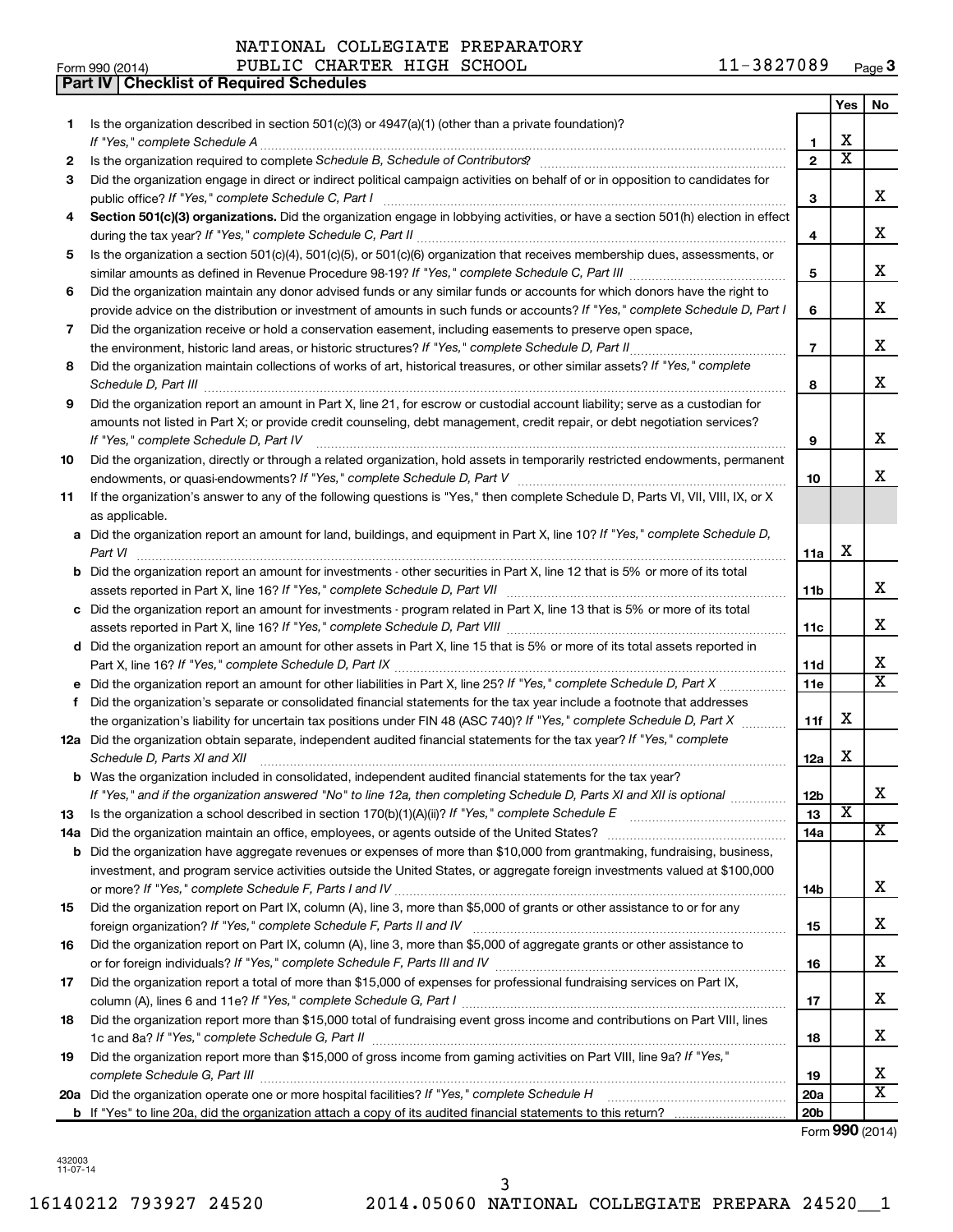NATIONAL COLLEGIATE PREPARATORY
PUBLIC CHARTER HIGH SCHOOL 11-3827089

Form 990 (2014) Page 3

**Part IV | Checklist of Required Schedules**

| | | | Yes | No |
|---|---|---|---|---|
| 1 | Is the organization described in section 501(c)(3) or 4947(a)(1) (other than a private foundation)? *If "Yes," complete Schedule A* | 1 | X | |
| 2 | Is the organization required to complete *Schedule B, Schedule of Contributors*? | 2 | X | |
| 3 | Did the organization engage in direct or indirect political campaign activities on behalf of or in opposition to candidates for public office? *If "Yes," complete Schedule C, Part I* | 3 | | X |
| 4 | **Section 501(c)(3) organizations.** Did the organization engage in lobbying activities, or have a section 501(h) election in effect during the tax year? *If "Yes," complete Schedule C, Part II* | 4 | | X |
| 5 | Is the organization a section 501(c)(4), 501(c)(5), or 501(c)(6) organization that receives membership dues, assessments, or similar amounts as defined in Revenue Procedure 98-19? *If "Yes," complete Schedule C, Part III* | 5 | | X |
| 6 | Did the organization maintain any donor advised funds or any similar funds or accounts for which donors have the right to provide advice on the distribution or investment of amounts in such funds or accounts? *If "Yes," complete Schedule D, Part I* | 6 | | X |
| 7 | Did the organization receive or hold a conservation easement, including easements to preserve open space, the environment, historic land areas, or historic structures? *If "Yes," complete Schedule D, Part II* | 7 | | X |
| 8 | Did the organization maintain collections of works of art, historical treasures, or other similar assets? *If "Yes," complete Schedule D, Part III* | 8 | | X |
| 9 | Did the organization report an amount in Part X, line 21, for escrow or custodial account liability; serve as a custodian for amounts not listed in Part X; or provide credit counseling, debt management, credit repair, or debt negotiation services? *If "Yes," complete Schedule D, Part IV* | 9 | | X |
| 10 | Did the organization, directly or through a related organization, hold assets in temporarily restricted endowments, permanent endowments, or quasi-endowments? *If "Yes," complete Schedule D, Part V* | 10 | | X |
| 11 | If the organization's answer to any of the following questions is "Yes," then complete Schedule D, Parts VI, VII, VIII, IX, or X as applicable. | | | |
| a | Did the organization report an amount for land, buildings, and equipment in Part X, line 10? *If "Yes," complete Schedule D, Part VI* | 11a | X | |
| b | Did the organization report an amount for investments - other securities in Part X, line 12 that is 5% or more of its total assets reported in Part X, line 16? *If "Yes," complete Schedule D, Part VII* | 11b | | X |
| c | Did the organization report an amount for investments - program related in Part X, line 13 that is 5% or more of its total assets reported in Part X, line 16? *If "Yes," complete Schedule D, Part VIII* | 11c | | X |
| d | Did the organization report an amount for other assets in Part X, line 15 that is 5% or more of its total assets reported in Part X, line 16? *If "Yes," complete Schedule D, Part IX* | 11d | | X |
| e | Did the organization report an amount for other liabilities in Part X, line 25? *If "Yes," complete Schedule D, Part X* | 11e | | X |
| f | Did the organization's separate or consolidated financial statements for the tax year include a footnote that addresses the organization's liability for uncertain tax positions under FIN 48 (ASC 740)? *If "Yes," complete Schedule D, Part X* | 11f | X | |
| 12a | Did the organization obtain separate, independent audited financial statements for the tax year? *If "Yes," complete Schedule D, Parts XI and XII* | 12a | X | |
| b | Was the organization included in consolidated, independent audited financial statements for the tax year? *If "Yes," and if the organization answered "No" to line 12a, then completing Schedule D, Parts XI and XII is optional* | 12b | | X |
| 13 | Is the organization a school described in section 170(b)(1)(A)(ii)? *If "Yes," complete Schedule E* | 13 | X | |
| 14a | Did the organization maintain an office, employees, or agents outside of the United States? | 14a | | X |
| b | Did the organization have aggregate revenues or expenses of more than $10,000 from grantmaking, fundraising, business, investment, and program service activities outside the United States, or aggregate foreign investments valued at $100,000 or more? *If "Yes," complete Schedule F, Parts I and IV* | 14b | | X |
| 15 | Did the organization report on Part IX, column (A), line 3, more than $5,000 of grants or other assistance to or for any foreign organization? *If "Yes," complete Schedule F, Parts II and IV* | 15 | | X |
| 16 | Did the organization report on Part IX, column (A), line 3, more than $5,000 of aggregate grants or other assistance to or for foreign individuals? *If "Yes," complete Schedule F, Parts III and IV* | 16 | | X |
| 17 | Did the organization report a total of more than $15,000 of expenses for professional fundraising services on Part IX, column (A), lines 6 and 11e? *If "Yes," complete Schedule G, Part I* | 17 | | X |
| 18 | Did the organization report more than $15,000 total of fundraising event gross income and contributions on Part VIII, lines 1c and 8a? *If "Yes," complete Schedule G, Part II* | 18 | | X |
| 19 | Did the organization report more than $15,000 of gross income from gaming activities on Part VIII, line 9a? *If "Yes," complete Schedule G, Part III* | 19 | | X |
| 20a | Did the organization operate one or more hospital facilities? *If "Yes," complete Schedule H* | 20a | | X |
| b | If "Yes" to line 20a, did the organization attach a copy of its audited financial statements to this return? | 20b | | |

Form **990** (2014)

432003
11-07-14

16140212 793927 24520 2014.05060 NATIONAL COLLEGIATE PREPARA 24520__1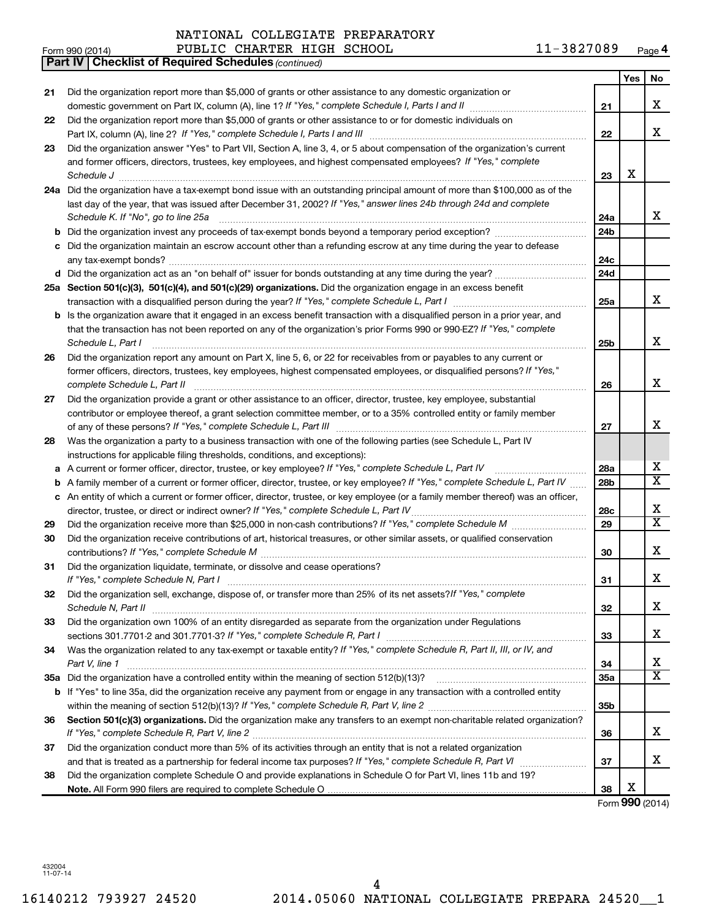NATIONAL COLLEGIATE PREPARATORY

Form 990 (2014) PUBLIC CHARTER HIGH SCHOOL 11-3827089 Page 4

**Part IV | Checklist of Required Schedules** *(continued)*

| | | | Yes | No |
|---|---|---|---|---|
| 21 | Did the organization report more than $5,000 of grants or other assistance to any domestic organization or domestic government on Part IX, column (A), line 1? *If "Yes," complete Schedule I, Parts I and II* | 21 | | X |
| 22 | Did the organization report more than $5,000 of grants or other assistance to or for domestic individuals on Part IX, column (A), line 2? *If "Yes," complete Schedule I, Parts I and III* | 22 | | X |
| 23 | Did the organization answer "Yes" to Part VII, Section A, line 3, 4, or 5 about compensation of the organization's current and former officers, directors, trustees, key employees, and highest compensated employees? *If "Yes," complete Schedule J* | 23 | X | |
| 24a | Did the organization have a tax-exempt bond issue with an outstanding principal amount of more than $100,000 as of the last day of the year, that was issued after December 31, 2002? *If "Yes," answer lines 24b through 24d and complete Schedule K. If "No", go to line 25a* | 24a | | X |
| b | Did the organization invest any proceeds of tax-exempt bonds beyond a temporary period exception? | 24b | | |
| c | Did the organization maintain an escrow account other than a refunding escrow at any time during the year to defease any tax-exempt bonds? | 24c | | |
| d | Did the organization act as an "on behalf of" issuer for bonds outstanding at any time during the year? | 24d | | |
| 25a | **Section 501(c)(3), 501(c)(4), and 501(c)(29) organizations.** Did the organization engage in an excess benefit transaction with a disqualified person during the year? *If "Yes," complete Schedule L, Part I* | 25a | | X |
| b | Is the organization aware that it engaged in an excess benefit transaction with a disqualified person in a prior year, and that the transaction has not been reported on any of the organization's prior Forms 990 or 990-EZ? *If "Yes," complete Schedule L, Part I* | 25b | | X |
| 26 | Did the organization report any amount on Part X, line 5, 6, or 22 for receivables from or payables to any current or former officers, directors, trustees, key employees, highest compensated employees, or disqualified persons? *If "Yes," complete Schedule L, Part II* | 26 | | X |
| 27 | Did the organization provide a grant or other assistance to an officer, director, trustee, key employee, substantial contributor or employee thereof, a grant selection committee member, or to a 35% controlled entity or family member of any of these persons? *If "Yes," complete Schedule L, Part III* | 27 | | X |
| 28 | Was the organization a party to a business transaction with one of the following parties (see Schedule L, Part IV instructions for applicable filing thresholds, conditions, and exceptions): | | | |
| a | A current or former officer, director, trustee, or key employee? *If "Yes," complete Schedule L, Part IV* | 28a | | X |
| b | A family member of a current or former officer, director, trustee, or key employee? *If "Yes," complete Schedule L, Part IV* | 28b | | X |
| c | An entity of which a current or former officer, director, trustee, or key employee (or a family member thereof) was an officer, director, trustee, or direct or indirect owner? *If "Yes," complete Schedule L, Part IV* | 28c | | X |
| 29 | Did the organization receive more than $25,000 in non-cash contributions? *If "Yes," complete Schedule M* | 29 | | X |
| 30 | Did the organization receive contributions of art, historical treasures, or other similar assets, or qualified conservation contributions? *If "Yes," complete Schedule M* | 30 | | X |
| 31 | Did the organization liquidate, terminate, or dissolve and cease operations? *If "Yes," complete Schedule N, Part I* | 31 | | X |
| 32 | Did the organization sell, exchange, dispose of, or transfer more than 25% of its net assets? *If "Yes," complete Schedule N, Part II* | 32 | | X |
| 33 | Did the organization own 100% of an entity disregarded as separate from the organization under Regulations sections 301.7701-2 and 301.7701-3? *If "Yes," complete Schedule R, Part I* | 33 | | X |
| 34 | Was the organization related to any tax-exempt or taxable entity? *If "Yes," complete Schedule R, Part II, III, or IV, and Part V, line 1* | 34 | | X |
| 35a | Did the organization have a controlled entity within the meaning of section 512(b)(13)? | 35a | | X |
| b | If "Yes" to line 35a, did the organization receive any payment from or engage in any transaction with a controlled entity within the meaning of section 512(b)(13)? *If "Yes," complete Schedule R, Part V, line 2* | 35b | | |
| 36 | **Section 501(c)(3) organizations.** Did the organization make any transfers to an exempt non-charitable related organization? *If "Yes," complete Schedule R, Part V, line 2* | 36 | | X |
| 37 | Did the organization conduct more than 5% of its activities through an entity that is not a related organization and that is treated as a partnership for federal income tax purposes? *If "Yes," complete Schedule R, Part VI* | 37 | | X |
| 38 | Did the organization complete Schedule O and provide explanations in Schedule O for Part VI, lines 11b and 19? **Note.** All Form 990 filers are required to complete Schedule O | 38 | X | |

Form **990** (2014)

432004
11-07-14

16140212 793927 24520 2014.05060 NATIONAL COLLEGIATE PREPARA 24520__1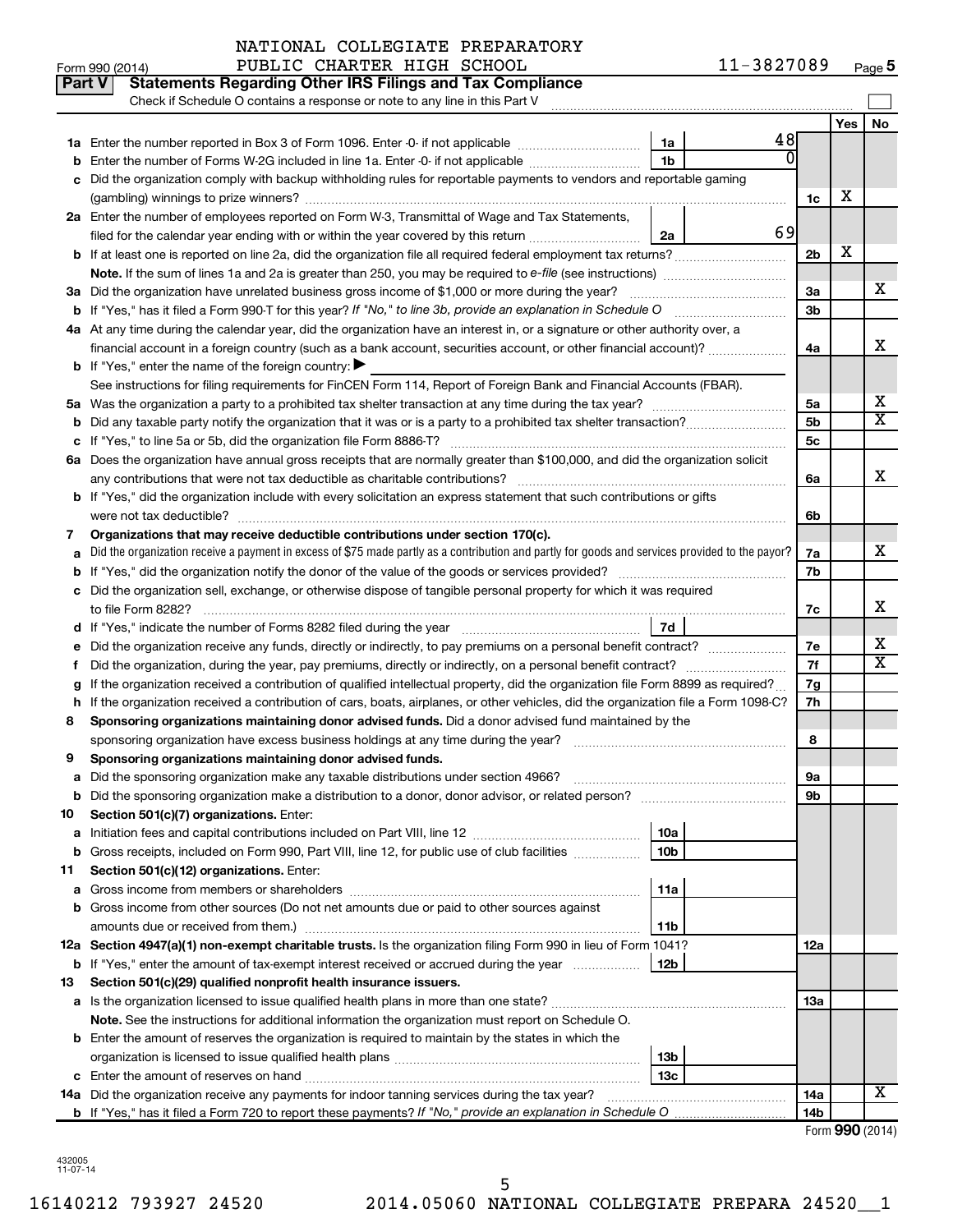NATIONAL COLLEGIATE PREPARATORY
Form 990 (2014) PUBLIC CHARTER HIGH SCHOOL 11-3827089 Page **5**

## Part V Statements Regarding Other IRS Filings and Tax Compliance

Check if Schedule O contains a response or note to any line in this Part V

| | | | | | Yes | No |
|---|---|---|---|---|---|---|
| **1a** | Enter the number reported in Box 3 of Form 1096. Enter -0- if not applicable | 1a | 48 | | | |
| **b** | Enter the number of Forms W-2G included in line 1a. Enter -0- if not applicable | 1b | 0 | | | |
| **c** | Did the organization comply with backup withholding rules for reportable payments to vendors and reportable gaming (gambling) winnings to prize winners? | | | 1c | X | |
| **2a** | Enter the number of employees reported on Form W-3, Transmittal of Wage and Tax Statements, filed for the calendar year ending with or within the year covered by this return | 2a | 69 | | | |
| **b** | If at least one is reported on line 2a, did the organization file all required federal employment tax returns? | | | 2b | X | |
| | **Note.** If the sum of lines 1a and 2a is greater than 250, you may be required to *e-file* (see instructions) | | | | | |
| **3a** | Did the organization have unrelated business gross income of $1,000 or more during the year? | | | 3a | | X |
| **b** | If "Yes," has it filed a Form 990-T for this year? *If "No," to line 3b, provide an explanation in Schedule O* | | | 3b | | |
| **4a** | At any time during the calendar year, did the organization have an interest in, or a signature or other authority over, a financial account in a foreign country (such as a bank account, securities account, or other financial account)? | | | 4a | | X |
| **b** | If "Yes," enter the name of the foreign country: | | | | | |
| | See instructions for filing requirements for FinCEN Form 114, Report of Foreign Bank and Financial Accounts (FBAR). | | | | | |
| **5a** | Was the organization a party to a prohibited tax shelter transaction at any time during the tax year? | | | 5a | | X |
| **b** | Did any taxable party notify the organization that it was or is a party to a prohibited tax shelter transaction? | | | 5b | | X |
| **c** | If "Yes," to line 5a or 5b, did the organization file Form 8886-T? | | | 5c | | |
| **6a** | Does the organization have annual gross receipts that are normally greater than $100,000, and did the organization solicit any contributions that were not tax deductible as charitable contributions? | | | 6a | | X |
| **b** | If "Yes," did the organization include with every solicitation an express statement that such contributions or gifts were not tax deductible? | | | 6b | | |
| **7** | **Organizations that may receive deductible contributions under section 170(c).** | | | | | |
| **a** | Did the organization receive a payment in excess of $75 made partly as a contribution and partly for goods and services provided to the payor? | | | 7a | | X |
| **b** | If "Yes," did the organization notify the donor of the value of the goods or services provided? | | | 7b | | |
| **c** | Did the organization sell, exchange, or otherwise dispose of tangible personal property for which it was required to file Form 8282? | | | 7c | | X |
| **d** | If "Yes," indicate the number of Forms 8282 filed during the year | 7d | | | | |
| **e** | Did the organization receive any funds, directly or indirectly, to pay premiums on a personal benefit contract? | | | 7e | | X |
| **f** | Did the organization, during the year, pay premiums, directly or indirectly, on a personal benefit contract? | | | 7f | | X |
| **g** | If the organization received a contribution of qualified intellectual property, did the organization file Form 8899 as required? | | | 7g | | |
| **h** | If the organization received a contribution of cars, boats, airplanes, or other vehicles, did the organization file a Form 1098-C? | | | 7h | | |
| **8** | **Sponsoring organizations maintaining donor advised funds.** Did a donor advised fund maintained by the sponsoring organization have excess business holdings at any time during the year? | | | 8 | | |
| **9** | **Sponsoring organizations maintaining donor advised funds.** | | | | | |
| **a** | Did the sponsoring organization make any taxable distributions under section 4966? | | | 9a | | |
| **b** | Did the sponsoring organization make a distribution to a donor, donor advisor, or related person? | | | 9b | | |
| **10** | **Section 501(c)(7) organizations.** Enter: | | | | | |
| **a** | Initiation fees and capital contributions included on Part VIII, line 12 | 10a | | | | |
| **b** | Gross receipts, included on Form 990, Part VIII, line 12, for public use of club facilities | 10b | | | | |
| **11** | **Section 501(c)(12) organizations.** Enter: | | | | | |
| **a** | Gross income from members or shareholders | 11a | | | | |
| **b** | Gross income from other sources (Do not net amounts due or paid to other sources against amounts due or received from them.) | 11b | | | | |
| **12a** | **Section 4947(a)(1) non-exempt charitable trusts.** Is the organization filing Form 990 in lieu of Form 1041? | | | 12a | | |
| **b** | If "Yes," enter the amount of tax-exempt interest received or accrued during the year | 12b | | | | |
| **13** | **Section 501(c)(29) qualified nonprofit health insurance issuers.** | | | | | |
| **a** | Is the organization licensed to issue qualified health plans in more than one state? | | | 13a | | |
| | **Note.** See the instructions for additional information the organization must report on Schedule O. | | | | | |
| **b** | Enter the amount of reserves the organization is required to maintain by the states in which the organization is licensed to issue qualified health plans | 13b | | | | |
| **c** | Enter the amount of reserves on hand | 13c | | | | |
| **14a** | Did the organization receive any payments for indoor tanning services during the tax year? | | | 14a | | X |
| **b** | If "Yes," has it filed a Form 720 to report these payments? *If "No," provide an explanation in Schedule O* | | | 14b | | |

Form **990** (2014)

432005
11-07-14

16140212 793927 24520 2014.05060 NATIONAL COLLEGIATE PREPARA 24520__1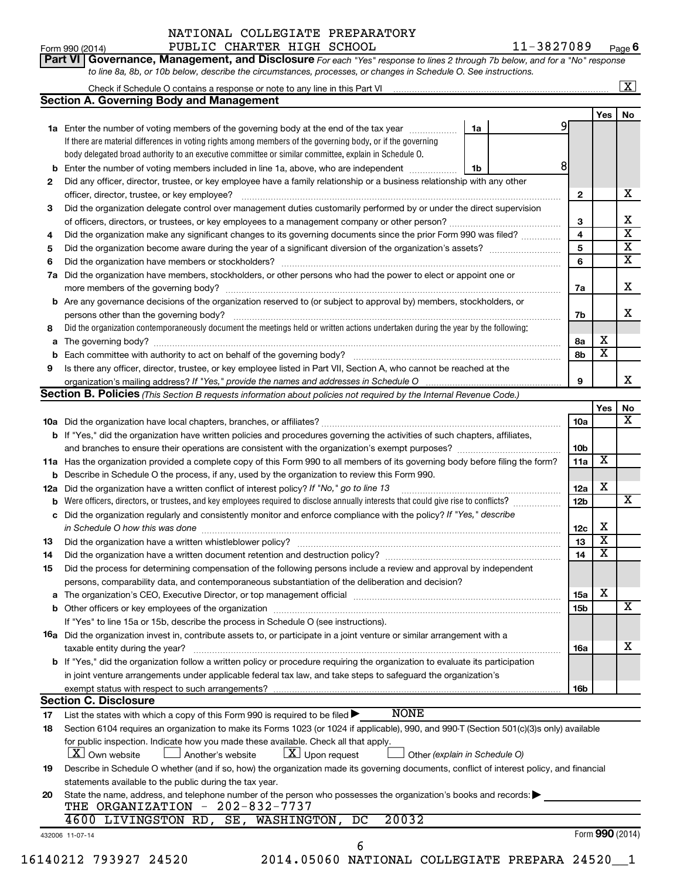NATIONAL COLLEGIATE PREPARATORY PUBLIC CHARTER HIGH SCHOOL

Form 990 (2014) 11-3827089 Page 6

**Part VI Governance, Management, and Disclosure** *For each "Yes" response to lines 2 through 7b below, and for a "No" response to line 8a, 8b, or 10b below, describe the circumstances, processes, or changes in Schedule O. See instructions.*

Check if Schedule O contains a response or note to any line in this Part VI [X]

**Section A. Governing Body and Management**

| | | | | Yes | No |
|---|---|---|---|---|---|
| **1a** | Enter the number of voting members of the governing body at the end of the tax year. If there are material differences in voting rights among members of the governing body, or if the governing body delegated broad authority to an executive committee or similar committee, explain in Schedule O. | 1a: 9 | | | |
| **b** | Enter the number of voting members included in line 1a, above, who are independent | 1b: 8 | | | |
| **2** | Did any officer, director, trustee, or key employee have a family relationship or a business relationship with any other officer, director, trustee, or key employee? | | 2 | | X |
| **3** | Did the organization delegate control over management duties customarily performed by or under the direct supervision of officers, directors, or trustees, or key employees to a management company or other person? | | 3 | | X |
| **4** | Did the organization make any significant changes to its governing documents since the prior Form 990 was filed? | | 4 | | X |
| **5** | Did the organization become aware during the year of a significant diversion of the organization's assets? | | 5 | | X |
| **6** | Did the organization have members or stockholders? | | 6 | | X |
| **7a** | Did the organization have members, stockholders, or other persons who had the power to elect or appoint one or more members of the governing body? | | 7a | | X |
| **b** | Are any governance decisions of the organization reserved to (or subject to approval by) members, stockholders, or persons other than the governing body? | | 7b | | X |
| **8** | Did the organization contemporaneously document the meetings held or written actions undertaken during the year by the following: | | | | |
| **a** | The governing body? | | 8a | X | |
| **b** | Each committee with authority to act on behalf of the governing body? | | 8b | X | |
| **9** | Is there any officer, director, trustee, or key employee listed in Part VII, Section A, who cannot be reached at the organization's mailing address? *If "Yes," provide the names and addresses in Schedule O* | | 9 | | X |

**Section B. Policies** *(This Section B requests information about policies not required by the Internal Revenue Code.)*

| | | | Yes | No |
|---|---|---|---|---|
| **10a** | Did the organization have local chapters, branches, or affiliates? | 10a | | X |
| **b** | If "Yes," did the organization have written policies and procedures governing the activities of such chapters, affiliates, and branches to ensure their operations are consistent with the organization's exempt purposes? | 10b | | |
| **11a** | Has the organization provided a complete copy of this Form 990 to all members of its governing body before filing the form? | 11a | X | |
| **b** | Describe in Schedule O the process, if any, used by the organization to review this Form 990. | | | |
| **12a** | Did the organization have a written conflict of interest policy? *If "No," go to line 13* | 12a | X | |
| **b** | Were officers, directors, or trustees, and key employees required to disclose annually interests that could give rise to conflicts? | 12b | | X |
| **c** | Did the organization regularly and consistently monitor and enforce compliance with the policy? *If "Yes," describe in Schedule O how this was done* | 12c | X | |
| **13** | Did the organization have a written whistleblower policy? | 13 | X | |
| **14** | Did the organization have a written document retention and destruction policy? | 14 | X | |
| **15** | Did the process for determining compensation of the following persons include a review and approval by independent persons, comparability data, and contemporaneous substantiation of the deliberation and decision? | | | |
| **a** | The organization's CEO, Executive Director, or top management official | 15a | X | |
| **b** | Other officers or key employees of the organization | 15b | | X |
| | If "Yes" to line 15a or 15b, describe the process in Schedule O (see instructions). | | | |
| **16a** | Did the organization invest in, contribute assets to, or participate in a joint venture or similar arrangement with a taxable entity during the year? | 16a | | X |
| **b** | If "Yes," did the organization follow a written policy or procedure requiring the organization to evaluate its participation in joint venture arrangements under applicable federal tax law, and take steps to safeguard the organization's exempt status with respect to such arrangements? | 16b | | |

**Section C. Disclosure**

**17** List the states with which a copy of this Form 990 is required to be filed ▶ NONE

**18** Section 6104 requires an organization to make its Forms 1023 (or 1024 if applicable), 990, and 990-T (Section 501(c)(3)s only) available for public inspection. Indicate how you made these available. Check all that apply.

[X] Own website [ ] Another's website [X] Upon request [ ] Other *(explain in Schedule O)*

**19** Describe in Schedule O whether (and if so, how) the organization made its governing documents, conflict of interest policy, and financial statements available to the public during the tax year.

**20** State the name, address, and telephone number of the person who possesses the organization's books and records: ▶

THE ORGANIZATION - 202-832-7737
4600 LIVINGSTON RD, SE, WASHINGTON, DC 20032

432006 11-07-14 Form **990** (2014)

16140212 793927 24520 2014.05060 NATIONAL COLLEGIATE PREPARA 24520__1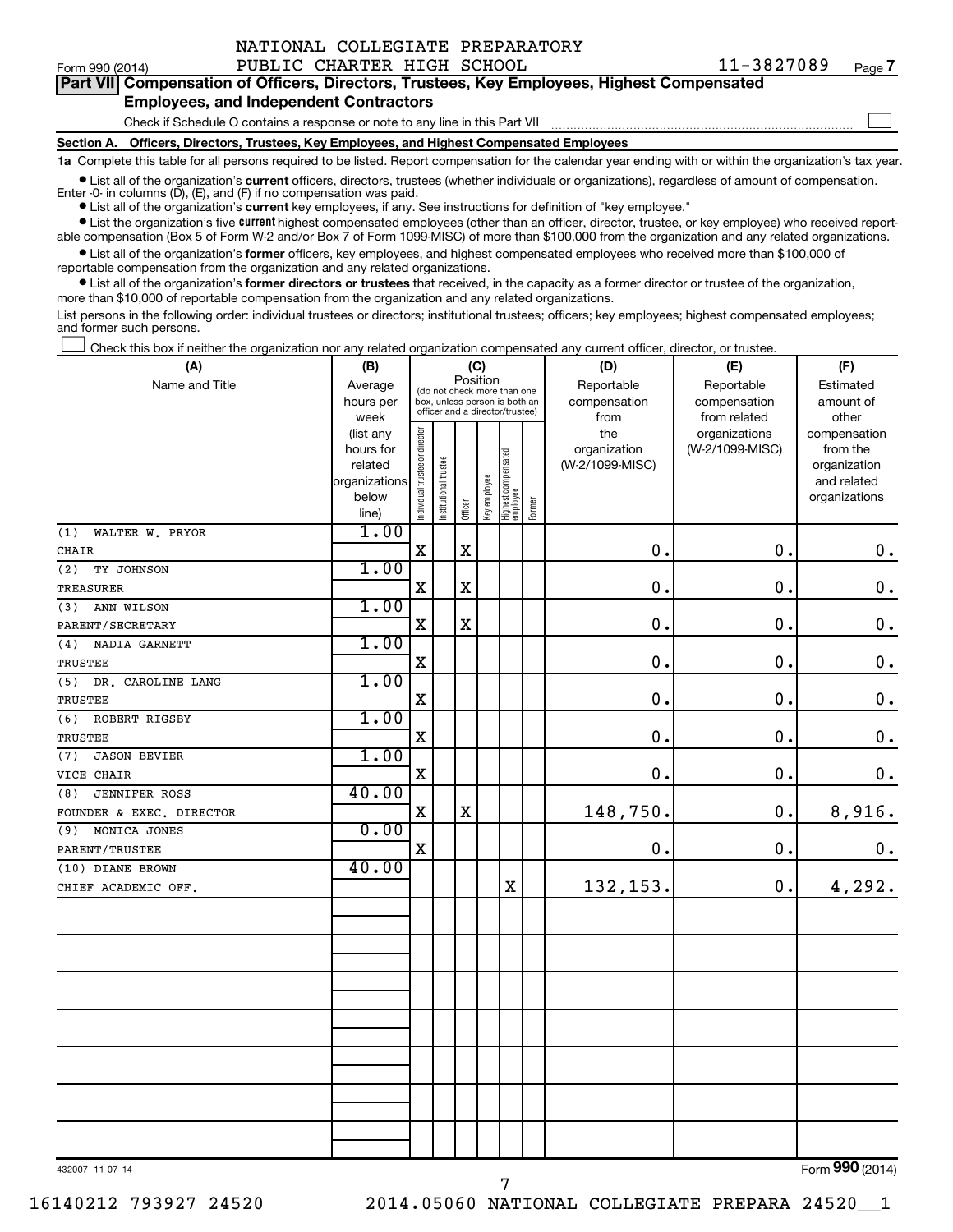NATIONAL COLLEGIATE PREPARATORY PUBLIC CHARTER HIGH SCHOOL 11-3827089

Form 990 (2014) Page 7

**Part VII Compensation of Officers, Directors, Trustees, Key Employees, Highest Compensated Employees, and Independent Contractors**

Check if Schedule O contains a response or note to any line in this Part VII ☐

**Section A. Officers, Directors, Trustees, Key Employees, and Highest Compensated Employees**

**1a** Complete this table for all persons required to be listed. Report compensation for the calendar year ending with or within the organization's tax year.

- List all of the organization's **current** officers, directors, trustees (whether individuals or organizations), regardless of amount of compensation. Enter -0- in columns (D), (E), and (F) if no compensation was paid.
- List all of the organization's **current** key employees, if any. See instructions for definition of "key employee."
- List the organization's five **current** highest compensated employees (other than an officer, director, trustee, or key employee) who received reportable compensation (Box 5 of Form W-2 and/or Box 7 of Form 1099-MISC) of more than $100,000 from the organization and any related organizations.
- List all of the organization's **former** officers, key employees, and highest compensated employees who received more than $100,000 of reportable compensation from the organization and any related organizations.
- List all of the organization's **former directors or trustees** that received, in the capacity as a former director or trustee of the organization, more than $10,000 of reportable compensation from the organization and any related organizations.

List persons in the following order: individual trustees or directors; institutional trustees; officers; key employees; highest compensated employees; and former such persons.

☐ Check this box if neither the organization nor any related organization compensated any current officer, director, or trustee.

| (A) Name and Title | (B) Average hours per week (list any hours for related organizations below line) | (C) Position: Individual trustee or director | Institutional trustee | Officer | Key employee | Highest compensated employee | Former | (D) Reportable compensation from the organization (W-2/1099-MISC) | (E) Reportable compensation from related organizations (W-2/1099-MISC) | (F) Estimated amount of other compensation from the organization and related organizations |
|---|---|---|---|---|---|---|---|---|---|---|
| (1) WALTER W. PRYOR<br>CHAIR | 1.00 | X | | X | | | | 0. | 0. | 0. |
| (2) TY JOHNSON<br>TREASURER | 1.00 | X | | X | | | | 0. | 0. | 0. |
| (3) ANN WILSON<br>PARENT/SECRETARY | 1.00 | X | | X | | | | 0. | 0. | 0. |
| (4) NADIA GARNETT<br>TRUSTEE | 1.00 | X | | | | | | 0. | 0. | 0. |
| (5) DR. CAROLINE LANG<br>TRUSTEE | 1.00 | X | | | | | | 0. | 0. | 0. |
| (6) ROBERT RIGSBY<br>TRUSTEE | 1.00 | X | | | | | | 0. | 0. | 0. |
| (7) JASON BEVIER<br>VICE CHAIR | 1.00 | X | | | | | | 0. | 0. | 0. |
| (8) JENNIFER ROSS<br>FOUNDER & EXEC. DIRECTOR | 40.00 | X | | X | | | | 148,750. | 0. | 8,916. |
| (9) MONICA JONES<br>PARENT/TRUSTEE | 0.00 | X | | | | | | 0. | 0. | 0. |
| (10) DIANE BROWN<br>CHIEF ACADEMIC OFF. | 40.00 | | | | | X | | 132,153. | 0. | 4,292. |

432007 11-07-14

Form 990 (2014)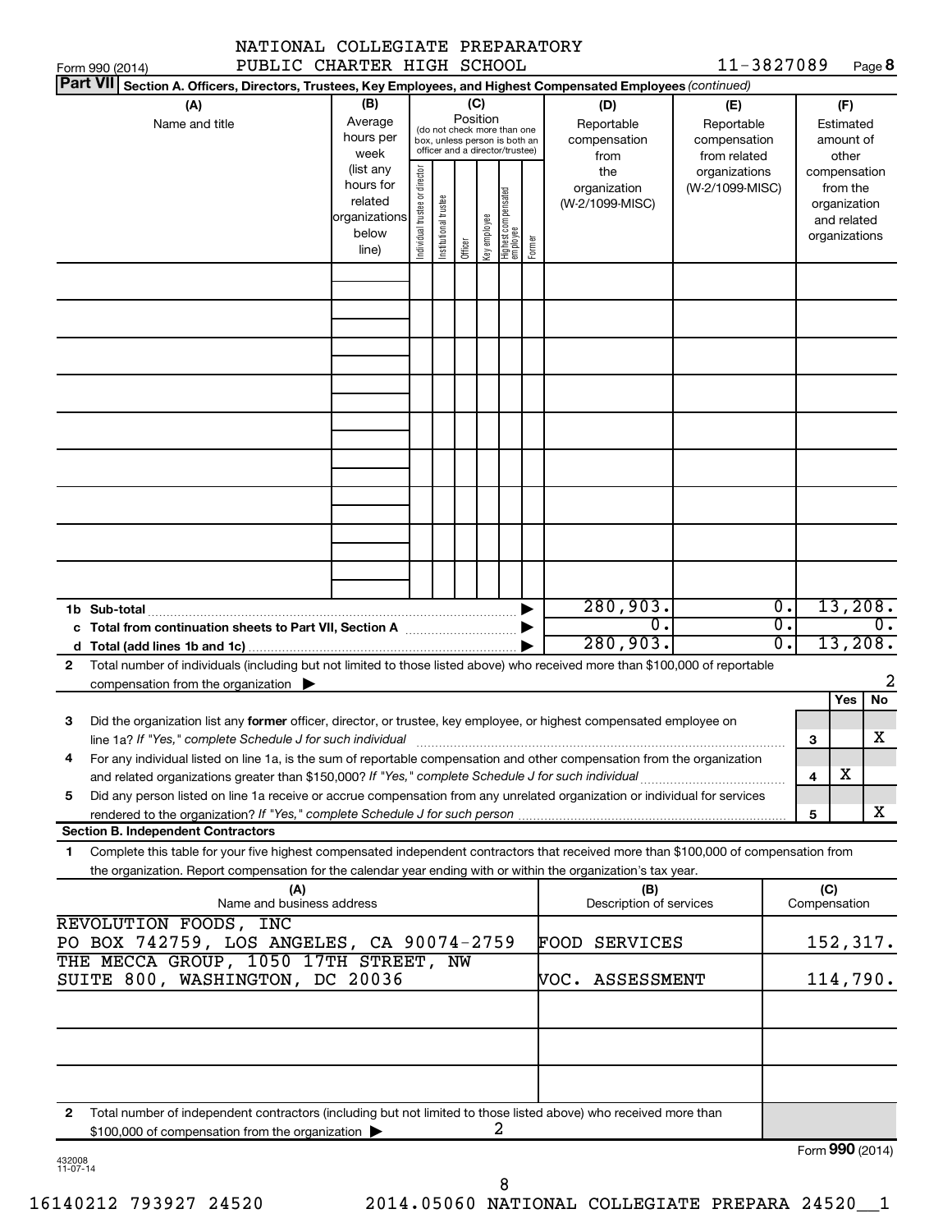NATIONAL COLLEGIATE PREPARATORY PUBLIC CHARTER HIGH SCHOOL 11-3827089

Form 990 (2014) Page **8**

**Part VII** **Section A. Officers, Directors, Trustees, Key Employees, and Highest Compensated Employees** *(continued)*

| (A) Name and title | (B) Average hours per week (list any hours for related organizations below line) | (C) Position (do not check more than one box, unless person is both an officer and a director/trustee): Individual trustee or director | Institutional trustee | Officer | Key employee | Highest compensated employee | Former | (D) Reportable compensation from the organization (W-2/1099-MISC) | (E) Reportable compensation from related organizations (W-2/1099-MISC) | (F) Estimated amount of other compensation from the organization and related organizations |
|---|---|---|---|---|---|---|---|---|---|---|
| | | | | | | | | | | |
| | | | | | | | | | | |
| | | | | | | | | | | |
| | | | | | | | | | | |
| | | | | | | | | | | |
| | | | | | | | | | | |
| | | | | | | | | | | |
| | | | | | | | | | | |
| | | | | | | | | | | |
| **1b Sub-total** | | | | | | | | 280,903. | 0. | 13,208. |
| **c Total from continuation sheets to Part VII, Section A** | | | | | | | | 0. | 0. | 0. |
| **d Total (add lines 1b and 1c)** | | | | | | | | 280,903. | 0. | 13,208. |

**2** Total number of individuals (including but not limited to those listed above) who received more than $100,000 of reportable compensation from the organization ▶ 2

| | | | Yes | No |
|---|---|---|---|---|
| **3** | Did the organization list any **former** officer, director, or trustee, key employee, or highest compensated employee on line 1a? *If "Yes," complete Schedule J for such individual* | **3** | | X |
| **4** | For any individual listed on line 1a, is the sum of reportable compensation and other compensation from the organization and related organizations greater than $150,000? *If "Yes," complete Schedule J for such individual* | **4** | X | |
| **5** | Did any person listed on line 1a receive or accrue compensation from any unrelated organization or individual for services rendered to the organization? *If "Yes," complete Schedule J for such person* | **5** | | X |

**Section B. Independent Contractors**

**1** Complete this table for your five highest compensated independent contractors that received more than $100,000 of compensation from the organization. Report compensation for the calendar year ending with or within the organization's tax year.

| (A) Name and business address | (B) Description of services | (C) Compensation |
|---|---|---|
| REVOLUTION FOODS, INC PO BOX 742759, LOS ANGELES, CA 90074-2759 | FOOD SERVICES | 152,317. |
| THE MECCA GROUP, 1050 17TH STREET, NW SUITE 800, WASHINGTON, DC 20036 | VOC. ASSESSMENT | 114,790. |
| | | |
| | | |
| | | |

**2** Total number of independent contractors (including but not limited to those listed above) who received more than $100,000 of compensation from the organization ▶ 2

Form **990** (2014)

432008 11-07-14

16140212 793927 24520 2014.05060 NATIONAL COLLEGIATE PREPARA 24520__1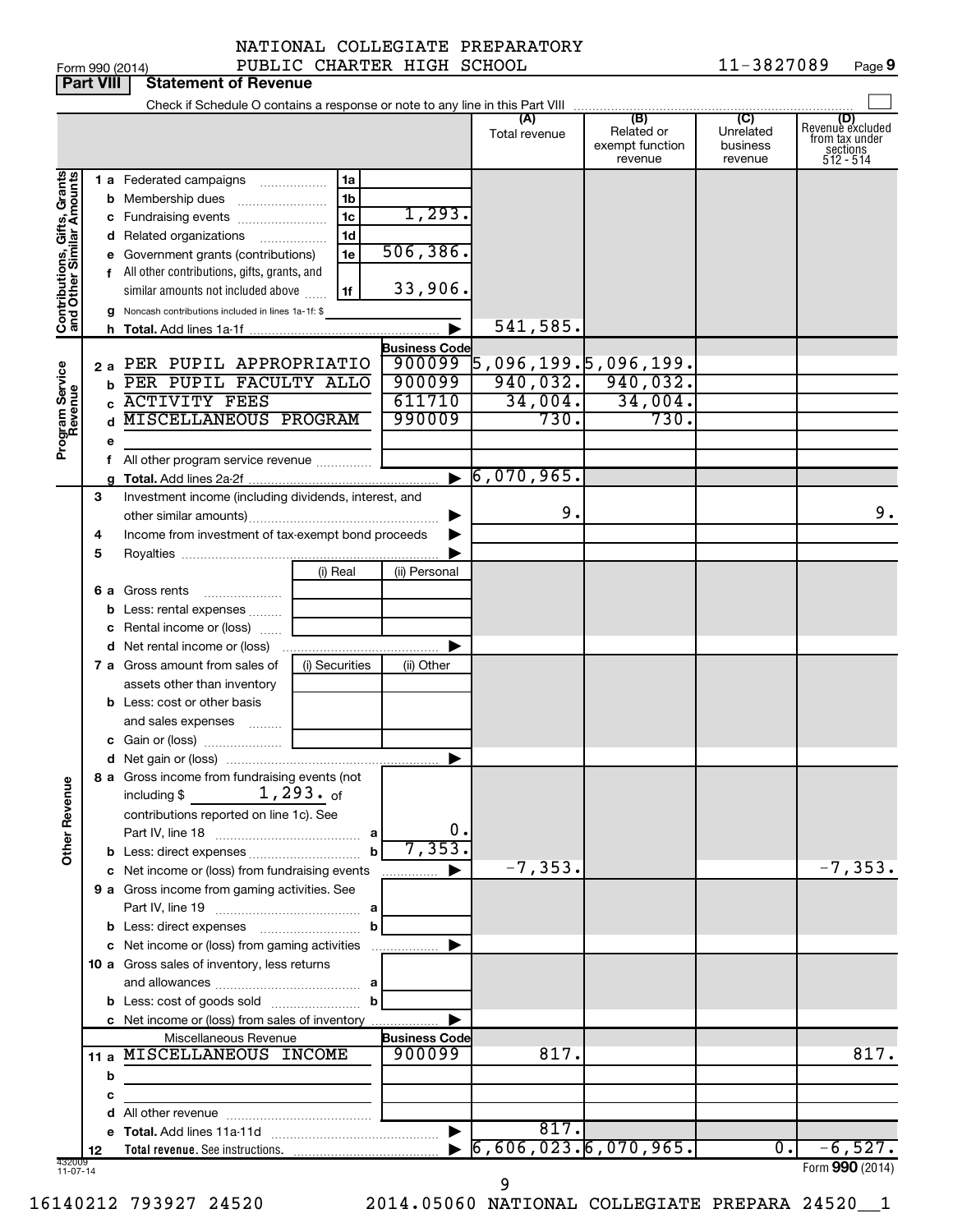Form 990 (2014) NATIONAL COLLEGIATE PREPARATORY PUBLIC CHARTER HIGH SCHOOL 11-3827089 Page 9

## Part VIII Statement of Revenue

Check if Schedule O contains a response or note to any line in this Part VIII

| | | | | (A) Total revenue | (B) Related or exempt function revenue | (C) Unrelated business revenue | (D) Revenue excluded from tax under sections 512 - 514 |
|---|---|---|---|---|---|---|---|
| **Contributions, Gifts, Grants and Other Similar Amounts** | 1 a Federated campaigns | 1a | | | | | |
| | b Membership dues | 1b | | | | | |
| | c Fundraising events | 1c | 1,293. | | | | |
| | d Related organizations | 1d | | | | | |
| | e Government grants (contributions) | 1e | 506,386. | | | | |
| | f All other contributions, gifts, grants, and similar amounts not included above | 1f | 33,906. | | | | |
| | g Noncash contributions included in lines 1a-1f: $ | | | | | | |
| | h **Total.** Add lines 1a-1f | | ▶ | 541,585. | | | |
| **Program Service Revenue** | | | **Business Code** | | | | |
| | 2 a PER PUPIL APPROPRIATIO | | 900099 | 5,096,199. | 5,096,199. | | |
| | b PER PUPIL FACULTY ALLO | | 900099 | 940,032. | 940,032. | | |
| | c ACTIVITY FEES | | 611710 | 34,004. | 34,004. | | |
| | d MISCELLANEOUS PROGRAM | | 990009 | 730. | 730. | | |
| | e | | | | | | |
| | f All other program service revenue | | | | | | |
| | g **Total.** Add lines 2a-2f | | ▶ | 6,070,965. | | | |
| **Other Revenue** | 3 Investment income (including dividends, interest, and other similar amounts) | | ▶ | 9. | | | 9. |
| | 4 Income from investment of tax-exempt bond proceeds | | ▶ | | | | |
| | 5 Royalties | | ▶ | | | | |
| | | (i) Real | (ii) Personal | | | | |
| | 6 a Gross rents | | | | | | |
| | b Less: rental expenses | | | | | | |
| | c Rental income or (loss) | | | | | | |
| | d Net rental income or (loss) | | ▶ | | | | |
| | 7 a Gross amount from sales of assets other than inventory | (i) Securities | (ii) Other | | | | |
| | b Less: cost or other basis and sales expenses | | | | | | |
| | c Gain or (loss) | | | | | | |
| | d Net gain or (loss) | | ▶ | | | | |
| | 8 a Gross income from fundraising events (not including $ 1,293. of contributions reported on line 1c). See Part IV, line 18 | a | 0. | | | | |
| | b Less: direct expenses | b | 7,353. | | | | |
| | c Net income or (loss) from fundraising events | | ▶ | -7,353. | | | -7,353. |
| | 9 a Gross income from gaming activities. See Part IV, line 19 | a | | | | | |
| | b Less: direct expenses | b | | | | | |
| | c Net income or (loss) from gaming activities | | ▶ | | | | |
| | 10 a Gross sales of inventory, less returns and allowances | a | | | | | |
| | b Less: cost of goods sold | b | | | | | |
| | c Net income or (loss) from sales of inventory | | ▶ | | | | |
| | Miscellaneous Revenue | | **Business Code** | | | | |
| | 11 a MISCELLANEOUS INCOME | | 900099 | 817. | | | 817. |
| | b | | | | | | |
| | c | | | | | | |
| | d All other revenue | | | | | | |
| | e **Total.** Add lines 11a-11d | | ▶ | 817. | | | |
| | 12 **Total revenue.** See instructions. | | ▶ | 6,606,023. | 6,070,965. | 0. | -6,527. |

432009 11-07-14

Form **990** (2014)

16140212 793927 24520 2014.05060 NATIONAL COLLEGIATE PREPARA 24520__1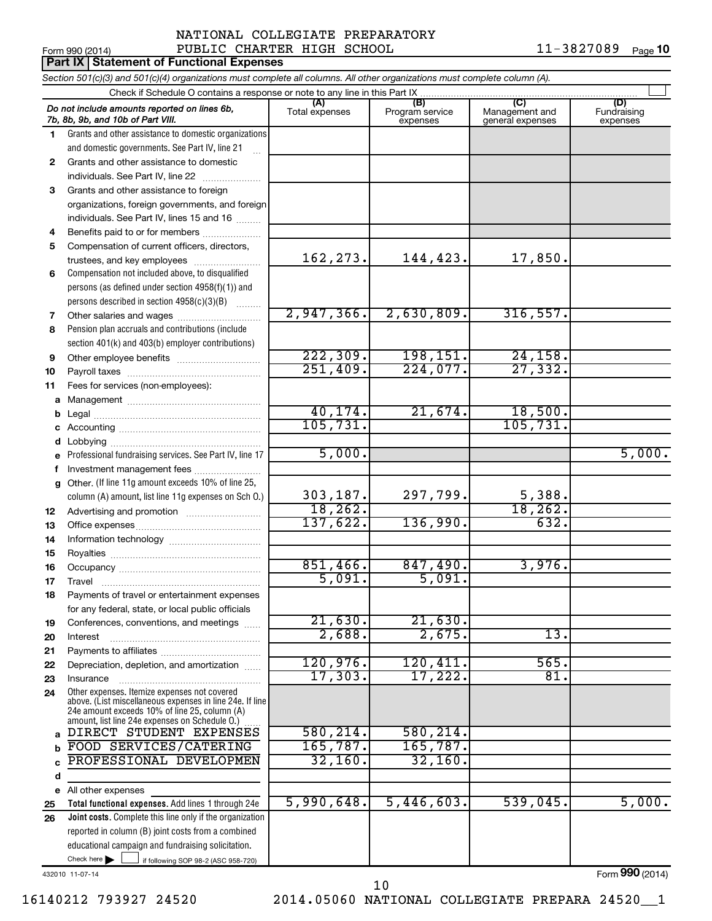NATIONAL COLLEGIATE PREPARATORY PUBLIC CHARTER HIGH SCHOOL

Form 990 (2014) 11-3827089 Page 10

## Part IX Statement of Functional Expenses

*Section 501(c)(3) and 501(c)(4) organizations must complete all columns. All other organizations must complete column (A).*

Check if Schedule O contains a response or note to any line in this Part IX ☐

| | *Do not include amounts reported on lines 6b, 7b, 8b, 9b, and 10b of Part VIII.* | (A) Total expenses | (B) Program service expenses | (C) Management and general expenses | (D) Fundraising expenses |
|---|---|---|---|---|---|
| 1 | Grants and other assistance to domestic organizations and domestic governments. See Part IV, line 21 | | | | |
| 2 | Grants and other assistance to domestic individuals. See Part IV, line 22 | | | | |
| 3 | Grants and other assistance to foreign organizations, foreign governments, and foreign individuals. See Part IV, lines 15 and 16 | | | | |
| 4 | Benefits paid to or for members | | | | |
| 5 | Compensation of current officers, directors, trustees, and key employees | 162,273. | 144,423. | 17,850. | |
| 6 | Compensation not included above, to disqualified persons (as defined under section 4958(f)(1)) and persons described in section 4958(c)(3)(B) | | | | |
| 7 | Other salaries and wages | 2,947,366. | 2,630,809. | 316,557. | |
| 8 | Pension plan accruals and contributions (include section 401(k) and 403(b) employer contributions) | | | | |
| 9 | Other employee benefits | 222,309. | 198,151. | 24,158. | |
| 10 | Payroll taxes | 251,409. | 224,077. | 27,332. | |
| 11 | Fees for services (non-employees): | | | | |
| a | Management | | | | |
| b | Legal | 40,174. | 21,674. | 18,500. | |
| c | Accounting | 105,731. | | 105,731. | |
| d | Lobbying | | | | |
| e | Professional fundraising services. See Part IV, line 17 | 5,000. | | | 5,000. |
| f | Investment management fees | | | | |
| g | Other. (If line 11g amount exceeds 10% of line 25, column (A) amount, list line 11g expenses on Sch O.) | 303,187. | 297,799. | 5,388. | |
| 12 | Advertising and promotion | 18,262. | | 18,262. | |
| 13 | Office expenses | 137,622. | 136,990. | 632. | |
| 14 | Information technology | | | | |
| 15 | Royalties | | | | |
| 16 | Occupancy | 851,466. | 847,490. | 3,976. | |
| 17 | Travel | 5,091. | 5,091. | | |
| 18 | Payments of travel or entertainment expenses for any federal, state, or local public officials | | | | |
| 19 | Conferences, conventions, and meetings | 21,630. | 21,630. | | |
| 20 | Interest | 2,688. | 2,675. | 13. | |
| 21 | Payments to affiliates | | | | |
| 22 | Depreciation, depletion, and amortization | 120,976. | 120,411. | 565. | |
| 23 | Insurance | 17,303. | 17,222. | 81. | |
| 24 | Other expenses. Itemize expenses not covered above. (List miscellaneous expenses in line 24e. If line 24e amount exceeds 10% of line 25, column (A) amount, list line 24e expenses on Schedule O.) | | | | |
| a | DIRECT STUDENT EXPENSES | 580,214. | 580,214. | | |
| b | FOOD SERVICES/CATERING | 165,787. | 165,787. | | |
| c | PROFESSIONAL DEVELOPMEN | 32,160. | 32,160. | | |
| d | | | | | |
| e | All other expenses | | | | |
| 25 | **Total functional expenses.** Add lines 1 through 24e | 5,990,648. | 5,446,603. | 539,045. | 5,000. |
| 26 | **Joint costs.** Complete this line only if the organization reported in column (B) joint costs from a combined educational campaign and fundraising solicitation. Check here ☐ if following SOP 98-2 (ASC 958-720) | | | | |

432010 11-07-14

Form **990** (2014)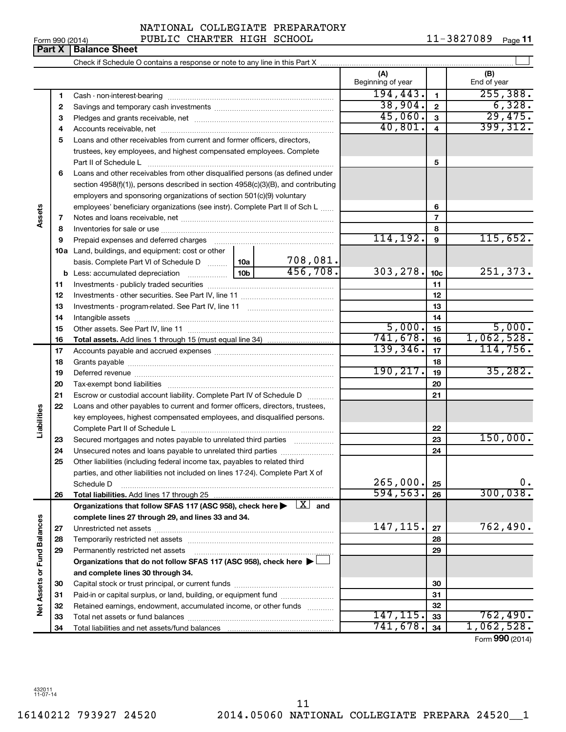NATIONAL COLLEGIATE PREPARATORY PUBLIC CHARTER HIGH SCHOOL

Form 990 (2014) 11-3827089 Page 11

**Part X | Balance Sheet**

Check if Schedule O contains a response or note to any line in this Part X

| | | | | (A) Beginning of year | | (B) End of year |
|---|---|---|---|---|---|---|
| **Assets** | 1 | Cash - non-interest-bearing | | 194,443. | 1 | 255,388. |
| | 2 | Savings and temporary cash investments | | 38,904. | 2 | 6,328. |
| | 3 | Pledges and grants receivable, net | | 45,060. | 3 | 29,475. |
| | 4 | Accounts receivable, net | | 40,801. | 4 | 399,312. |
| | 5 | Loans and other receivables from current and former officers, directors, trustees, key employees, and highest compensated employees. Complete Part II of Schedule L | | | 5 | |
| | 6 | Loans and other receivables from other disqualified persons (as defined under section 4958(f)(1)), persons described in section 4958(c)(3)(B), and contributing employers and sponsoring organizations of section 501(c)(9) voluntary employees' beneficiary organizations (see instr). Complete Part II of Sch L | | | 6 | |
| | 7 | Notes and loans receivable, net | | | 7 | |
| | 8 | Inventories for sale or use | | | 8 | |
| | 9 | Prepaid expenses and deferred charges | | 114,192. | 9 | 115,652. |
| | 10a | Land, buildings, and equipment: cost or other basis. Complete Part VI of Schedule D | 10a 708,081. | | | |
| | b | Less: accumulated depreciation | 10b 456,708. | 303,278. | 10c | 251,373. |
| | 11 | Investments - publicly traded securities | | | 11 | |
| | 12 | Investments - other securities. See Part IV, line 11 | | | 12 | |
| | 13 | Investments - program-related. See Part IV, line 11 | | | 13 | |
| | 14 | Intangible assets | | | 14 | |
| | 15 | Other assets. See Part IV, line 11 | | 5,000. | 15 | 5,000. |
| | 16 | **Total assets.** Add lines 1 through 15 (must equal line 34) | | 741,678. | 16 | 1,062,528. |
| **Liabilities** | 17 | Accounts payable and accrued expenses | | 139,346. | 17 | 114,756. |
| | 18 | Grants payable | | | 18 | |
| | 19 | Deferred revenue | | 190,217. | 19 | 35,282. |
| | 20 | Tax-exempt bond liabilities | | | 20 | |
| | 21 | Escrow or custodial account liability. Complete Part IV of Schedule D | | | 21 | |
| | 22 | Loans and other payables to current and former officers, directors, trustees, key employees, highest compensated employees, and disqualified persons. Complete Part II of Schedule L | | | 22 | |
| | 23 | Secured mortgages and notes payable to unrelated third parties | | | 23 | 150,000. |
| | 24 | Unsecured notes and loans payable to unrelated third parties | | | 24 | |
| | 25 | Other liabilities (including federal income tax, payables to related third parties, and other liabilities not included on lines 17-24). Complete Part X of Schedule D | | 265,000. | 25 | 0. |
| | 26 | **Total liabilities.** Add lines 17 through 25 | | 594,563. | 26 | 300,038. |
| **Net Assets or Fund Balances** | | **Organizations that follow SFAS 117 (ASC 958), check here ▶ [X] and complete lines 27 through 29, and lines 33 and 34.** | | | | |
| | 27 | Unrestricted net assets | | 147,115. | 27 | 762,490. |
| | 28 | Temporarily restricted net assets | | | 28 | |
| | 29 | Permanently restricted net assets | | | 29 | |
| | | **Organizations that do not follow SFAS 117 (ASC 958), check here ▶ [ ] and complete lines 30 through 34.** | | | | |
| | 30 | Capital stock or trust principal, or current funds | | | 30 | |
| | 31 | Paid-in or capital surplus, or land, building, or equipment fund | | | 31 | |
| | 32 | Retained earnings, endowment, accumulated income, or other funds | | | 32 | |
| | 33 | Total net assets or fund balances | | 147,115. | 33 | 762,490. |
| | 34 | Total liabilities and net assets/fund balances | | 741,678. | 34 | 1,062,528. |

Form **990** (2014)

432011 11-07-14

16140212 793927 24520 2014.05060 NATIONAL COLLEGIATE PREPARA 24520__1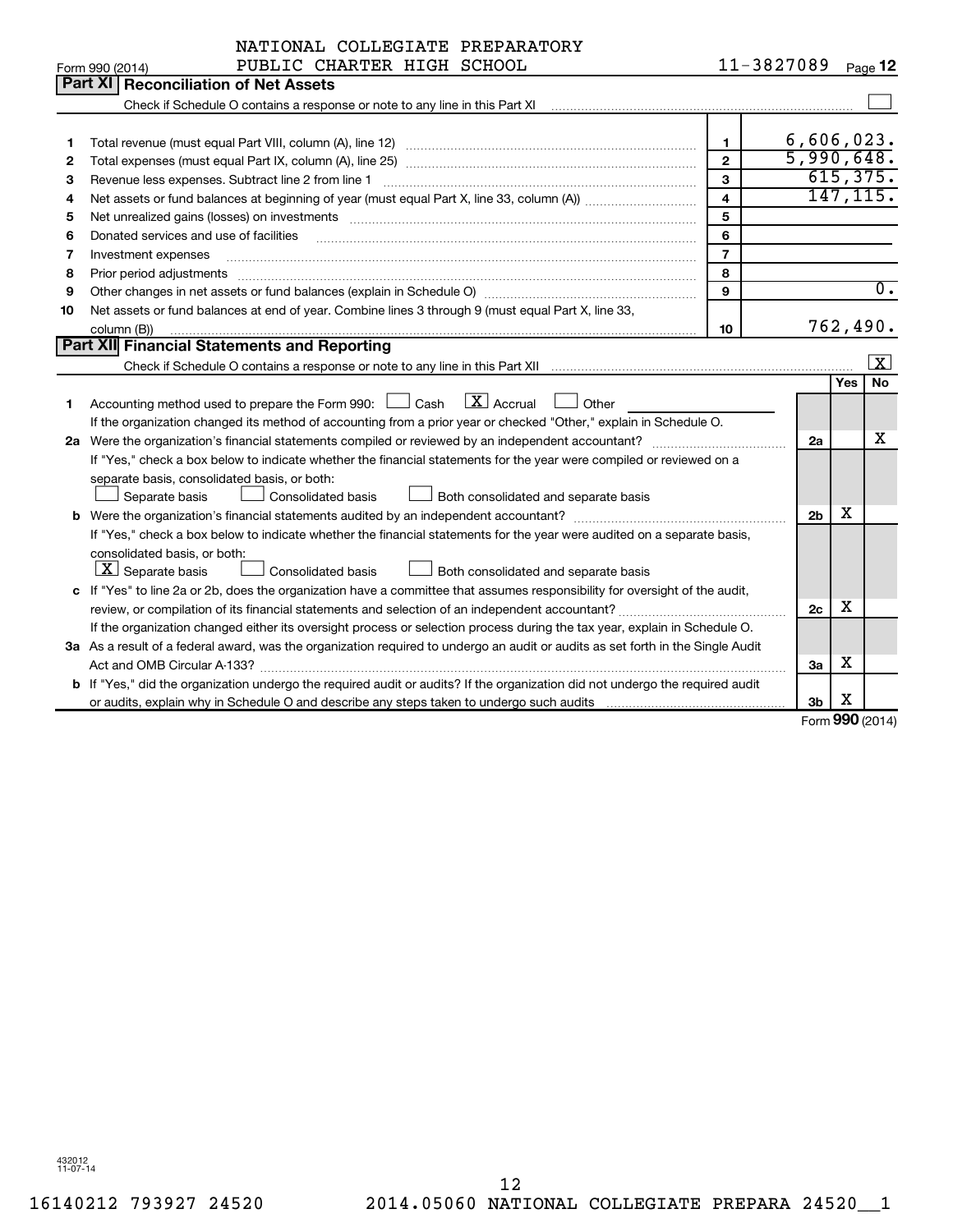NATIONAL COLLEGIATE PREPARATORY PUBLIC CHARTER HIGH SCHOOL — 11-3827089

Form 990 (2014)

## Part XI Reconciliation of Net Assets

Check if Schedule O contains a response or note to any line in this Part XI ☐

| | | | |
|---|---|---|---|
| 1 | Total revenue (must equal Part VIII, column (A), line 12) | 1 | 6,606,023. |
| 2 | Total expenses (must equal Part IX, column (A), line 25) | 2 | 5,990,648. |
| 3 | Revenue less expenses. Subtract line 2 from line 1 | 3 | 615,375. |
| 4 | Net assets or fund balances at beginning of year (must equal Part X, line 33, column (A)) | 4 | 147,115. |
| 5 | Net unrealized gains (losses) on investments | 5 | |
| 6 | Donated services and use of facilities | 6 | |
| 7 | Investment expenses | 7 | |
| 8 | Prior period adjustments | 8 | |
| 9 | Other changes in net assets or fund balances (explain in Schedule O) | 9 | 0. |
| 10 | Net assets or fund balances at end of year. Combine lines 3 through 9 (must equal Part X, line 33, column (B)) | 10 | 762,490. |

## Part XII Financial Statements and Reporting

Check if Schedule O contains a response or note to any line in this Part XII ☒

| | | | Yes | No |
|---|---|---|---|---|
| 1 | Accounting method used to prepare the Form 990: ☐ Cash ☒ Accrual ☐ Other<br>If the organization changed its method of accounting from a prior year or checked "Other," explain in Schedule O. | | | |
| 2a | Were the organization's financial statements compiled or reviewed by an independent accountant?<br>If "Yes," check a box below to indicate whether the financial statements for the year were compiled or reviewed on a separate basis, consolidated basis, or both:<br>☐ Separate basis ☐ Consolidated basis ☐ Both consolidated and separate basis | 2a | | X |
| b | Were the organization's financial statements audited by an independent accountant?<br>If "Yes," check a box below to indicate whether the financial statements for the year were audited on a separate basis, consolidated basis, or both:<br>☒ Separate basis ☐ Consolidated basis ☐ Both consolidated and separate basis | 2b | X | |
| c | If "Yes" to line 2a or 2b, does the organization have a committee that assumes responsibility for oversight of the audit, review, or compilation of its financial statements and selection of an independent accountant?<br>If the organization changed either its oversight process or selection process during the tax year, explain in Schedule O. | 2c | X | |
| 3a | As a result of a federal award, was the organization required to undergo an audit or audits as set forth in the Single Audit Act and OMB Circular A-133? | 3a | X | |
| b | If "Yes," did the organization undergo the required audit or audits? If the organization did not undergo the required audit or audits, explain why in Schedule O and describe any steps taken to undergo such audits | 3b | X | |

Form **990** (2014)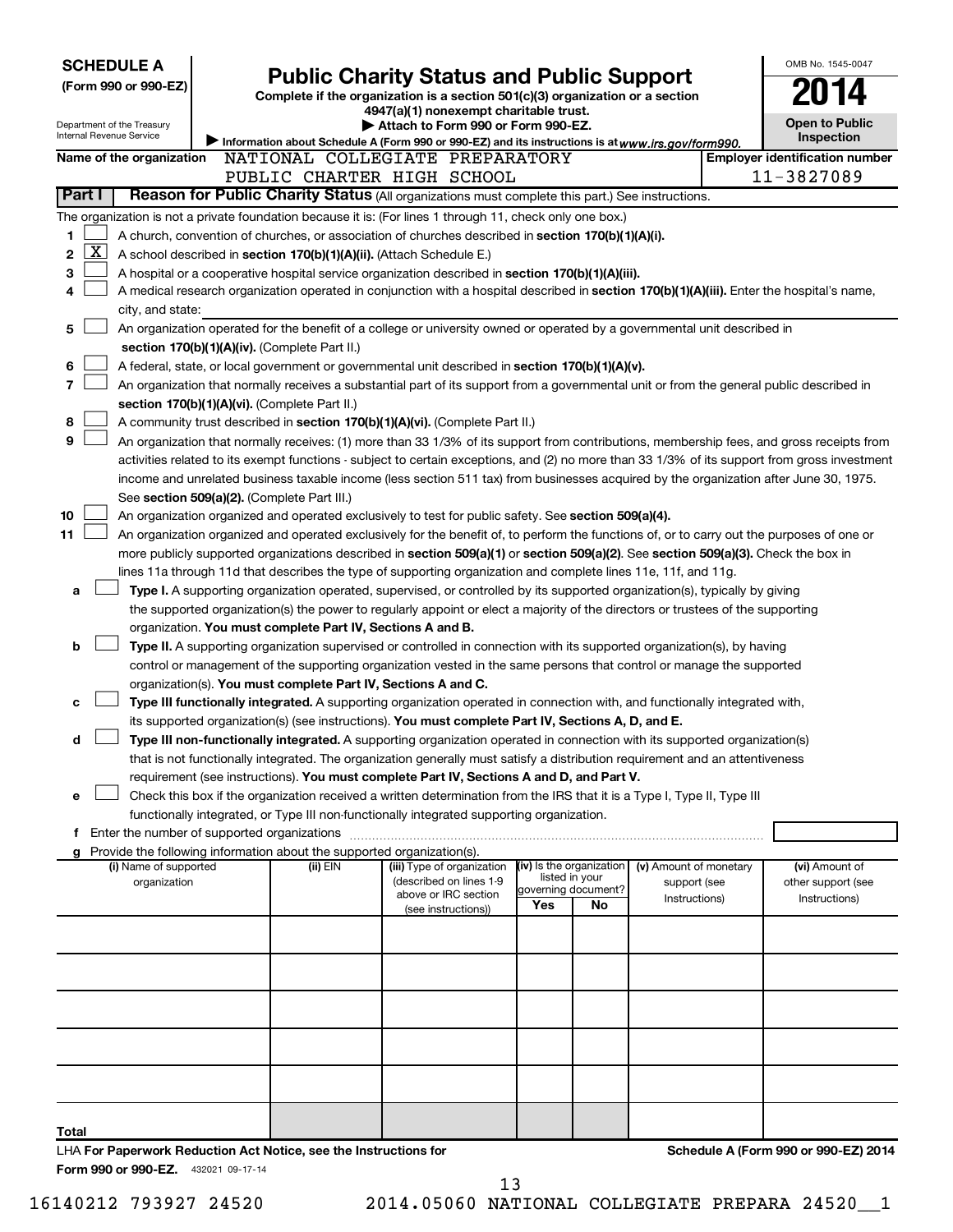**SCHEDULE A**
**(Form 990 or 990-EZ)**

Department of the Treasury
Internal Revenue Service

# Public Charity Status and Public Support

**Complete if the organization is a section 501(c)(3) organization or a section 4947(a)(1) nonexempt charitable trust.**
**▶ Attach to Form 990 or Form 990-EZ.**
▶ Information about Schedule A (Form 990 or 990-EZ) and its instructions is at *www.irs.gov/form990.*

OMB No. 1545-0047
**2014**
**Open to Public Inspection**

**Name of the organization** NATIONAL COLLEGIATE PREPARATORY PUBLIC CHARTER HIGH SCHOOL
**Employer identification number** 11-3827089

## Part I — Reason for Public Charity Status (All organizations must complete this part.) See instructions.

The organization is not a private foundation because it is: (For lines 1 through 11, check only one box.)

1. ☐ A church, convention of churches, or association of churches described in **section 170(b)(1)(A)(i).**
2. ☒ A school described in **section 170(b)(1)(A)(ii).** (Attach Schedule E.)
3. ☐ A hospital or a cooperative hospital service organization described in **section 170(b)(1)(A)(iii).**
4. ☐ A medical research organization operated in conjunction with a hospital described in **section 170(b)(1)(A)(iii).** Enter the hospital's name, city, and state: ______
5. ☐ An organization operated for the benefit of a college or university owned or operated by a governmental unit described in **section 170(b)(1)(A)(iv).** (Complete Part II.)
6. ☐ A federal, state, or local government or governmental unit described in **section 170(b)(1)(A)(v).**
7. ☐ An organization that normally receives a substantial part of its support from a governmental unit or from the general public described in **section 170(b)(1)(A)(vi).** (Complete Part II.)
8. ☐ A community trust described in **section 170(b)(1)(A)(vi).** (Complete Part II.)
9. ☐ An organization that normally receives: (1) more than 33 1/3% of its support from contributions, membership fees, and gross receipts from activities related to its exempt functions - subject to certain exceptions, and (2) no more than 33 1/3% of its support from gross investment income and unrelated business taxable income (less section 511 tax) from businesses acquired by the organization after June 30, 1975. See **section 509(a)(2).** (Complete Part III.)
10. ☐ An organization organized and operated exclusively to test for public safety. See **section 509(a)(4).**
11. ☐ An organization organized and operated exclusively for the benefit of, to perform the functions of, or to carry out the purposes of one or more publicly supported organizations described in **section 509(a)(1)** or **section 509(a)(2).** See **section 509(a)(3).** Check the box in lines 11a through 11d that describes the type of supporting organization and complete lines 11e, 11f, and 11g.
   - **a** ☐ **Type I.** A supporting organization operated, supervised, or controlled by its supported organization(s), typically by giving the supported organization(s) the power to regularly appoint or elect a majority of the directors or trustees of the supporting organization. **You must complete Part IV, Sections A and B.**
   - **b** ☐ **Type II.** A supporting organization supervised or controlled in connection with its supported organization(s), by having control or management of the supporting organization vested in the same persons that control or manage the supported organization(s). **You must complete Part IV, Sections A and C.**
   - **c** ☐ **Type III functionally integrated.** A supporting organization operated in connection with, and functionally integrated with, its supported organization(s) (see instructions). **You must complete Part IV, Sections A, D, and E.**
   - **d** ☐ **Type III non-functionally integrated.** A supporting organization operated in connection with its supported organization(s) that is not functionally integrated. The organization generally must satisfy a distribution requirement and an attentiveness requirement (see instructions). **You must complete Part IV, Sections A and D, and Part V.**
   - **e** ☐ Check this box if the organization received a written determination from the IRS that it is a Type I, Type II, Type III functionally integrated, or Type III non-functionally integrated supporting organization.
   - **f** Enter the number of supported organizations ______
   - **g** Provide the following information about the supported organization(s).

| (i) Name of supported organization | (ii) EIN | (iii) Type of organization (described on lines 1-9 above or IRC section (see instructions)) | (iv) Is the organization listed in your governing document? | | (v) Amount of monetary support (see Instructions) | (vi) Amount of other support (see Instructions) |
|---|---|---|---|---|---|---|
| | | | Yes | No | | |
| | | | | | | |
| | | | | | | |
| | | | | | | |
| | | | | | | |
| | | | | | | |
| Total | | | | | | |

LHA **For Paperwork Reduction Act Notice, see the Instructions for Form 990 or 990-EZ.** 432021 09-17-14

**Schedule A (Form 990 or 990-EZ) 2014**

16140212 793927 24520 2014.05060 NATIONAL COLLEGIATE PREPARA 24520__1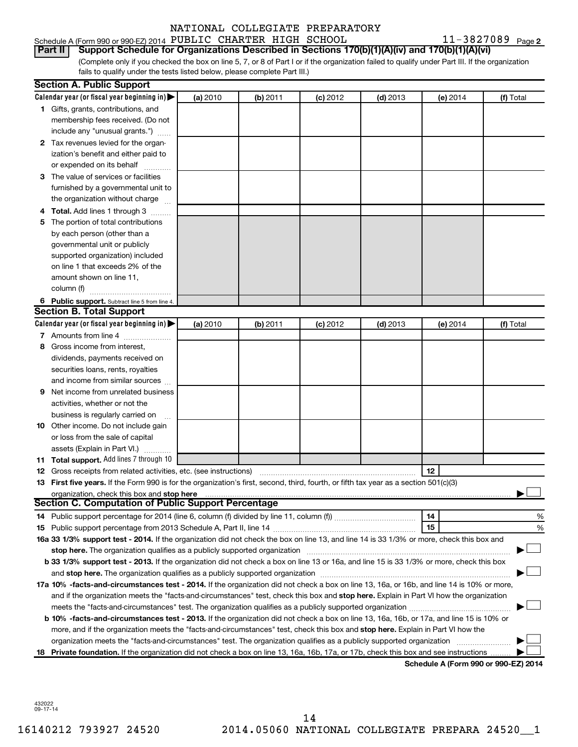NATIONAL COLLEGIATE PREPARATORY

Schedule A (Form 990 or 990-EZ) 2014 PUBLIC CHARTER HIGH SCHOOL 11-3827089 Page 2

**Part II** **Support Schedule for Organizations Described in Sections 170(b)(1)(A)(iv) and 170(b)(1)(A)(vi)**

(Complete only if you checked the box on line 5, 7, or 8 of Part I or if the organization failed to qualify under Part III. If the organization fails to qualify under the tests listed below, please complete Part III.)

## Section A. Public Support

| Calendar year (or fiscal year beginning in) ▶ | (a) 2010 | (b) 2011 | (c) 2012 | (d) 2013 | (e) 2014 | (f) Total |
|---|---|---|---|---|---|---|
| **1** Gifts, grants, contributions, and membership fees received. (Do not include any "unusual grants.") | | | | | | |
| **2** Tax revenues levied for the organization's benefit and either paid to or expended on its behalf | | | | | | |
| **3** The value of services or facilities furnished by a governmental unit to the organization without charge | | | | | | |
| **4 Total.** Add lines 1 through 3 | | | | | | |
| **5** The portion of total contributions by each person (other than a governmental unit or publicly supported organization) included on line 1 that exceeds 2% of the amount shown on line 11, column (f) | | | | | | |
| **6 Public support.** Subtract line 5 from line 4. | | | | | | |

## Section B. Total Support

| Calendar year (or fiscal year beginning in) ▶ | (a) 2010 | (b) 2011 | (c) 2012 | (d) 2013 | (e) 2014 | (f) Total |
|---|---|---|---|---|---|---|
| **7** Amounts from line 4 | | | | | | |
| **8** Gross income from interest, dividends, payments received on securities loans, rents, royalties and income from similar sources | | | | | | |
| **9** Net income from unrelated business activities, whether or not the business is regularly carried on | | | | | | |
| **10** Other income. Do not include gain or loss from the sale of capital assets (Explain in Part VI.) | | | | | | |
| **11 Total support.** Add lines 7 through 10 | | | | | | |

**12** Gross receipts from related activities, etc. (see instructions) | **12** |

**13 First five years.** If the Form 990 is for the organization's first, second, third, fourth, or fifth tax year as a section 501(c)(3) organization, check this box and **stop here** ▶ ☐

## Section C. Computation of Public Support Percentage

**14** Public support percentage for 2014 (line 6, column (f) divided by line 11, column (f)) | **14** | %

**15** Public support percentage from 2013 Schedule A, Part II, line 14 | **15** | %

**16a 33 1/3% support test - 2014.** If the organization did not check the box on line 13, and line 14 is 33 1/3% or more, check this box and **stop here.** The organization qualifies as a publicly supported organization ▶ ☐

**b 33 1/3% support test - 2013.** If the organization did not check a box on line 13 or 16a, and line 15 is 33 1/3% or more, check this box and **stop here.** The organization qualifies as a publicly supported organization ▶ ☐

**17a 10% -facts-and-circumstances test - 2014.** If the organization did not check a box on line 13, 16a, or 16b, and line 14 is 10% or more, and if the organization meets the "facts-and-circumstances" test, check this box and **stop here.** Explain in Part VI how the organization meets the "facts-and-circumstances" test. The organization qualifies as a publicly supported organization ▶ ☐

**b 10% -facts-and-circumstances test - 2013.** If the organization did not check a box on line 13, 16a, 16b, or 17a, and line 15 is 10% or more, and if the organization meets the "facts-and-circumstances" test, check this box and **stop here.** Explain in Part VI how the organization meets the "facts-and-circumstances" test. The organization qualifies as a publicly supported organization ▶ ☐

**18 Private foundation.** If the organization did not check a box on line 13, 16a, 16b, 17a, or 17b, check this box and see instructions ▶ ☐

**Schedule A (Form 990 or 990-EZ) 2014**

432022
09-17-14

16140212 793927 24520 2014.05060 NATIONAL COLLEGIATE PREPARA 24520__1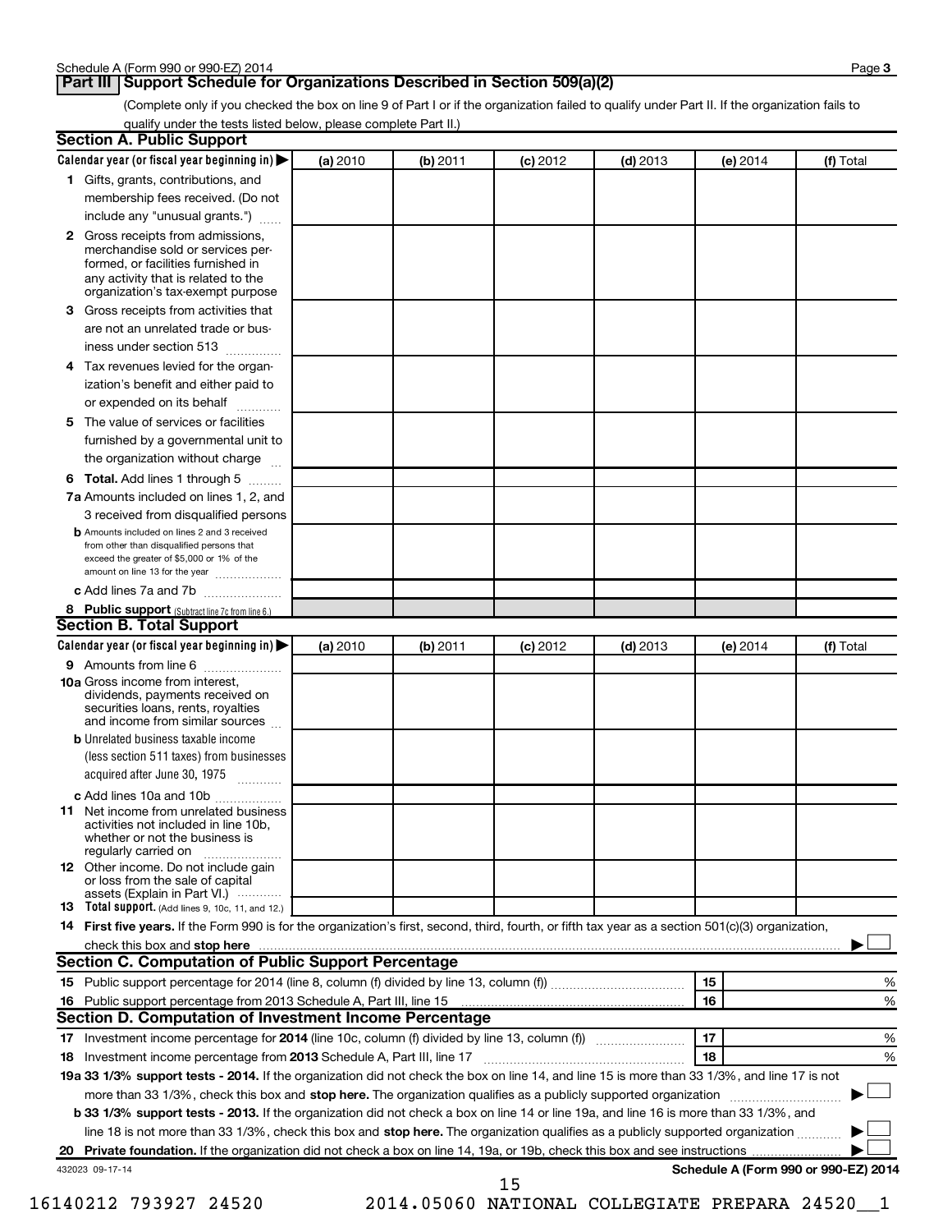Schedule A (Form 990 or 990-EZ) 2014

## Part III Support Schedule for Organizations Described in Section 509(a)(2)

(Complete only if you checked the box on line 9 of Part I or if the organization failed to qualify under Part II. If the organization fails to qualify under the tests listed below, please complete Part II.)

### Section A. Public Support

| Calendar year (or fiscal year beginning in) ▶ | (a) 2010 | (b) 2011 | (c) 2012 | (d) 2013 | (e) 2014 | (f) Total |
|---|---|---|---|---|---|---|
| **1** Gifts, grants, contributions, and membership fees received. (Do not include any "unusual grants.") | | | | | | |
| **2** Gross receipts from admissions, merchandise sold or services performed, or facilities furnished in any activity that is related to the organization's tax-exempt purpose | | | | | | |
| **3** Gross receipts from activities that are not an unrelated trade or business under section 513 | | | | | | |
| **4** Tax revenues levied for the organization's benefit and either paid to or expended on its behalf | | | | | | |
| **5** The value of services or facilities furnished by a governmental unit to the organization without charge | | | | | | |
| **6 Total.** Add lines 1 through 5 | | | | | | |
| **7a** Amounts included on lines 1, 2, and 3 received from disqualified persons | | | | | | |
| **b** Amounts included on lines 2 and 3 received from other than disqualified persons that exceed the greater of $5,000 or 1% of the amount on line 13 for the year | | | | | | |
| **c** Add lines 7a and 7b | | | | | | |
| **8 Public support** (Subtract line 7c from line 6.) | | | | | | |

### Section B. Total Support

| Calendar year (or fiscal year beginning in) ▶ | (a) 2010 | (b) 2011 | (c) 2012 | (d) 2013 | (e) 2014 | (f) Total |
|---|---|---|---|---|---|---|
| **9** Amounts from line 6 | | | | | | |
| **10a** Gross income from interest, dividends, payments received on securities loans, rents, royalties and income from similar sources | | | | | | |
| **b** Unrelated business taxable income (less section 511 taxes) from businesses acquired after June 30, 1975 | | | | | | |
| **c** Add lines 10a and 10b | | | | | | |
| **11** Net income from unrelated business activities not included in line 10b, whether or not the business is regularly carried on | | | | | | |
| **12** Other income. Do not include gain or loss from the sale of capital assets (Explain in Part VI.) | | | | | | |
| **13 Total support.** (Add lines 9, 10c, 11, and 12.) | | | | | | |

**14 First five years.** If the Form 990 is for the organization's first, second, third, fourth, or fifth tax year as a section 501(c)(3) organization, check this box and **stop here** ▶ ☐

### Section C. Computation of Public Support Percentage

| | | | |
|---|---|---|---|
| **15** | Public support percentage for 2014 (line 8, column (f) divided by line 13, column (f)) | 15 | % |
| **16** | Public support percentage from 2013 Schedule A, Part III, line 15 | 16 | % |

### Section D. Computation of Investment Income Percentage

| | | | |
|---|---|---|---|
| **17** | Investment income percentage for **2014** (line 10c, column (f) divided by line 13, column (f)) | 17 | % |
| **18** | Investment income percentage from **2013** Schedule A, Part III, line 17 | 18 | % |

**19a 33 1/3% support tests - 2014.** If the organization did not check the box on line 14, and line 15 is more than 33 1/3%, and line 17 is not more than 33 1/3%, check this box and **stop here.** The organization qualifies as a publicly supported organization ▶ ☐

**b 33 1/3% support tests - 2013.** If the organization did not check a box on line 14 or line 19a, and line 16 is more than 33 1/3%, and line 18 is not more than 33 1/3%, check this box and **stop here.** The organization qualifies as a publicly supported organization ▶ ☐

**20 Private foundation.** If the organization did not check a box on line 14, 19a, or 19b, check this box and see instructions ▶ ☐

432023 09-17-14

**Schedule A (Form 990 or 990-EZ) 2014**

16140212 793927 24520 2014.05060 NATIONAL COLLEGIATE PREPARA 24520__1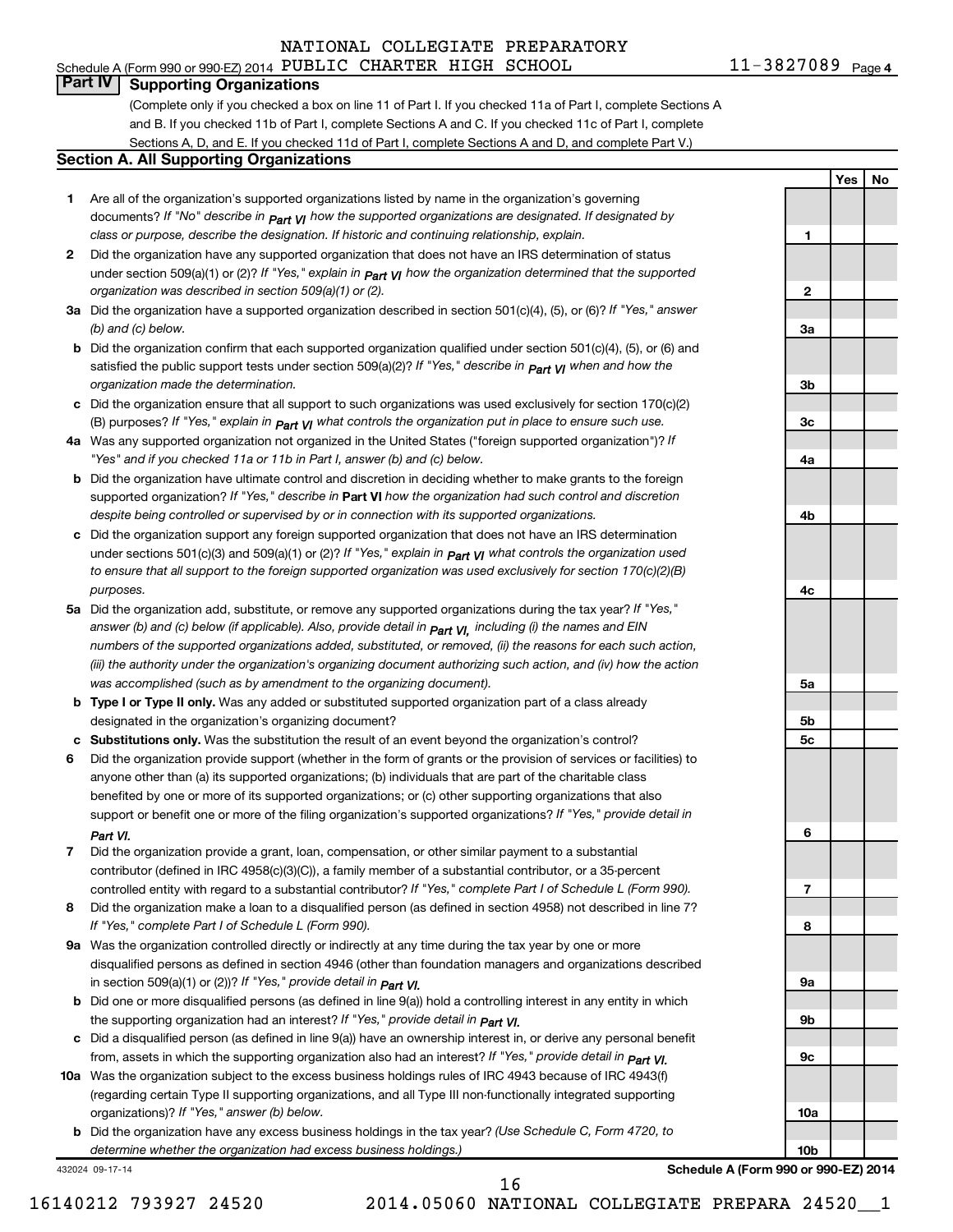NATIONAL COLLEGIATE PREPARATORY

Schedule A (Form 990 or 990-EZ) 2014 PUBLIC CHARTER HIGH SCHOOL 11-3827089 Page 4

## Part IV Supporting Organizations

(Complete only if you checked a box on line 11 of Part I. If you checked 11a of Part I, complete Sections A and B. If you checked 11b of Part I, complete Sections A and C. If you checked 11c of Part I, complete Sections A, D, and E. If you checked 11d of Part I, complete Sections A and D, and complete Part V.)

### Section A. All Supporting Organizations

| | | | Yes | No |
|---|---|---|---|---|
| 1 | Are all of the organization's supported organizations listed by name in the organization's governing documents? *If "No" describe in Part VI how the supported organizations are designated. If designated by class or purpose, describe the designation. If historic and continuing relationship, explain.* | 1 | | |
| 2 | Did the organization have any supported organization that does not have an IRS determination of status under section 509(a)(1) or (2)? *If "Yes," explain in Part VI how the organization determined that the supported organization was described in section 509(a)(1) or (2).* | 2 | | |
| 3a | Did the organization have a supported organization described in section 501(c)(4), (5), or (6)? *If "Yes," answer (b) and (c) below.* | 3a | | |
| b | Did the organization confirm that each supported organization qualified under section 501(c)(4), (5), or (6) and satisfied the public support tests under section 509(a)(2)? *If "Yes," describe in Part VI when and how the organization made the determination.* | 3b | | |
| c | Did the organization ensure that all support to such organizations was used exclusively for section 170(c)(2)(B) purposes? *If "Yes," explain in Part VI what controls the organization put in place to ensure such use.* | 3c | | |
| 4a | Was any supported organization not organized in the United States ("foreign supported organization")? *If "Yes" and if you checked 11a or 11b in Part I, answer (b) and (c) below.* | 4a | | |
| b | Did the organization have ultimate control and discretion in deciding whether to make grants to the foreign supported organization? *If "Yes," describe in* **Part VI** *how the organization had such control and discretion despite being controlled or supervised by or in connection with its supported organizations.* | 4b | | |
| c | Did the organization support any foreign supported organization that does not have an IRS determination under sections 501(c)(3) and 509(a)(1) or (2)? *If "Yes," explain in Part VI what controls the organization used to ensure that all support to the foreign supported organization was used exclusively for section 170(c)(2)(B) purposes.* | 4c | | |
| 5a | Did the organization add, substitute, or remove any supported organizations during the tax year? *If "Yes," answer (b) and (c) below (if applicable). Also, provide detail in Part VI, including (i) the names and EIN numbers of the supported organizations added, substituted, or removed, (ii) the reasons for each such action, (iii) the authority under the organization's organizing document authorizing such action, and (iv) how the action was accomplished (such as by amendment to the organizing document).* | 5a | | |
| b | **Type I or Type II only.** Was any added or substituted supported organization part of a class already designated in the organization's organizing document? | 5b | | |
| c | **Substitutions only.** Was the substitution the result of an event beyond the organization's control? | 5c | | |
| 6 | Did the organization provide support (whether in the form of grants or the provision of services or facilities) to anyone other than (a) its supported organizations; (b) individuals that are part of the charitable class benefited by one or more of its supported organizations; or (c) other supporting organizations that also support or benefit one or more of the filing organization's supported organizations? *If "Yes," provide detail in Part VI.* | 6 | | |
| 7 | Did the organization provide a grant, loan, compensation, or other similar payment to a substantial contributor (defined in IRC 4958(c)(3)(C)), a family member of a substantial contributor, or a 35-percent controlled entity with regard to a substantial contributor? *If "Yes," complete Part I of Schedule L (Form 990).* | 7 | | |
| 8 | Did the organization make a loan to a disqualified person (as defined in section 4958) not described in line 7? *If "Yes," complete Part I of Schedule L (Form 990).* | 8 | | |
| 9a | Was the organization controlled directly or indirectly at any time during the tax year by one or more disqualified persons as defined in section 4946 (other than foundation managers and organizations described in section 509(a)(1) or (2))? *If "Yes," provide detail in Part VI.* | 9a | | |
| b | Did one or more disqualified persons (as defined in line 9(a)) hold a controlling interest in any entity in which the supporting organization had an interest? *If "Yes," provide detail in Part VI.* | 9b | | |
| c | Did a disqualified person (as defined in line 9(a)) have an ownership interest in, or derive any personal benefit from, assets in which the supporting organization also had an interest? *If "Yes," provide detail in Part VI.* | 9c | | |
| 10a | Was the organization subject to the excess business holdings rules of IRC 4943 because of IRC 4943(f) (regarding certain Type II supporting organizations, and all Type III non-functionally integrated supporting organizations)? *If "Yes," answer (b) below.* | 10a | | |
| b | Did the organization have any excess business holdings in the tax year? *(Use Schedule C, Form 4720, to determine whether the organization had excess business holdings.)* | 10b | | |

432024 09-17-14 **Schedule A (Form 990 or 990-EZ) 2014**

16140212 793927 24520 2014.05060 NATIONAL COLLEGIATE PREPARA 24520__1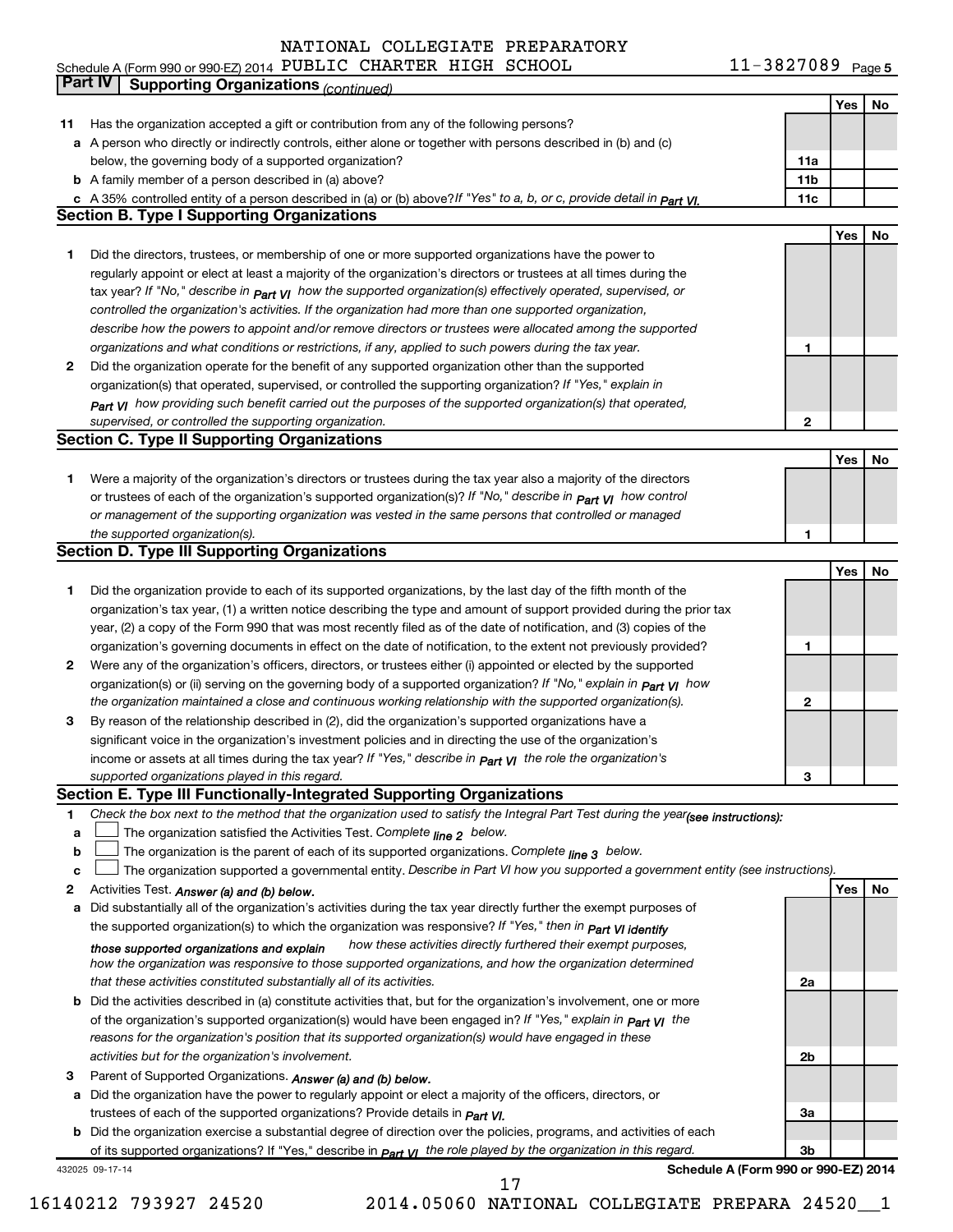NATIONAL COLLEGIATE PREPARATORY

Schedule A (Form 990 or 990-EZ) 2014 PUBLIC CHARTER HIGH SCHOOL 11-3827089 Page 5

## Part IV Supporting Organizations *(continued)*

| | | | Yes | No |
|---|---|---|---|---|
| 11 | Has the organization accepted a gift or contribution from any of the following persons? | | | |
| a | A person who directly or indirectly controls, either alone or together with persons described in (b) and (c) below, the governing body of a supported organization? | 11a | | |
| b | A family member of a person described in (a) above? | 11b | | |
| c | A 35% controlled entity of a person described in (a) or (b) above? *If "Yes" to a, b, or c, provide detail in Part VI.* | 11c | | |

### Section B. Type I Supporting Organizations

| | | | Yes | No |
|---|---|---|---|---|
| 1 | Did the directors, trustees, or membership of one or more supported organizations have the power to regularly appoint or elect at least a majority of the organization's directors or trustees at all times during the tax year? *If "No," describe in Part VI how the supported organization(s) effectively operated, supervised, or controlled the organization's activities. If the organization had more than one supported organization, describe how the powers to appoint and/or remove directors or trustees were allocated among the supported organizations and what conditions or restrictions, if any, applied to such powers during the tax year.* | 1 | | |
| 2 | Did the organization operate for the benefit of any supported organization other than the supported organization(s) that operated, supervised, or controlled the supporting organization? *If "Yes," explain in Part VI how providing such benefit carried out the purposes of the supported organization(s) that operated, supervised, or controlled the supporting organization.* | 2 | | |

### Section C. Type II Supporting Organizations

| | | | Yes | No |
|---|---|---|---|---|
| 1 | Were a majority of the organization's directors or trustees during the tax year also a majority of the directors or trustees of each of the organization's supported organization(s)? *If "No," describe in Part VI how control or management of the supporting organization was vested in the same persons that controlled or managed the supported organization(s).* | 1 | | |

### Section D. Type III Supporting Organizations

| | | | Yes | No |
|---|---|---|---|---|
| 1 | Did the organization provide to each of its supported organizations, by the last day of the fifth month of the organization's tax year, (1) a written notice describing the type and amount of support provided during the prior tax year, (2) a copy of the Form 990 that was most recently filed as of the date of notification, and (3) copies of the organization's governing documents in effect on the date of notification, to the extent not previously provided? | 1 | | |
| 2 | Were any of the organization's officers, directors, or trustees either (i) appointed or elected by the supported organization(s) or (ii) serving on the governing body of a supported organization? *If "No," explain in Part VI how the organization maintained a close and continuous working relationship with the supported organization(s).* | 2 | | |
| 3 | By reason of the relationship described in (2), did the organization's supported organizations have a significant voice in the organization's investment policies and in directing the use of the organization's income or assets at all times during the tax year? *If "Yes," describe in Part VI the role the organization's supported organizations played in this regard.* | 3 | | |

### Section E. Type III Functionally-Integrated Supporting Organizations

1 *Check the box next to the method that the organization used to satisfy the Integral Part Test during the year (see instructions):*

- a ☐ The organization satisfied the Activities Test. *Complete line 2 below.*
- b ☐ The organization is the parent of each of its supported organizations. *Complete line 3 below.*
- c ☐ The organization supported a governmental entity. *Describe in Part VI how you supported a government entity (see instructions).*

| | | | Yes | No |
|---|---|---|---|---|
| 2 | Activities Test. *Answer (a) and (b) below.* | | | |
| a | Did substantially all of the organization's activities during the tax year directly further the exempt purposes of the supported organization(s) to which the organization was responsive? *If "Yes," then in Part VI identify those supported organizations and explain how these activities directly furthered their exempt purposes, how the organization was responsive to those supported organizations, and how the organization determined that these activities constituted substantially all of its activities.* | 2a | | |
| b | Did the activities described in (a) constitute activities that, but for the organization's involvement, one or more of the organization's supported organization(s) would have been engaged in? *If "Yes," explain in Part VI the reasons for the organization's position that its supported organization(s) would have engaged in these activities but for the organization's involvement.* | 2b | | |
| 3 | Parent of Supported Organizations. *Answer (a) and (b) below.* | | | |
| a | Did the organization have the power to regularly appoint or elect a majority of the officers, directors, or trustees of each of the supported organizations? *Provide details in Part VI.* | 3a | | |
| b | Did the organization exercise a substantial degree of direction over the policies, programs, and activities of each of its supported organizations? If "Yes," describe in *Part VI the role played by the organization in this regard.* | 3b | | |

432025 09-17-14

**Schedule A (Form 990 or 990-EZ) 2014**

16140212 793927 24520 2014.05060 NATIONAL COLLEGIATE PREPARA 24520__1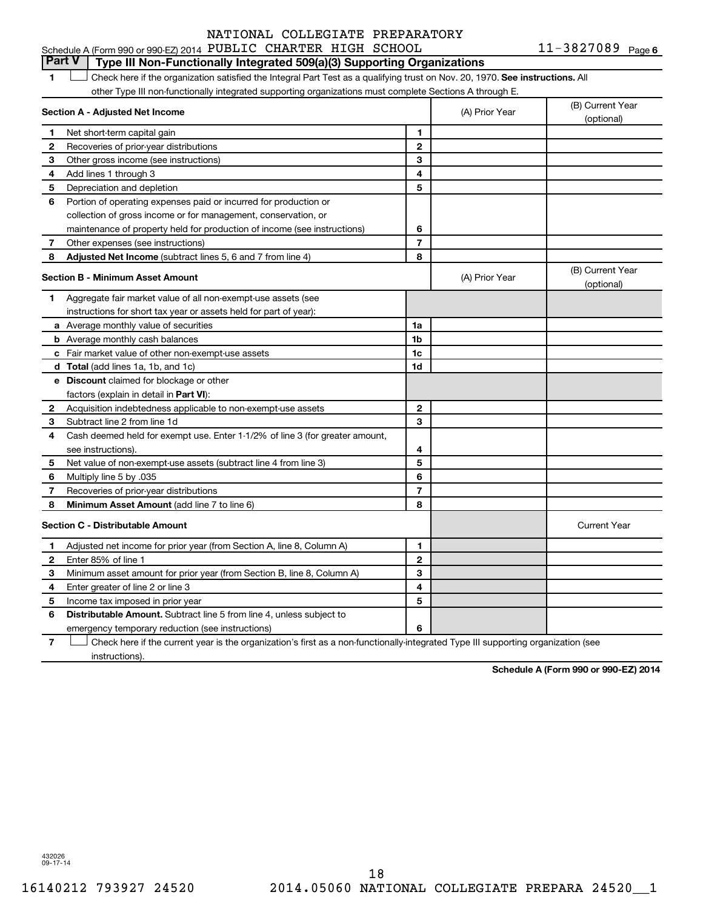Schedule A (Form 990 or 990-EZ) 2014 NATIONAL COLLEGIATE PREPARATORY PUBLIC CHARTER HIGH SCHOOL 11-3827089 Page 6

## Part V Type III Non-Functionally Integrated 509(a)(3) Supporting Organizations

1 ☐ Check here if the organization satisfied the Integral Part Test as a qualifying trust on Nov. 20, 1970. **See instructions.** All other Type III non-functionally integrated supporting organizations must complete Sections A through E.

| **Section A - Adjusted Net Income** | | (A) Prior Year | (B) Current Year (optional) |
|---|---|---|---|
| 1 Net short-term capital gain | 1 | | |
| 2 Recoveries of prior-year distributions | 2 | | |
| 3 Other gross income (see instructions) | 3 | | |
| 4 Add lines 1 through 3 | 4 | | |
| 5 Depreciation and depletion | 5 | | |
| 6 Portion of operating expenses paid or incurred for production or collection of gross income or for management, conservation, or maintenance of property held for production of income (see instructions) | 6 | | |
| 7 Other expenses (see instructions) | 7 | | |
| 8 **Adjusted Net Income** (subtract lines 5, 6 and 7 from line 4) | 8 | | |

| **Section B - Minimum Asset Amount** | | (A) Prior Year | (B) Current Year (optional) |
|---|---|---|---|
| 1 Aggregate fair market value of all non-exempt-use assets (see instructions for short tax year or assets held for part of year): | | | |
| a Average monthly value of securities | 1a | | |
| b Average monthly cash balances | 1b | | |
| c Fair market value of other non-exempt-use assets | 1c | | |
| d **Total** (add lines 1a, 1b, and 1c) | 1d | | |
| e **Discount** claimed for blockage or other factors (explain in detail in **Part VI**): | | | |
| 2 Acquisition indebtedness applicable to non-exempt-use assets | 2 | | |
| 3 Subtract line 2 from line 1d | 3 | | |
| 4 Cash deemed held for exempt use. Enter 1-1/2% of line 3 (for greater amount, see instructions). | 4 | | |
| 5 Net value of non-exempt-use assets (subtract line 4 from line 3) | 5 | | |
| 6 Multiply line 5 by .035 | 6 | | |
| 7 Recoveries of prior-year distributions | 7 | | |
| 8 **Minimum Asset Amount** (add line 7 to line 6) | 8 | | |

| **Section C - Distributable Amount** | | | Current Year |
|---|---|---|---|
| 1 Adjusted net income for prior year (from Section A, line 8, Column A) | 1 | | |
| 2 Enter 85% of line 1 | 2 | | |
| 3 Minimum asset amount for prior year (from Section B, line 8, Column A) | 3 | | |
| 4 Enter greater of line 2 or line 3 | 4 | | |
| 5 Income tax imposed in prior year | 5 | | |
| 6 **Distributable Amount.** Subtract line 5 from line 4, unless subject to emergency temporary reduction (see instructions) | 6 | | |

7 ☐ Check here if the current year is the organization's first as a non-functionally-integrated Type III supporting organization (see instructions).

**Schedule A (Form 990 or 990-EZ) 2014**

432026 09-17-14

16140212 793927 24520 2014.05060 NATIONAL COLLEGIATE PREPARA 24520__1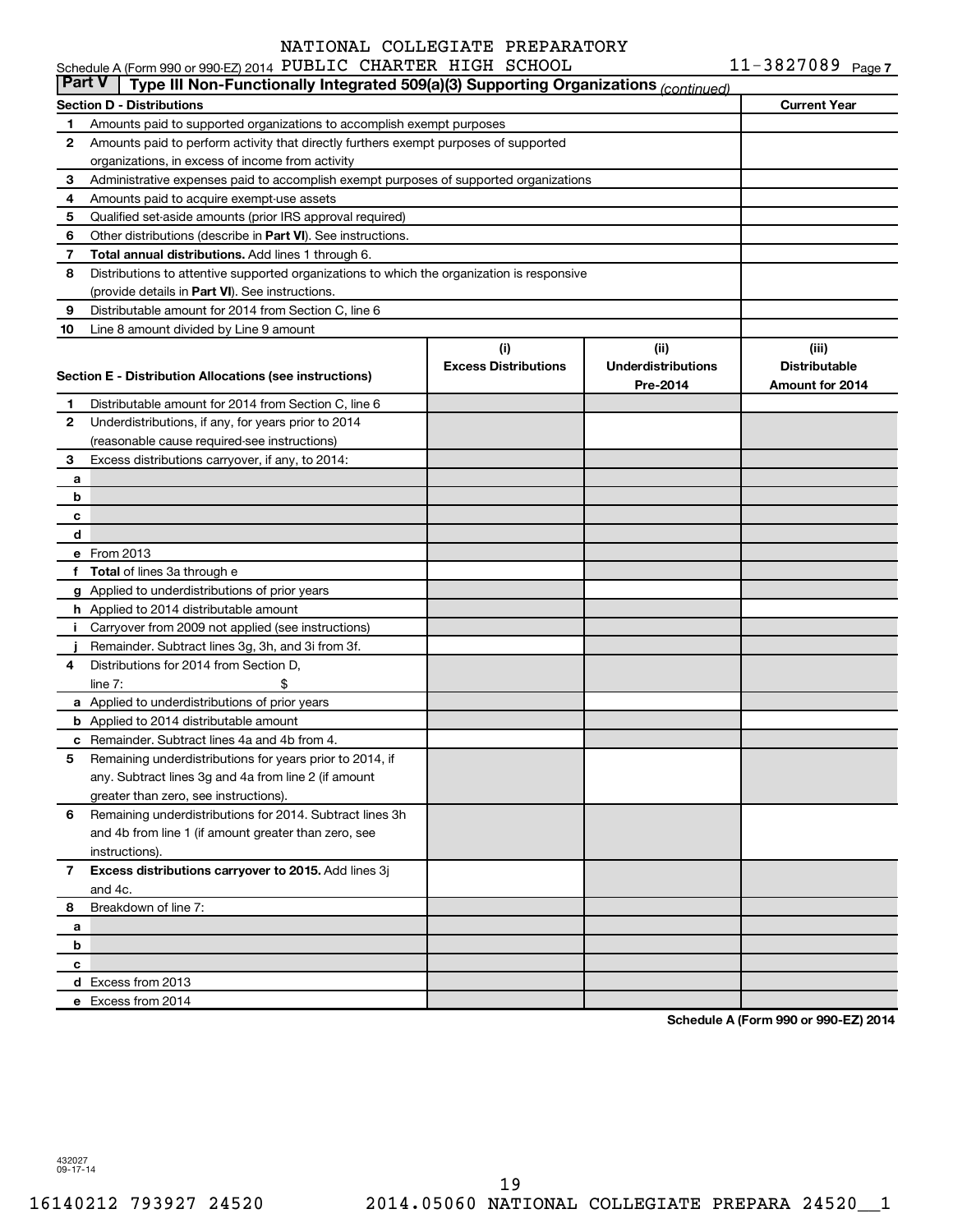NATIONAL COLLEGIATE PREPARATORY

Schedule A (Form 990 or 990-EZ) 2014 PUBLIC CHARTER HIGH SCHOOL 11-3827089 Page 7

**Part V | Type III Non-Functionally Integrated 509(a)(3) Supporting Organizations** *(continued)*

| Section D - Distributions | | Current Year |
|---|---|---|
| 1 | Amounts paid to supported organizations to accomplish exempt purposes | |
| 2 | Amounts paid to perform activity that directly furthers exempt purposes of supported organizations, in excess of income from activity | |
| 3 | Administrative expenses paid to accomplish exempt purposes of supported organizations | |
| 4 | Amounts paid to acquire exempt-use assets | |
| 5 | Qualified set-aside amounts (prior IRS approval required) | |
| 6 | Other distributions (describe in **Part VI**). See instructions. | |
| 7 | **Total annual distributions.** Add lines 1 through 6. | |
| 8 | Distributions to attentive supported organizations to which the organization is responsive (provide details in **Part VI**). See instructions. | |
| 9 | Distributable amount for 2014 from Section C, line 6 | |
| 10 | Line 8 amount divided by Line 9 amount | |

| Section E - Distribution Allocations (see instructions) | | (i) Excess Distributions | (ii) Underdistributions Pre-2014 | (iii) Distributable Amount for 2014 |
|---|---|---|---|---|
| 1 | Distributable amount for 2014 from Section C, line 6 | | | |
| 2 | Underdistributions, if any, for years prior to 2014 (reasonable cause required-see instructions) | | | |
| 3 | Excess distributions carryover, if any, to 2014: | | | |
| a | | | | |
| b | | | | |
| c | | | | |
| d | | | | |
| e | From 2013 | | | |
| f | **Total** of lines 3a through e | | | |
| g | Applied to underdistributions of prior years | | | |
| h | Applied to 2014 distributable amount | | | |
| i | Carryover from 2009 not applied (see instructions) | | | |
| j | Remainder. Subtract lines 3g, 3h, and 3i from 3f. | | | |
| 4 | Distributions for 2014 from Section D, line 7: $ | | | |
| a | Applied to underdistributions of prior years | | | |
| b | Applied to 2014 distributable amount | | | |
| c | Remainder. Subtract lines 4a and 4b from 4. | | | |
| 5 | Remaining underdistributions for years prior to 2014, if any. Subtract lines 3g and 4a from line 2 (if amount greater than zero, see instructions). | | | |
| 6 | Remaining underdistributions for 2014. Subtract lines 3h and 4b from line 1 (if amount greater than zero, see instructions). | | | |
| 7 | **Excess distributions carryover to 2015.** Add lines 3j and 4c. | | | |
| 8 | Breakdown of line 7: | | | |
| a | | | | |
| b | | | | |
| c | | | | |
| d | Excess from 2013 | | | |
| e | Excess from 2014 | | | |

**Schedule A (Form 990 or 990-EZ) 2014**

432027
09-17-14

16140212 793927 24520 2014.05060 NATIONAL COLLEGIATE PREPARA 24520__1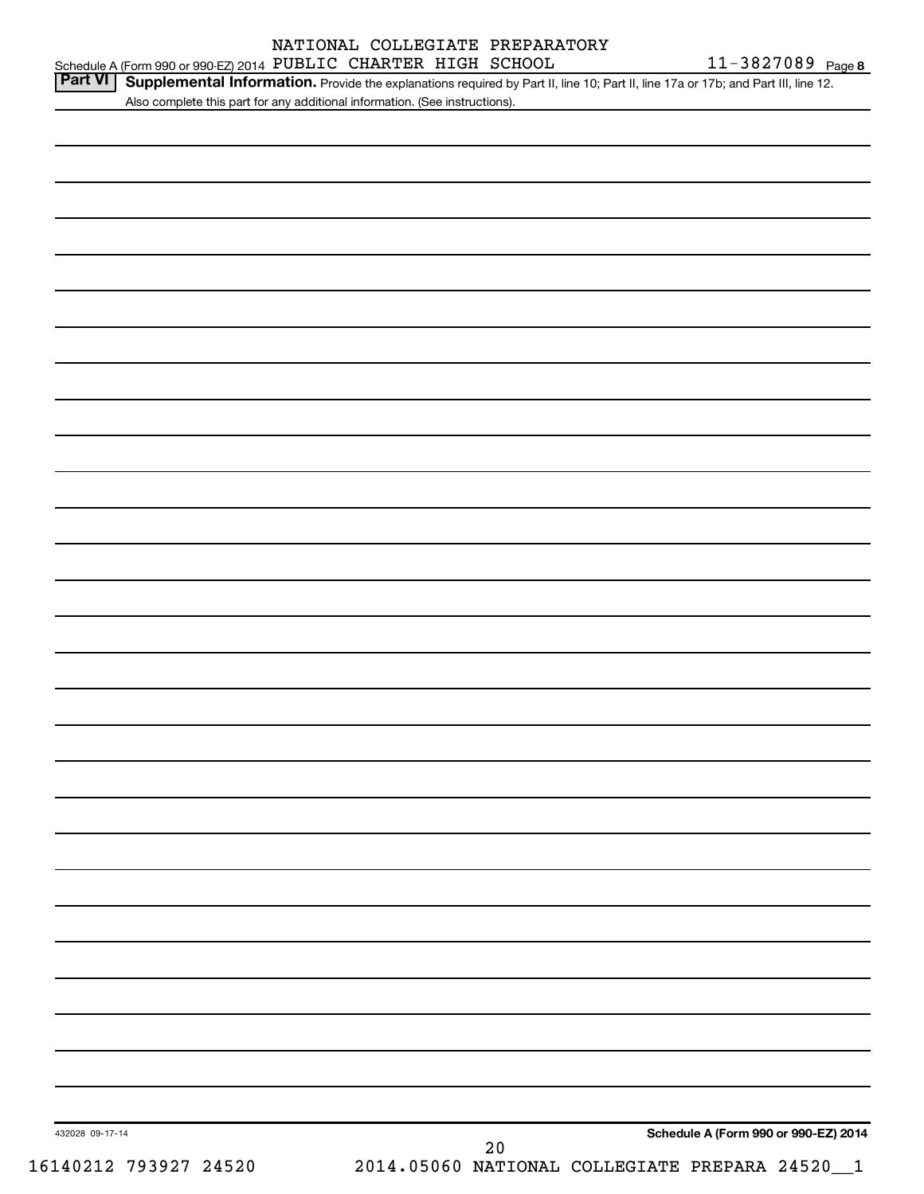NATIONAL COLLEGIATE PREPARATORY

Schedule A (Form 990 or 990-EZ) 2014 PUBLIC CHARTER HIGH SCHOOL 11-3827089 Page 8

**Part VI** **Supplemental Information.** Provide the explanations required by Part II, line 10; Part II, line 17a or 17b; and Part III, line 12. Also complete this part for any additional information. (See instructions).

432028 09-17-14

**Schedule A (Form 990 or 990-EZ) 2014**

16140212 793927 24520 2014.05060 NATIONAL COLLEGIATE PREPARA 24520__1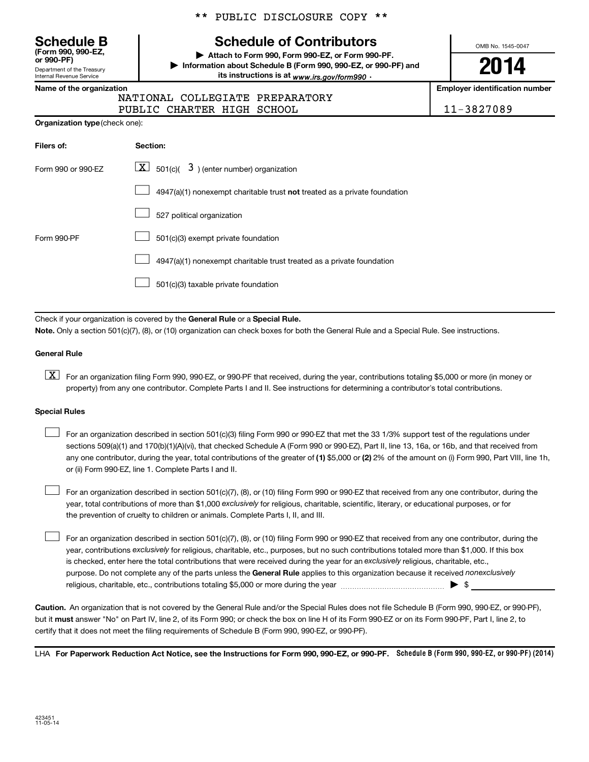** PUBLIC DISCLOSURE COPY **

**Schedule B**
**(Form 990, 990-EZ, or 990-PF)**
Department of the Treasury
Internal Revenue Service

# Schedule of Contributors

▶ **Attach to Form 990, Form 990-EZ, or Form 990-PF.**
▶ **Information about Schedule B (Form 990, 990-EZ, or 990-PF) and its instructions is at** *www.irs.gov/form990* .

OMB No. 1545-0047

**2014**

| Name of the organization | Employer identification number |
|---|---|
| NATIONAL COLLEGIATE PREPARATORY PUBLIC CHARTER HIGH SCHOOL | 11-3827089 |

**Organization type** (check one):

| Filers of: | Section: |
|---|---|
| Form 990 or 990-EZ | [X] 501(c)( 3 ) (enter number) organization |
| | [ ] 4947(a)(1) nonexempt charitable trust **not** treated as a private foundation |
| | [ ] 527 political organization |
| Form 990-PF | [ ] 501(c)(3) exempt private foundation |
| | [ ] 4947(a)(1) nonexempt charitable trust treated as a private foundation |
| | [ ] 501(c)(3) taxable private foundation |

Check if your organization is covered by the **General Rule** or a **Special Rule.**

**Note.** Only a section 501(c)(7), (8), or (10) organization can check boxes for both the General Rule and a Special Rule. See instructions.

**General Rule**

[X] For an organization filing Form 990, 990-EZ, or 990-PF that received, during the year, contributions totaling $5,000 or more (in money or property) from any one contributor. Complete Parts I and II. See instructions for determining a contributor's total contributions.

**Special Rules**

[ ] For an organization described in section 501(c)(3) filing Form 990 or 990-EZ that met the 33 1/3% support test of the regulations under sections 509(a)(1) and 170(b)(1)(A)(vi), that checked Schedule A (Form 990 or 990-EZ), Part II, line 13, 16a, or 16b, and that received from any one contributor, during the year, total contributions of the greater of **(1)** $5,000 or **(2)** 2% of the amount on (i) Form 990, Part VIII, line 1h, or (ii) Form 990-EZ, line 1. Complete Parts I and II.

[ ] For an organization described in section 501(c)(7), (8), or (10) filing Form 990 or 990-EZ that received from any one contributor, during the year, total contributions of more than $1,000 *exclusively* for religious, charitable, scientific, literary, or educational purposes, or for the prevention of cruelty to children or animals. Complete Parts I, II, and III.

[ ] For an organization described in section 501(c)(7), (8), or (10) filing Form 990 or 990-EZ that received from any one contributor, during the year, contributions *exclusively* for religious, charitable, etc., purposes, but no such contributions totaled more than $1,000. If this box is checked, enter here the total contributions that were received during the year for an *exclusively* religious, charitable, etc., purpose. Do not complete any of the parts unless the **General Rule** applies to this organization because it received *nonexclusively* religious, charitable, etc., contributions totaling $5,000 or more during the year ▶ $

**Caution.** An organization that is not covered by the General Rule and/or the Special Rules does not file Schedule B (Form 990, 990-EZ, or 990-PF), but it **must** answer "No" on Part IV, line 2, of its Form 990; or check the box on line H of its Form 990-EZ or on its Form 990-PF, Part I, line 2, to certify that it does not meet the filing requirements of Schedule B (Form 990, 990-EZ, or 990-PF).

LHA **For Paperwork Reduction Act Notice, see the Instructions for Form 990, 990-EZ, or 990-PF.** **Schedule B (Form 990, 990-EZ, or 990-PF) (2014)**

423451
11-05-14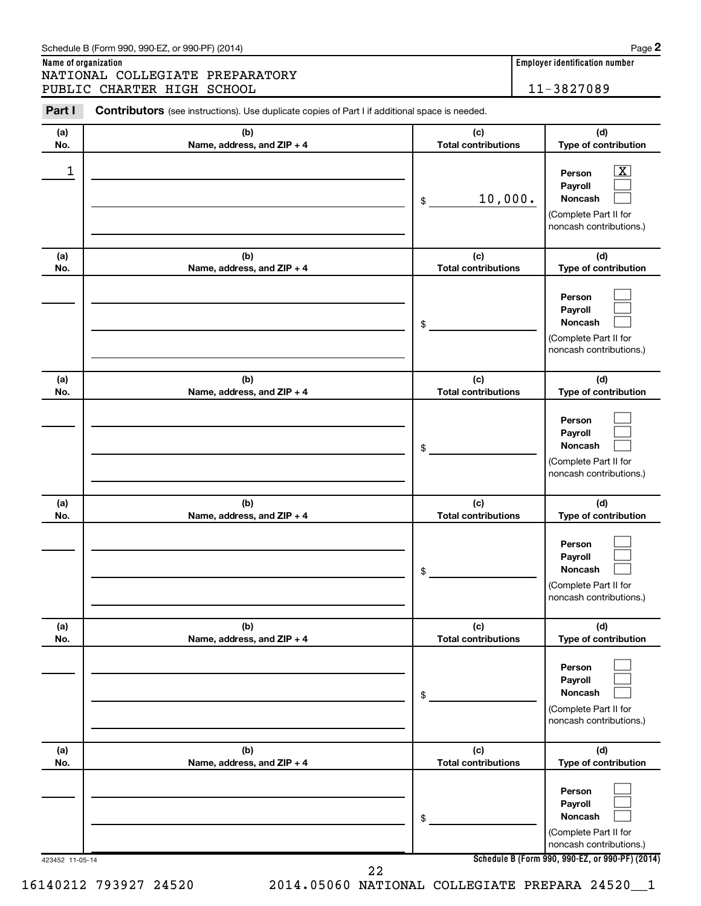Schedule B (Form 990, 990-EZ, or 990-PF) (2014)

**Name of organization**
NATIONAL COLLEGIATE PREPARATORY
PUBLIC CHARTER HIGH SCHOOL

**Employer identification number**
11-3827089

**Part I** **Contributors** (see instructions). Use duplicate copies of Part I if additional space is needed.

| (a) No. | (b) Name, address, and ZIP + 4 | (c) Total contributions | (d) Type of contribution |
|---|---|---|---|
| 1 | | $ 10,000. | Person [X] Payroll [ ] Noncash [ ] (Complete Part II for noncash contributions.) |
| | | $ | Person [ ] Payroll [ ] Noncash [ ] (Complete Part II for noncash contributions.) |
| | | $ | Person [ ] Payroll [ ] Noncash [ ] (Complete Part II for noncash contributions.) |
| | | $ | Person [ ] Payroll [ ] Noncash [ ] (Complete Part II for noncash contributions.) |
| | | $ | Person [ ] Payroll [ ] Noncash [ ] (Complete Part II for noncash contributions.) |
| | | $ | Person [ ] Payroll [ ] Noncash [ ] (Complete Part II for noncash contributions.) |

423452 11-05-14

**Schedule B (Form 990, 990-EZ, or 990-PF) (2014)**

16140212 793927 24520 2014.05060 NATIONAL COLLEGIATE PREPARA 24520__1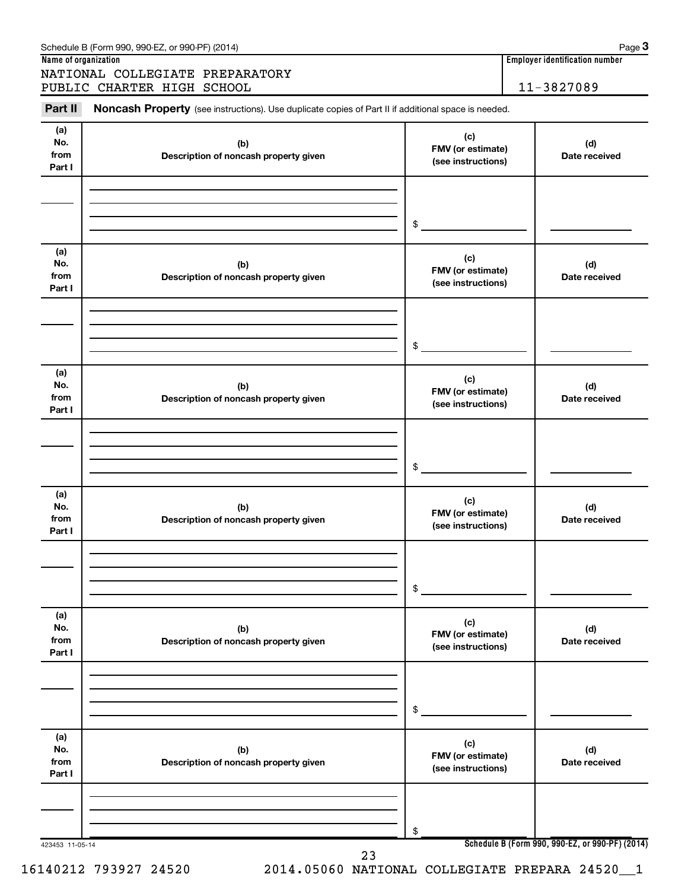Schedule B (Form 990, 990-EZ, or 990-PF) (2014)

**Name of organization**

NATIONAL COLLEGIATE PREPARATORY PUBLIC CHARTER HIGH SCHOOL

**Employer identification number**

11-3827089

**Part II** **Noncash Property** (see instructions). Use duplicate copies of Part II if additional space is needed.

| (a) No. from Part I | (b) Description of noncash property given | (c) FMV (or estimate) (see instructions) | (d) Date received |
|---|---|---|---|
| | | $ | |

| (a) No. from Part I | (b) Description of noncash property given | (c) FMV (or estimate) (see instructions) | (d) Date received |
|---|---|---|---|
| | | $ | |

| (a) No. from Part I | (b) Description of noncash property given | (c) FMV (or estimate) (see instructions) | (d) Date received |
|---|---|---|---|
| | | $ | |

| (a) No. from Part I | (b) Description of noncash property given | (c) FMV (or estimate) (see instructions) | (d) Date received |
|---|---|---|---|
| | | $ | |

| (a) No. from Part I | (b) Description of noncash property given | (c) FMV (or estimate) (see instructions) | (d) Date received |
|---|---|---|---|
| | | $ | |

| (a) No. from Part I | (b) Description of noncash property given | (c) FMV (or estimate) (see instructions) | (d) Date received |
|---|---|---|---|
| | | $ | |

423453 11-05-14

**Schedule B (Form 990, 990-EZ, or 990-PF) (2014)**

16140212 793927 24520 2014.05060 NATIONAL COLLEGIATE PREPARA 24520__1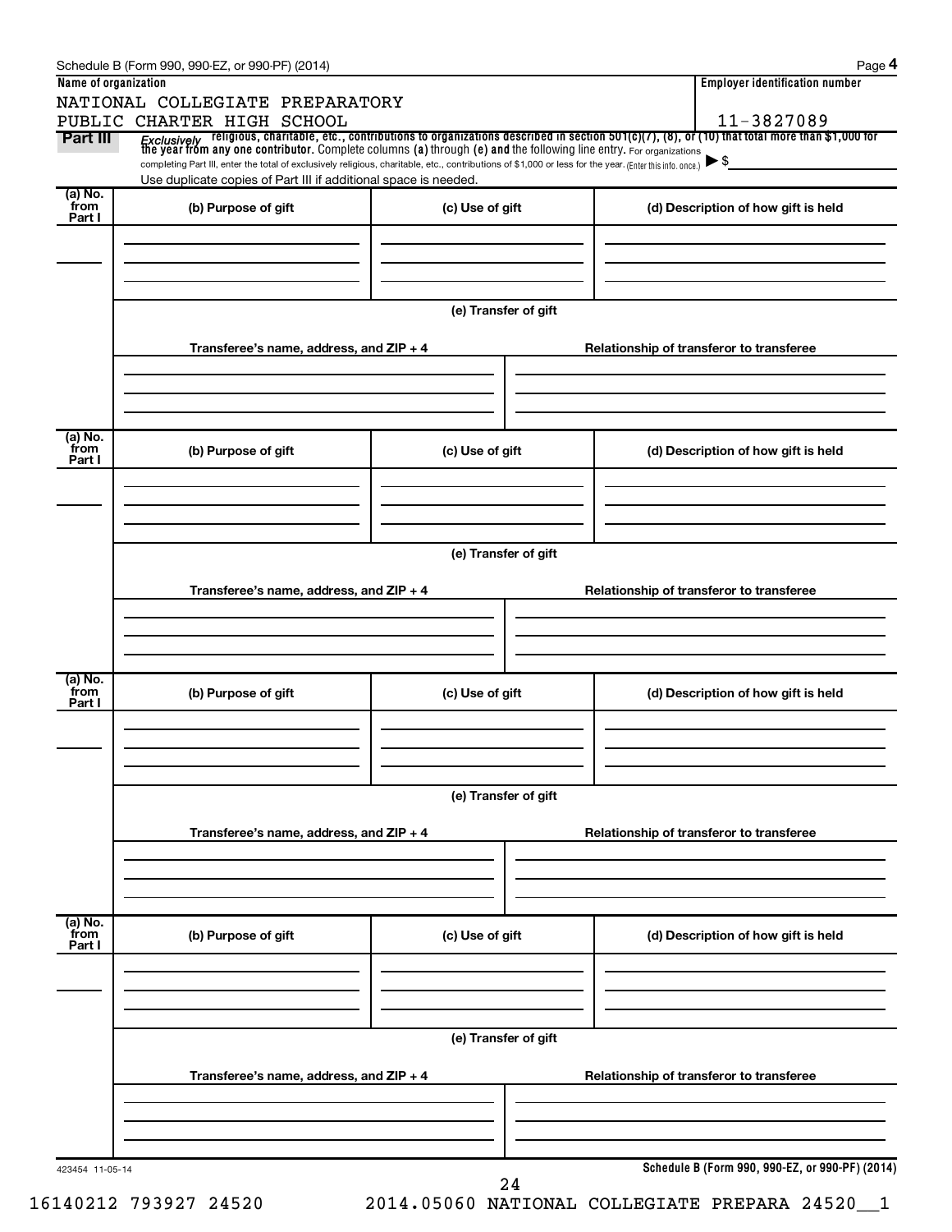Schedule B (Form 990, 990-EZ, or 990-PF) (2014)

**Name of organization**

NATIONAL COLLEGIATE PREPARATORY
PUBLIC CHARTER HIGH SCHOOL

**Employer identification number**

11-3827089

**Part III** *Exclusively* religious, charitable, etc., contributions to organizations described in section 501(c)(7), (8), or (10) that total more than $1,000 for the year from any one contributor. Complete columns (a) through (e) and the following line entry. For organizations completing Part III, enter the total of exclusively religious, charitable, etc., contributions of $1,000 or less for the year. (Enter this info. once.) ▶ $

Use duplicate copies of Part III if additional space is needed.

| (a) No. from Part I | (b) Purpose of gift | (c) Use of gift | (d) Description of how gift is held |
|---|---|---|---|
| | | | |

(e) Transfer of gift

| Transferee's name, address, and ZIP + 4 | Relationship of transferor to transferee |
|---|---|
| | |

| (a) No. from Part I | (b) Purpose of gift | (c) Use of gift | (d) Description of how gift is held |
|---|---|---|---|
| | | | |

(e) Transfer of gift

| Transferee's name, address, and ZIP + 4 | Relationship of transferor to transferee |
|---|---|
| | |

| (a) No. from Part I | (b) Purpose of gift | (c) Use of gift | (d) Description of how gift is held |
|---|---|---|---|
| | | | |

(e) Transfer of gift

| Transferee's name, address, and ZIP + 4 | Relationship of transferor to transferee |
|---|---|
| | |

| (a) No. from Part I | (b) Purpose of gift | (c) Use of gift | (d) Description of how gift is held |
|---|---|---|---|
| | | | |

(e) Transfer of gift

| Transferee's name, address, and ZIP + 4 | Relationship of transferor to transferee |
|---|---|
| | |

423454 11-05-14

**Schedule B (Form 990, 990-EZ, or 990-PF) (2014)**

16140212 793927 24520 2014.05060 NATIONAL COLLEGIATE PREPARA 24520__1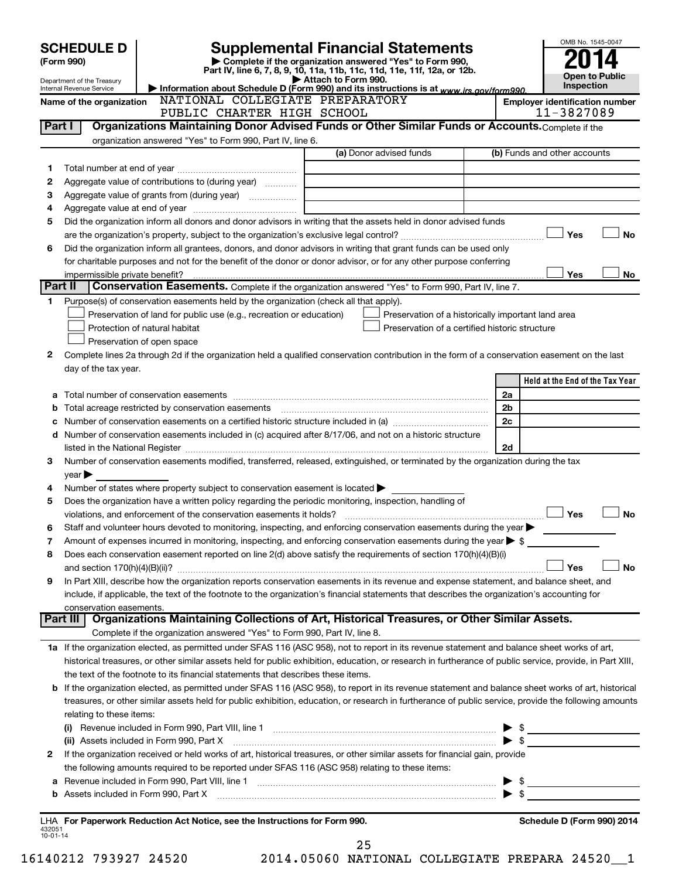**SCHEDULE D (Form 990)**

Department of the Treasury
Internal Revenue Service

# Supplemental Financial Statements

▶ Complete if the organization answered "Yes" to Form 990, Part IV, line 6, 7, 8, 9, 10, 11a, 11b, 11c, 11d, 11e, 11f, 12a, or 12b.
▶ Attach to Form 990.
▶ Information about Schedule D (Form 990) and its instructions is at www.irs.gov/form990.

OMB No. 1545-0047
**2014**
**Open to Public Inspection**

**Name of the organization** NATIONAL COLLEGIATE PREPARATORY PUBLIC CHARTER HIGH SCHOOL

**Employer identification number** 11-3827089

**Part I Organizations Maintaining Donor Advised Funds or Other Similar Funds or Accounts.** Complete if the organization answered "Yes" to Form 990, Part IV, line 6.

| | | (a) Donor advised funds | (b) Funds and other accounts |
|---|---|---|---|
| 1 | Total number at end of year | | |
| 2 | Aggregate value of contributions to (during year) | | |
| 3 | Aggregate value of grants from (during year) | | |
| 4 | Aggregate value at end of year | | |

5 Did the organization inform all donors and donor advisors in writing that the assets held in donor advised funds are the organization's property, subject to the organization's exclusive legal control? ☐ Yes ☐ No

6 Did the organization inform all grantees, donors, and donor advisors in writing that grant funds can be used only for charitable purposes and not for the benefit of the donor or donor advisor, or for any other purpose conferring impermissible private benefit? ☐ Yes ☐ No

**Part II Conservation Easements.** Complete if the organization answered "Yes" to Form 990, Part IV, line 7.

1 Purpose(s) of conservation easements held by the organization (check all that apply).
- ☐ Preservation of land for public use (e.g., recreation or education)
- ☐ Protection of natural habitat
- ☐ Preservation of open space
- ☐ Preservation of a historically important land area
- ☐ Preservation of a certified historic structure

2 Complete lines 2a through 2d if the organization held a qualified conservation contribution in the form of a conservation easement on the last day of the tax year.

| | | | Held at the End of the Tax Year |
|---|---|---|---|
| a | Total number of conservation easements | 2a | |
| b | Total acreage restricted by conservation easements | 2b | |
| c | Number of conservation easements on a certified historic structure included in (a) | 2c | |
| d | Number of conservation easements included in (c) acquired after 8/17/06, and not on a historic structure listed in the National Register | 2d | |

3 Number of conservation easements modified, transferred, released, extinguished, or terminated by the organization during the tax year ▶

4 Number of states where property subject to conservation easement is located ▶

5 Does the organization have a written policy regarding the periodic monitoring, inspection, handling of violations, and enforcement of the conservation easements it holds? ☐ Yes ☐ No

6 Staff and volunteer hours devoted to monitoring, inspecting, and enforcing conservation easements during the year ▶

7 Amount of expenses incurred in monitoring, inspecting, and enforcing conservation easements during the year ▶ $

8 Does each conservation easement reported on line 2(d) above satisfy the requirements of section 170(h)(4)(B)(i) and section 170(h)(4)(B)(ii)? ☐ Yes ☐ No

9 In Part XIII, describe how the organization reports conservation easements in its revenue and expense statement, and balance sheet, and include, if applicable, the text of the footnote to the organization's financial statements that describes the organization's accounting for conservation easements.

**Part III Organizations Maintaining Collections of Art, Historical Treasures, or Other Similar Assets.** Complete if the organization answered "Yes" to Form 990, Part IV, line 8.

1a If the organization elected, as permitted under SFAS 116 (ASC 958), not to report in its revenue statement and balance sheet works of art, historical treasures, or other similar assets held for public exhibition, education, or research in furtherance of public service, provide, in Part XIII, the text of the footnote to its financial statements that describes these items.

b If the organization elected, as permitted under SFAS 116 (ASC 958), to report in its revenue statement and balance sheet works of art, historical treasures, or other similar assets held for public exhibition, education, or research in furtherance of public service, provide the following amounts relating to these items:

(i) Revenue included in Form 990, Part VIII, line 1 ▶ $

(ii) Assets included in Form 990, Part X ▶ $

2 If the organization received or held works of art, historical treasures, or other similar assets for financial gain, provide the following amounts required to be reported under SFAS 116 (ASC 958) relating to these items:

a Revenue included in Form 990, Part VIII, line 1 ▶ $

b Assets included in Form 990, Part X ▶ $

LHA **For Paperwork Reduction Act Notice, see the Instructions for Form 990.** **Schedule D (Form 990) 2014**

432051 10-01-14

16140212 793927 24520 2014.05060 NATIONAL COLLEGIATE PREPARA 24520__1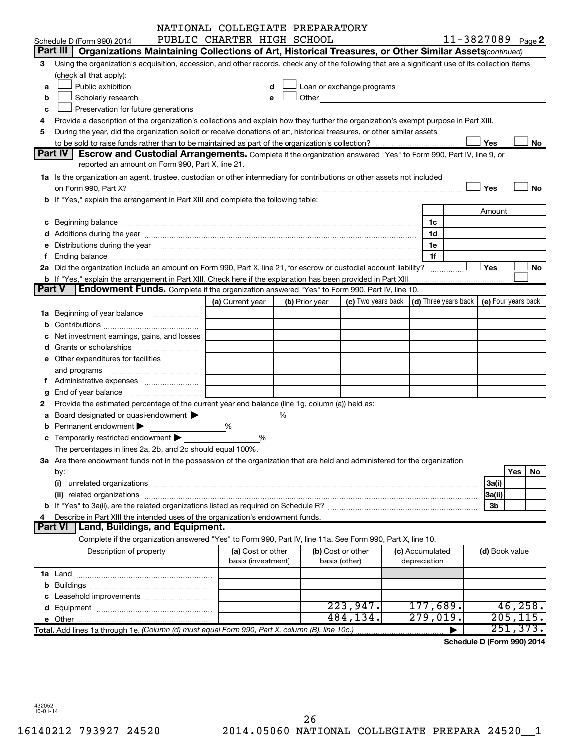NATIONAL COLLEGIATE PREPARATORY PUBLIC CHARTER HIGH SCHOOL

Schedule D (Form 990) 2014 — 11-3827089 Page 2

## Part III Organizations Maintaining Collections of Art, Historical Treasures, or Other Similar Assets *(continued)*

3 Using the organization's acquisition, accession, and other records, check any of the following that are a significant use of its collection items (check all that apply):

- a ☐ Public exhibition
- b ☐ Scholarly research
- c ☐ Preservation for future generations
- d ☐ Loan or exchange programs
- e ☐ Other

4 Provide a description of the organization's collections and explain how they further the organization's exempt purpose in Part XIII.

5 During the year, did the organization solicit or receive donations of art, historical treasures, or other similar assets to be sold to raise funds rather than to be maintained as part of the organization's collection? ☐ Yes ☐ No

## Part IV Escrow and Custodial Arrangements.

Complete if the organization answered "Yes" to Form 990, Part IV, line 9, or reported an amount on Form 990, Part X, line 21.

1a Is the organization an agent, trustee, custodian or other intermediary for contributions or other assets not included on Form 990, Part X? ☐ Yes ☐ No

b If "Yes," explain the arrangement in Part XIII and complete the following table:

| | | Amount |
|---|---|---|
| c Beginning balance | 1c | |
| d Additions during the year | 1d | |
| e Distributions during the year | 1e | |
| f Ending balance | 1f | |

2a Did the organization include an amount on Form 990, Part X, line 21, for escrow or custodial account liability? ☐ Yes ☐ No

b If "Yes," explain the arrangement in Part XIII. Check here if the explanation has been provided in Part XIII ☐

## Part V Endowment Funds.

Complete if the organization answered "Yes" to Form 990, Part IV, line 10.

| | (a) Current year | (b) Prior year | (c) Two years back | (d) Three years back | (e) Four years back |
|---|---|---|---|---|---|
| 1a Beginning of year balance | | | | | |
| b Contributions | | | | | |
| c Net investment earnings, gains, and losses | | | | | |
| d Grants or scholarships | | | | | |
| e Other expenditures for facilities and programs | | | | | |
| f Administrative expenses | | | | | |
| g End of year balance | | | | | |

2 Provide the estimated percentage of the current year end balance (line 1g, column (a)) held as:

- a Board designated or quasi-endowment ▶ %
- b Permanent endowment ▶ %
- c Temporarily restricted endowment ▶ %

The percentages in lines 2a, 2b, and 2c should equal 100%.

3a Are there endowment funds not in the possession of the organization that are held and administered for the organization by:

| | | Yes | No |
|---|---|---|---|
| (i) unrelated organizations | 3a(i) | | |
| (ii) related organizations | 3a(ii) | | |
| b If "Yes" to 3a(ii), are the related organizations listed as required on Schedule R? | 3b | | |

4 Describe in Part XIII the intended uses of the organization's endowment funds.

## Part VI Land, Buildings, and Equipment.

Complete if the organization answered "Yes" to Form 990, Part IV, line 11a. See Form 990, Part X, line 10.

| Description of property | (a) Cost or other basis (investment) | (b) Cost or other basis (other) | (c) Accumulated depreciation | (d) Book value |
|---|---|---|---|---|
| 1a Land | | | | |
| b Buildings | | | | |
| c Leasehold improvements | | | | |
| d Equipment | | 223,947. | 177,689. | 46,258. |
| e Other | | 484,134. | 279,019. | 205,115. |
| **Total.** Add lines 1a through 1e. *(Column (d) must equal Form 990, Part X, column (B), line 10c.)* | | | ▶ | 251,373. |

**Schedule D (Form 990) 2014**

432052 10-01-14

16140212 793927 24520 2014.05060 NATIONAL COLLEGIATE PREPARA 24520__1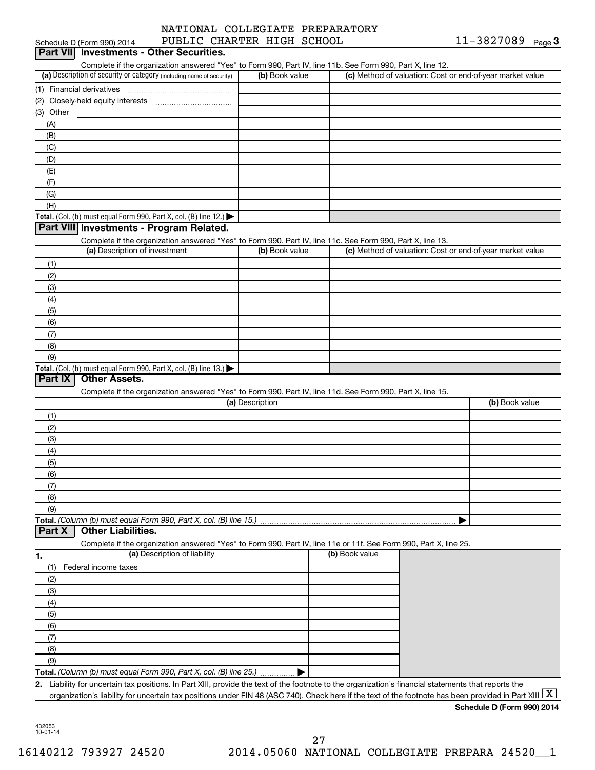NATIONAL COLLEGIATE PREPARATORY PUBLIC CHARTER HIGH SCHOOL

Schedule D (Form 990) 2014 — 11-3827089 Page 3

## Part VII Investments - Other Securities.

Complete if the organization answered "Yes" to Form 990, Part IV, line 11b. See Form 990, Part X, line 12.

| (a) Description of security or category (including name of security) | (b) Book value | (c) Method of valuation: Cost or end-of-year market value |
|---|---|---|
| (1) Financial derivatives | | |
| (2) Closely-held equity interests | | |
| (3) Other | | |
| (A) | | |
| (B) | | |
| (C) | | |
| (D) | | |
| (E) | | |
| (F) | | |
| (G) | | |
| (H) | | |
| **Total.** (Col. (b) must equal Form 990, Part X, col. (B) line 12.) ▶ | | |

## Part VIII Investments - Program Related.

Complete if the organization answered "Yes" to Form 990, Part IV, line 11c. See Form 990, Part X, line 13.

| (a) Description of investment | (b) Book value | (c) Method of valuation: Cost or end-of-year market value |
|---|---|---|
| (1) | | |
| (2) | | |
| (3) | | |
| (4) | | |
| (5) | | |
| (6) | | |
| (7) | | |
| (8) | | |
| (9) | | |
| **Total.** (Col. (b) must equal Form 990, Part X, col. (B) line 13.) ▶ | | |

## Part IX Other Assets.

Complete if the organization answered "Yes" to Form 990, Part IV, line 11d. See Form 990, Part X, line 15.

| (a) Description | (b) Book value |
|---|---|
| (1) | |
| (2) | |
| (3) | |
| (4) | |
| (5) | |
| (6) | |
| (7) | |
| (8) | |
| (9) | |
| **Total.** *(Column (b) must equal Form 990, Part X, col. (B) line 15.)* ▶ | |

## Part X Other Liabilities.

Complete if the organization answered "Yes" to Form 990, Part IV, line 11e or 11f. See Form 990, Part X, line 25.

| 1. (a) Description of liability | (b) Book value |
|---|---|
| (1) Federal income taxes | |
| (2) | |
| (3) | |
| (4) | |
| (5) | |
| (6) | |
| (7) | |
| (8) | |
| (9) | |
| **Total.** *(Column (b) must equal Form 990, Part X, col. (B) line 25.)* ▶ | |

2. Liability for uncertain tax positions. In Part XIII, provide the text of the footnote to the organization's financial statements that reports the organization's liability for uncertain tax positions under FIN 48 (ASC 740). Check here if the text of the footnote has been provided in Part XIII [X]

**Schedule D (Form 990) 2014**

432053 10-01-14

16140212 793927 24520 2014.05060 NATIONAL COLLEGIATE PREPARA 24520__1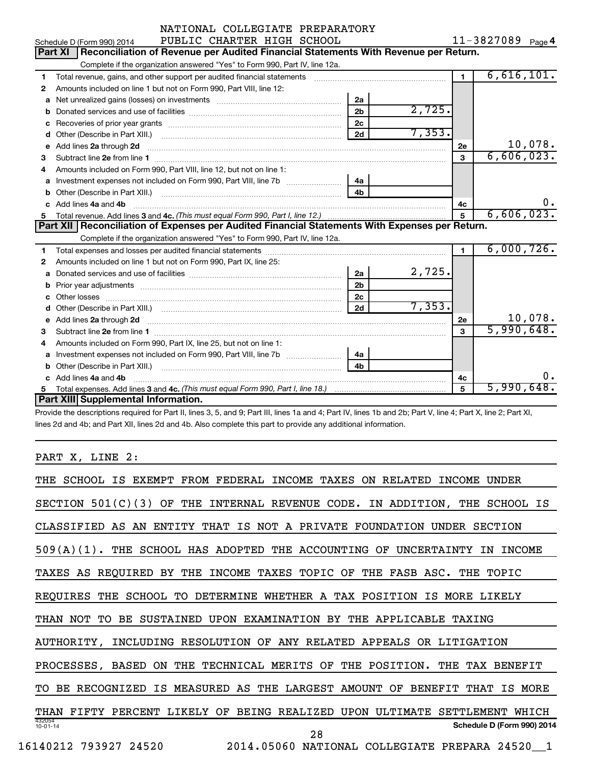Schedule D (Form 990) 2014 NATIONAL COLLEGIATE PREPARATORY PUBLIC CHARTER HIGH SCHOOL 11-3827089 Page 4

## Part XI Reconciliation of Revenue per Audited Financial Statements With Revenue per Return.

Complete if the organization answered "Yes" to Form 990, Part IV, line 12a.

| | | | | | |
|---|---|---|---|---|---|
| 1 | Total revenue, gains, and other support per audited financial statements | | | 1 | 6,616,101. |
| 2 | Amounts included on line 1 but not on Form 990, Part VIII, line 12: | | | | |
| a | Net unrealized gains (losses) on investments | 2a | | | |
| b | Donated services and use of facilities | 2b | 2,725. | | |
| c | Recoveries of prior year grants | 2c | | | |
| d | Other (Describe in Part XIII.) | 2d | 7,353. | | |
| e | Add lines 2a through 2d | | | 2e | 10,078. |
| 3 | Subtract line 2e from line 1 | | | 3 | 6,606,023. |
| 4 | Amounts included on Form 990, Part VIII, line 12, but not on line 1: | | | | |
| a | Investment expenses not included on Form 990, Part VIII, line 7b | 4a | | | |
| b | Other (Describe in Part XIII.) | 4b | | | |
| c | Add lines 4a and 4b | | | 4c | 0. |
| 5 | Total revenue. Add lines 3 and 4c. *(This must equal Form 990, Part I, line 12.)* | | | 5 | 6,606,023. |

## Part XII Reconciliation of Expenses per Audited Financial Statements With Expenses per Return.

Complete if the organization answered "Yes" to Form 990, Part IV, line 12a.

| | | | | | |
|---|---|---|---|---|---|
| 1 | Total expenses and losses per audited financial statements | | | 1 | 6,000,726. |
| 2 | Amounts included on line 1 but not on Form 990, Part IX, line 25: | | | | |
| a | Donated services and use of facilities | 2a | 2,725. | | |
| b | Prior year adjustments | 2b | | | |
| c | Other losses | 2c | | | |
| d | Other (Describe in Part XIII.) | 2d | 7,353. | | |
| e | Add lines 2a through 2d | | | 2e | 10,078. |
| 3 | Subtract line 2e from line 1 | | | 3 | 5,990,648. |
| 4 | Amounts included on Form 990, Part IX, line 25, but not on line 1: | | | | |
| a | Investment expenses not included on Form 990, Part VIII, line 7b | 4a | | | |
| b | Other (Describe in Part XIII.) | 4b | | | |
| c | Add lines 4a and 4b | | | 4c | 0. |
| 5 | Total expenses. Add lines 3 and 4c. *(This must equal Form 990, Part I, line 18.)* | | | 5 | 5,990,648. |

## Part XIII Supplemental Information.

Provide the descriptions required for Part II, lines 3, 5, and 9; Part III, lines 1a and 4; Part IV, lines 1b and 2b; Part V, line 4; Part X, line 2; Part XI, lines 2d and 4b; and Part XII, lines 2d and 4b. Also complete this part to provide any additional information.

PART X, LINE 2:

THE SCHOOL IS EXEMPT FROM FEDERAL INCOME TAXES ON RELATED INCOME UNDER SECTION 501(C)(3) OF THE INTERNAL REVENUE CODE. IN ADDITION, THE SCHOOL IS CLASSIFIED AS AN ENTITY THAT IS NOT A PRIVATE FOUNDATION UNDER SECTION 509(A)(1). THE SCHOOL HAS ADOPTED THE ACCOUNTING OF UNCERTAINTY IN INCOME TAXES AS REQUIRED BY THE INCOME TAXES TOPIC OF THE FASB ASC. THE TOPIC REQUIRES THE SCHOOL TO DETERMINE WHETHER A TAX POSITION IS MORE LIKELY THAN NOT TO BE SUSTAINED UPON EXAMINATION BY THE APPLICABLE TAXING AUTHORITY, INCLUDING RESOLUTION OF ANY RELATED APPEALS OR LITIGATION PROCESSES, BASED ON THE TECHNICAL MERITS OF THE POSITION. THE TAX BENEFIT TO BE RECOGNIZED IS MEASURED AS THE LARGEST AMOUNT OF BENEFIT THAT IS MORE THAN FIFTY PERCENT LIKELY OF BEING REALIZED UPON ULTIMATE SETTLEMENT WHICH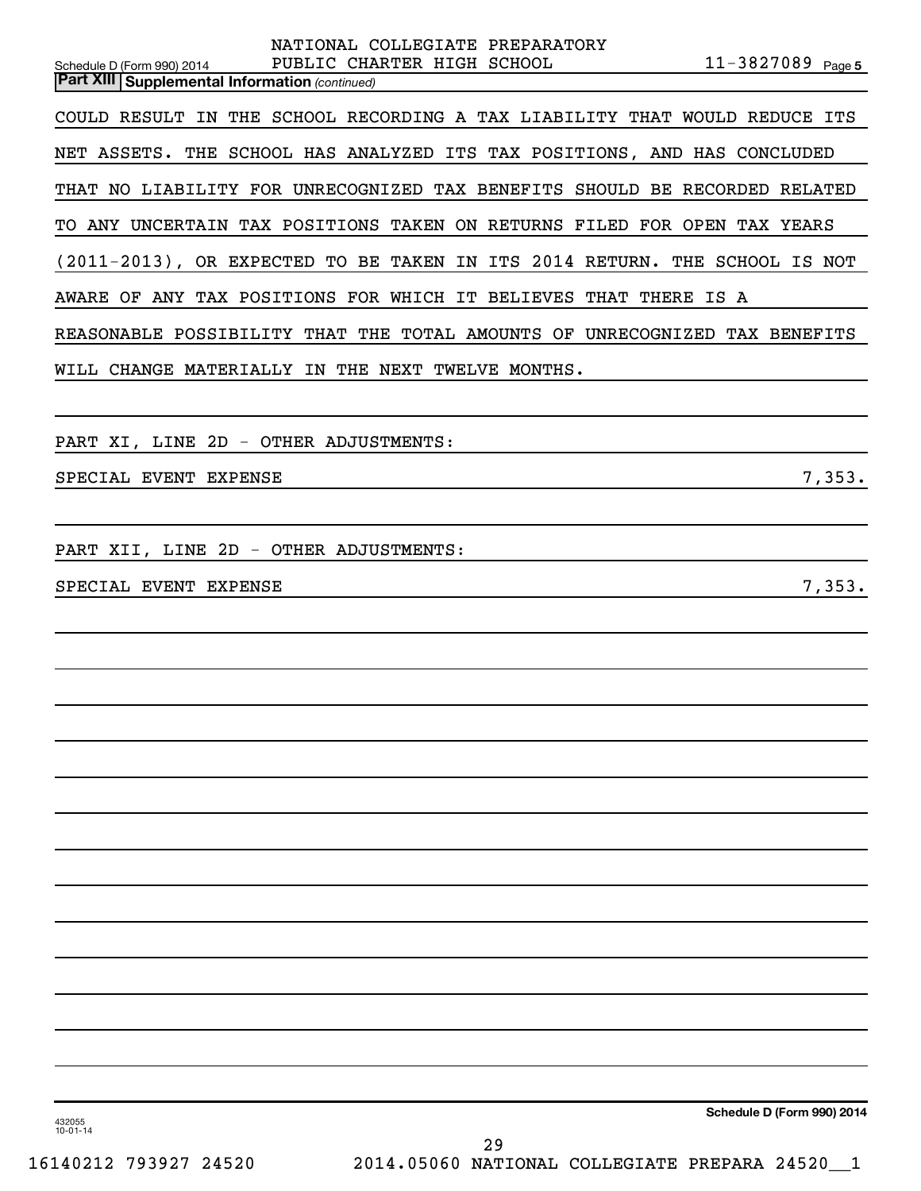Schedule D (Form 990) 2014 NATIONAL COLLEGIATE PREPARATORY PUBLIC CHARTER HIGH SCHOOL 11-3827089 Page 5

**Part XIII Supplemental Information** *(continued)*

COULD RESULT IN THE SCHOOL RECORDING A TAX LIABILITY THAT WOULD REDUCE ITS NET ASSETS. THE SCHOOL HAS ANALYZED ITS TAX POSITIONS, AND HAS CONCLUDED THAT NO LIABILITY FOR UNRECOGNIZED TAX BENEFITS SHOULD BE RECORDED RELATED TO ANY UNCERTAIN TAX POSITIONS TAKEN ON RETURNS FILED FOR OPEN TAX YEARS (2011-2013), OR EXPECTED TO BE TAKEN IN ITS 2014 RETURN. THE SCHOOL IS NOT AWARE OF ANY TAX POSITIONS FOR WHICH IT BELIEVES THAT THERE IS A REASONABLE POSSIBILITY THAT THE TOTAL AMOUNTS OF UNRECOGNIZED TAX BENEFITS WILL CHANGE MATERIALLY IN THE NEXT TWELVE MONTHS.

PART XI, LINE 2D - OTHER ADJUSTMENTS:

SPECIAL EVENT EXPENSE 7,353.

PART XII, LINE 2D - OTHER ADJUSTMENTS:

SPECIAL EVENT EXPENSE 7,353.

Schedule D (Form 990) 2014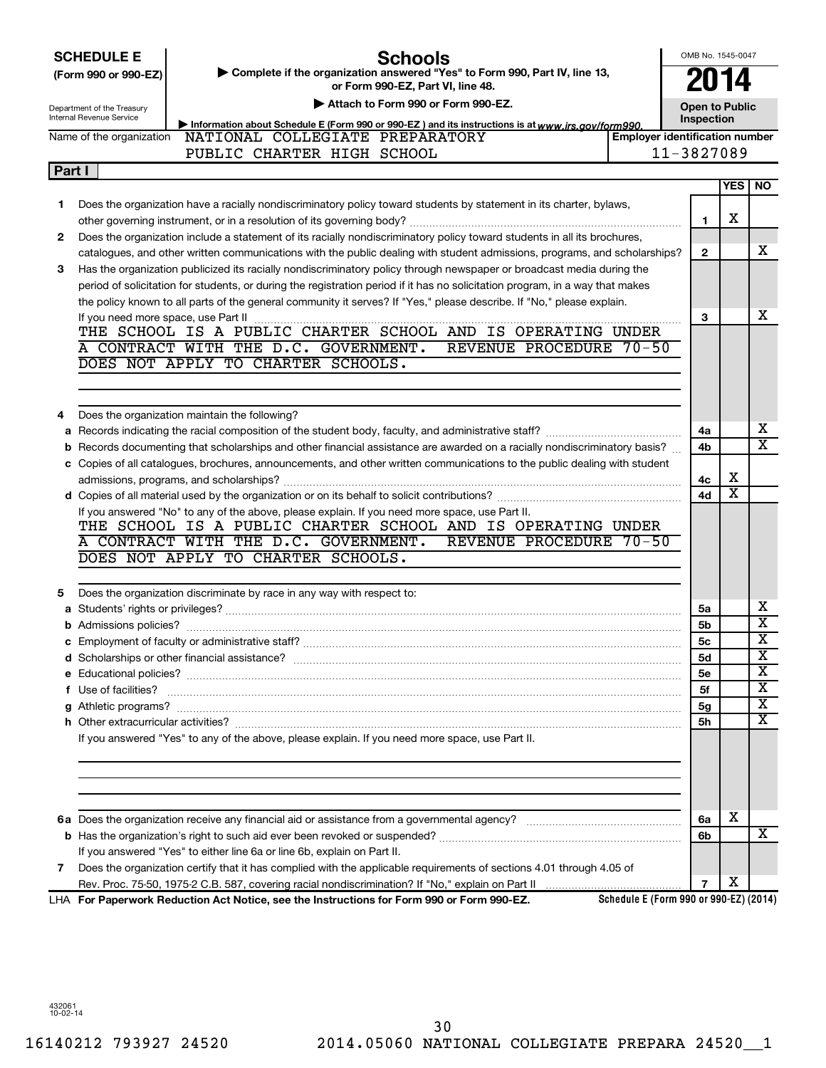**SCHEDULE E**
**(Form 990 or 990-EZ)**

Department of the Treasury
Internal Revenue Service

# Schools

▶ Complete if the organization answered "Yes" to Form 990, Part IV, line 13, or Form 990-EZ, Part VI, line 48.

▶ Attach to Form 990 or Form 990-EZ.

▶ Information about Schedule E (Form 990 or 990-EZ) and its instructions is at www.irs.gov/form990.

OMB No. 1545-0047

**2014**

**Open to Public Inspection**

Name of the organization: NATIONAL COLLEGIATE PREPARATORY PUBLIC CHARTER HIGH SCHOOL

Employer identification number: 11-3827089

## Part I

| | Question | Line | YES | NO |
|---|---|---|---|---|
| 1 | Does the organization have a racially nondiscriminatory policy toward students by statement in its charter, bylaws, other governing instrument, or in a resolution of its governing body? | 1 | X | |
| 2 | Does the organization include a statement of its racially nondiscriminatory policy toward students in all its brochures, catalogues, and other written communications with the public dealing with student admissions, programs, and scholarships? | 2 | | X |
| 3 | Has the organization publicized its racially nondiscriminatory policy through newspaper or broadcast media during the period of solicitation for students, or during the registration period if it has no solicitation program, in a way that makes the policy known to all parts of the general community it serves? If "Yes," please describe. If "No," please explain. If you need more space, use Part II | 3 | | X |

THE SCHOOL IS A PUBLIC CHARTER SCHOOL AND IS OPERATING UNDER A CONTRACT WITH THE D.C. GOVERNMENT. REVENUE PROCEDURE 70-50 DOES NOT APPLY TO CHARTER SCHOOLS.

| | Question | Line | YES | NO |
|---|---|---|---|---|
| 4 | Does the organization maintain the following? | | | |
| a | Records indicating the racial composition of the student body, faculty, and administrative staff? | 4a | | X |
| b | Records documenting that scholarships and other financial assistance are awarded on a racially nondiscriminatory basis? | 4b | | X |
| c | Copies of all catalogues, brochures, announcements, and other written communications to the public dealing with student admissions, programs, and scholarships? | 4c | X | |
| d | Copies of all material used by the organization or on its behalf to solicit contributions? | 4d | X | |

If you answered "No" to any of the above, please explain. If you need more space, use Part II.

THE SCHOOL IS A PUBLIC CHARTER SCHOOL AND IS OPERATING UNDER A CONTRACT WITH THE D.C. GOVERNMENT. REVENUE PROCEDURE 70-50 DOES NOT APPLY TO CHARTER SCHOOLS.

| | Question | Line | YES | NO |
|---|---|---|---|---|
| 5 | Does the organization discriminate by race in any way with respect to: | | | |
| a | Students' rights or privileges? | 5a | | X |
| b | Admissions policies? | 5b | | X |
| c | Employment of faculty or administrative staff? | 5c | | X |
| d | Scholarships or other financial assistance? | 5d | | X |
| e | Educational policies? | 5e | | X |
| f | Use of facilities? | 5f | | X |
| g | Athletic programs? | 5g | | X |
| h | Other extracurricular activities? | 5h | | X |

If you answered "Yes" to any of the above, please explain. If you need more space, use Part II.

| | Question | Line | YES | NO |
|---|---|---|---|---|
| 6a | Does the organization receive any financial aid or assistance from a governmental agency? | 6a | X | |
| b | Has the organization's right to such aid ever been revoked or suspended? | 6b | | X |
| | If you answered "Yes" to either line 6a or line 6b, explain on Part II. | | | |
| 7 | Does the organization certify that it has complied with the applicable requirements of sections 4.01 through 4.05 of Rev. Proc. 75-50, 1975-2 C.B. 587, covering racial nondiscrimination? If "No," explain on Part II | 7 | X | |

LHA **For Paperwork Reduction Act Notice, see the Instructions for Form 990 or Form 990-EZ.** **Schedule E (Form 990 or 990-EZ) (2014)**

432061
10-02-14

16140212 793927 24520 2014.05060 NATIONAL COLLEGIATE PREPARA 24520__1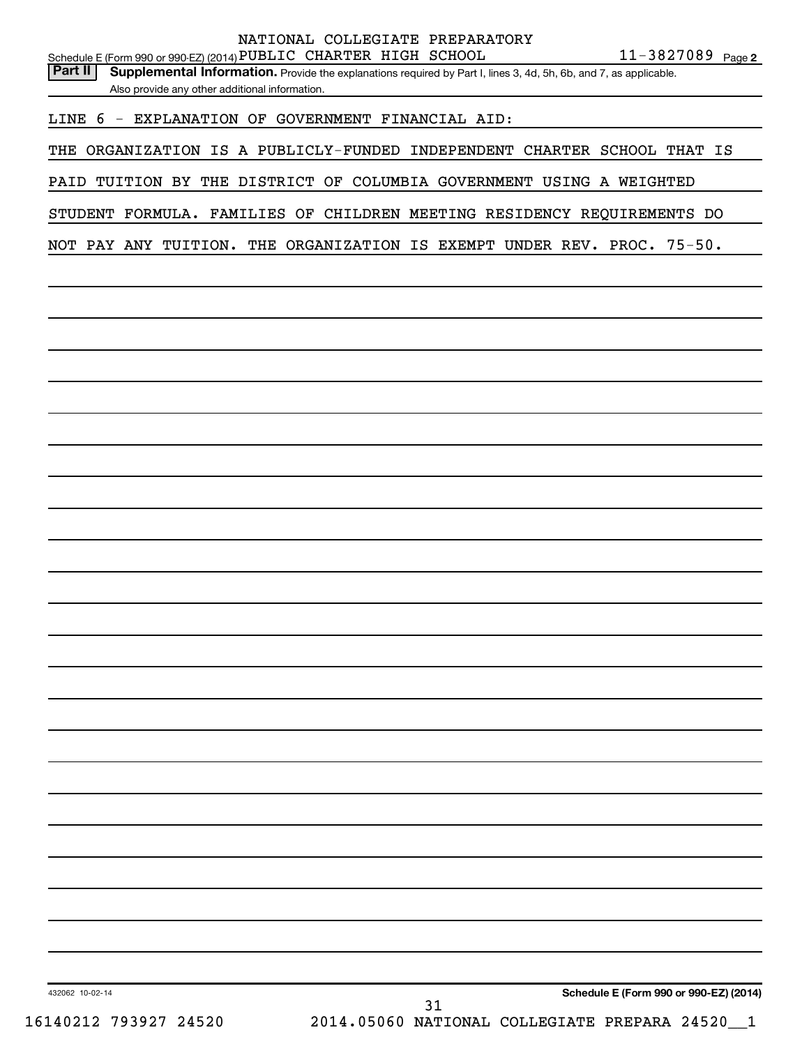NATIONAL COLLEGIATE PREPARATORY

Schedule E (Form 990 or 990-EZ) (2014) PUBLIC CHARTER HIGH SCHOOL 11-3827089 Page 2

**Part II** **Supplemental Information.** Provide the explanations required by Part I, lines 3, 4d, 5h, 6b, and 7, as applicable. Also provide any other additional information.

LINE 6 - EXPLANATION OF GOVERNMENT FINANCIAL AID:

THE ORGANIZATION IS A PUBLICLY-FUNDED INDEPENDENT CHARTER SCHOOL THAT IS PAID TUITION BY THE DISTRICT OF COLUMBIA GOVERNMENT USING A WEIGHTED STUDENT FORMULA. FAMILIES OF CHILDREN MEETING RESIDENCY REQUIREMENTS DO NOT PAY ANY TUITION. THE ORGANIZATION IS EXEMPT UNDER REV. PROC. 75-50.

432062 10-02-14

**Schedule E (Form 990 or 990-EZ) (2014)**

16140212 793927 24520 2014.05060 NATIONAL COLLEGIATE PREPARA 24520__1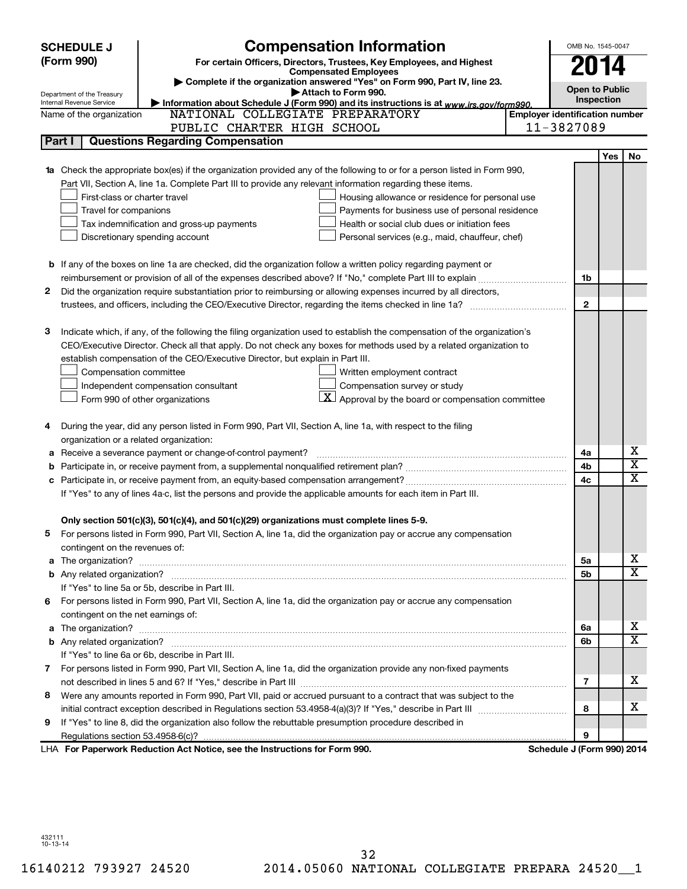**SCHEDULE J (Form 990)**

Department of the Treasury
Internal Revenue Service

# Compensation Information

**For certain Officers, Directors, Trustees, Key Employees, and Highest Compensated Employees**

▶ Complete if the organization answered "Yes" on Form 990, Part IV, line 23.

▶ Attach to Form 990.

▶ Information about Schedule J (Form 990) and its instructions is at *www.irs.gov/form990.*

OMB No. 1545-0047

**2014**

**Open to Public Inspection**

Name of the organization: NATIONAL COLLEGIATE PREPARATORY PUBLIC CHARTER HIGH SCHOOL

**Employer identification number:** 11-3827089

## Part I — Questions Regarding Compensation

| | | | Yes | No |
|---|---|---|---|---|
| **1a** | Check the appropriate box(es) if the organization provided any of the following to or for a person listed in Form 990, Part VII, Section A, line 1a. Complete Part III to provide any relevant information regarding these items.<br>☐ First-class or charter travel ☐ Housing allowance or residence for personal use<br>☐ Travel for companions ☐ Payments for business use of personal residence<br>☐ Tax indemnification and gross-up payments ☐ Health or social club dues or initiation fees<br>☐ Discretionary spending account ☐ Personal services (e.g., maid, chauffeur, chef) | | | |
| **b** | If any of the boxes on line 1a are checked, did the organization follow a written policy regarding payment or reimbursement or provision of all of the expenses described above? If "No," complete Part III to explain | **1b** | | |
| **2** | Did the organization require substantiation prior to reimbursing or allowing expenses incurred by all directors, trustees, and officers, including the CEO/Executive Director, regarding the items checked in line 1a? | **2** | | |
| **3** | Indicate which, if any, of the following the filing organization used to establish the compensation of the organization's CEO/Executive Director. Check all that apply. Do not check any boxes for methods used by a related organization to establish compensation of the CEO/Executive Director, but explain in Part III.<br>☐ Compensation committee ☐ Written employment contract<br>☐ Independent compensation consultant ☐ Compensation survey or study<br>☐ Form 990 of other organizations ☒ Approval by the board or compensation committee | | | |
| **4** | During the year, did any person listed in Form 990, Part VII, Section A, line 1a, with respect to the filing organization or a related organization: | | | |
| **a** | Receive a severance payment or change-of-control payment? | **4a** | | X |
| **b** | Participate in, or receive payment from, a supplemental nonqualified retirement plan? | **4b** | | X |
| **c** | Participate in, or receive payment from, an equity-based compensation arrangement? | **4c** | | X |
| | If "Yes" to any of lines 4a-c, list the persons and provide the applicable amounts for each item in Part III. | | | |
| | **Only section 501(c)(3), 501(c)(4), and 501(c)(29) organizations must complete lines 5-9.** | | | |
| **5** | For persons listed in Form 990, Part VII, Section A, line 1a, did the organization pay or accrue any compensation contingent on the revenues of: | | | |
| **a** | The organization? | **5a** | | X |
| **b** | Any related organization? | **5b** | | X |
| | If "Yes" to line 5a or 5b, describe in Part III. | | | |
| **6** | For persons listed in Form 990, Part VII, Section A, line 1a, did the organization pay or accrue any compensation contingent on the net earnings of: | | | |
| **a** | The organization? | **6a** | | X |
| **b** | Any related organization? | **6b** | | X |
| | If "Yes" to line 6a or 6b, describe in Part III. | | | |
| **7** | For persons listed in Form 990, Part VII, Section A, line 1a, did the organization provide any non-fixed payments not described in lines 5 and 6? If "Yes," describe in Part III | **7** | | X |
| **8** | Were any amounts reported in Form 990, Part VII, paid or accrued pursuant to a contract that was subject to the initial contract exception described in Regulations section 53.4958-4(a)(3)? If "Yes," describe in Part III | **8** | | X |
| **9** | If "Yes" to line 8, did the organization also follow the rebuttable presumption procedure described in Regulations section 53.4958-6(c)? | **9** | | |

LHA **For Paperwork Reduction Act Notice, see the Instructions for Form 990.** **Schedule J (Form 990) 2014**

432111
10-13-14

16140212 793927 24520 2014.05060 NATIONAL COLLEGIATE PREPARA 24520__1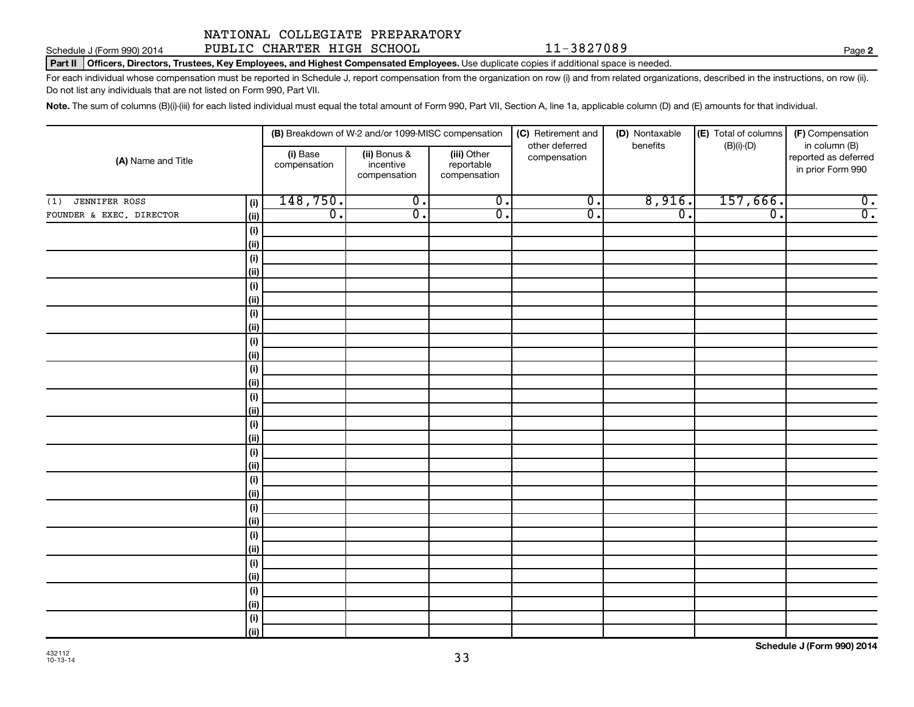NATIONAL COLLEGIATE PREPARATORY PUBLIC CHARTER HIGH SCHOOL 11-3827089

Schedule J (Form 990) 2014

**Part II** **Officers, Directors, Trustees, Key Employees, and Highest Compensated Employees.** Use duplicate copies if additional space is needed.

For each individual whose compensation must be reported in Schedule J, report compensation from the organization on row (i) and from related organizations, described in the instructions, on row (ii). Do not list any individuals that are not listed on Form 990, Part VII.

**Note.** The sum of columns (B)(i)-(iii) for each listed individual must equal the total amount of Form 990, Part VII, Section A, line 1a, applicable column (D) and (E) amounts for that individual.

| (A) Name and Title | | (B) Breakdown of W-2 and/or 1099-MISC compensation | | | (C) Retirement and other deferred compensation | (D) Nontaxable benefits | (E) Total of columns (B)(i)-(D) | (F) Compensation in column (B) reported as deferred in prior Form 990 |
|---|---|---|---|---|---|---|---|---|
| | | (i) Base compensation | (ii) Bonus & incentive compensation | (iii) Other reportable compensation | | | | |
| (1) JENNIFER ROSS | (i) | 148,750. | 0. | 0. | 0. | 8,916. | 157,666. | 0. |
| FOUNDER & EXEC. DIRECTOR | (ii) | 0. | 0. | 0. | 0. | 0. | 0. | 0. |
| | (i) | | | | | | | |
| | (ii) | | | | | | | |
| | (i) | | | | | | | |
| | (ii) | | | | | | | |
| | (i) | | | | | | | |
| | (ii) | | | | | | | |
| | (i) | | | | | | | |
| | (ii) | | | | | | | |
| | (i) | | | | | | | |
| | (ii) | | | | | | | |
| | (i) | | | | | | | |
| | (ii) | | | | | | | |
| | (i) | | | | | | | |
| | (ii) | | | | | | | |
| | (i) | | | | | | | |
| | (ii) | | | | | | | |
| | (i) | | | | | | | |
| | (ii) | | | | | | | |
| | (i) | | | | | | | |
| | (ii) | | | | | | | |
| | (i) | | | | | | | |
| | (ii) | | | | | | | |
| | (i) | | | | | | | |
| | (ii) | | | | | | | |
| | (i) | | | | | | | |
| | (ii) | | | | | | | |
| | (i) | | | | | | | |
| | (ii) | | | | | | | |
| | (i) | | | | | | | |
| | (ii) | | | | | | | |

432112 10-13-14

**Schedule J (Form 990) 2014**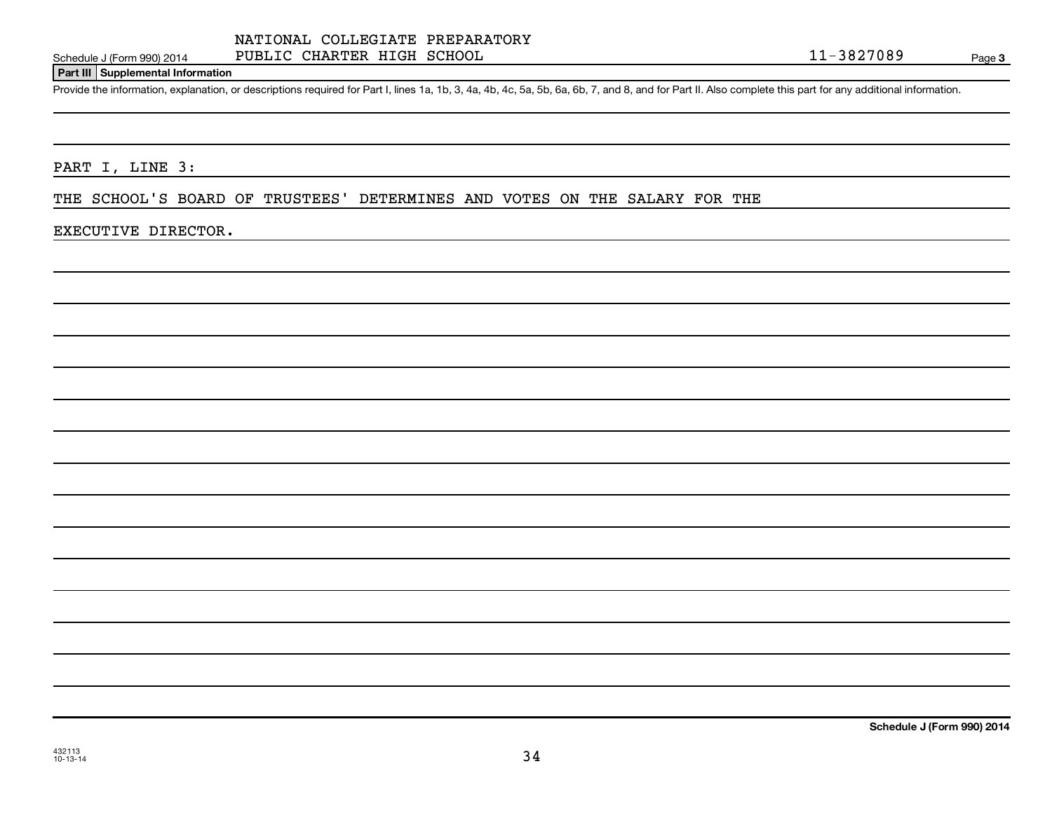NATIONAL COLLEGIATE PREPARATORY PUBLIC CHARTER HIGH SCHOOL

Schedule J (Form 990) 2014 — 11-3827089 — Page 3

**Part III | Supplemental Information**

Provide the information, explanation, or descriptions required for Part I, lines 1a, 1b, 3, 4a, 4b, 4c, 5a, 5b, 6a, 6b, 7, and 8, and for Part II. Also complete this part for any additional information.

PART I, LINE 3:

THE SCHOOL'S BOARD OF TRUSTEES' DETERMINES AND VOTES ON THE SALARY FOR THE EXECUTIVE DIRECTOR.

**Schedule J (Form 990) 2014**

432113
10-13-14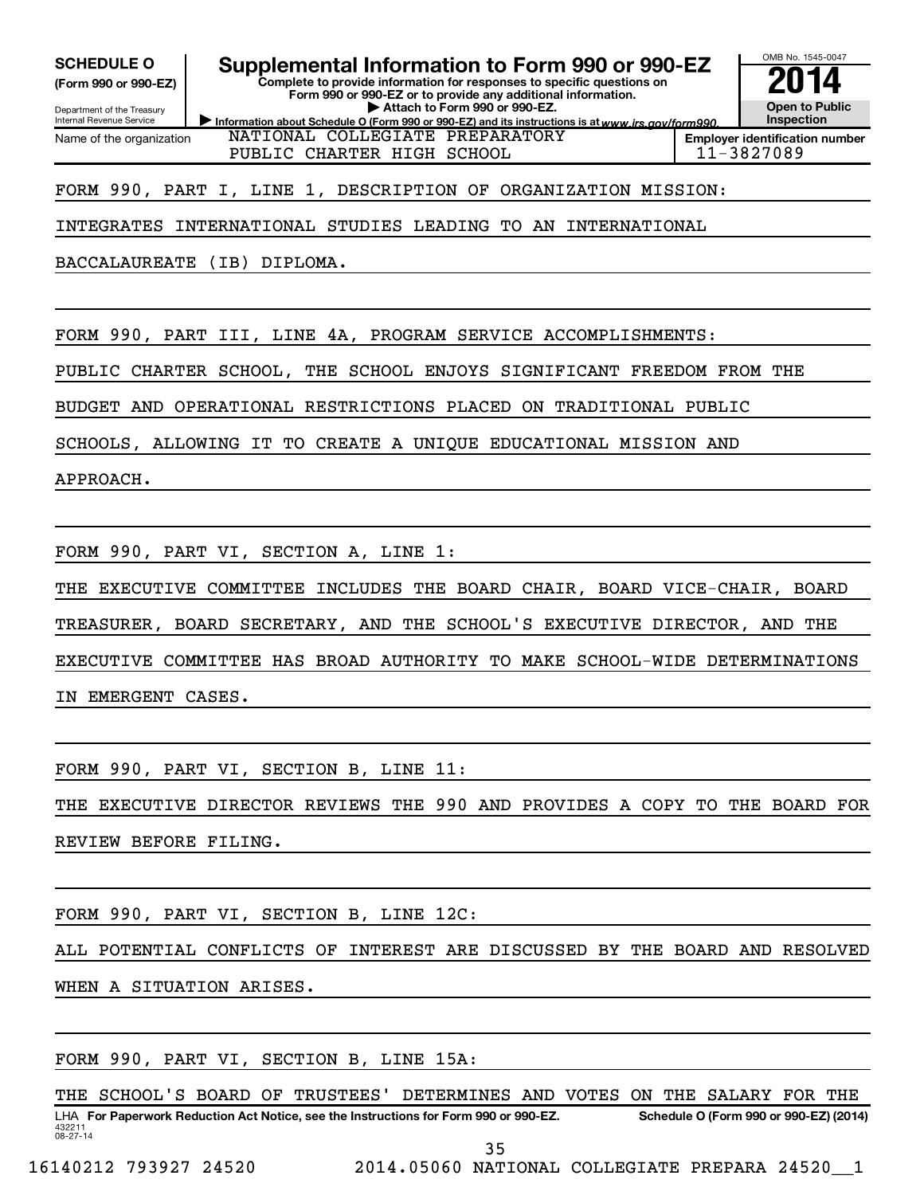**SCHEDULE O**
**(Form 990 or 990-EZ)**

Department of the Treasury
Internal Revenue Service

# Supplemental Information to Form 990 or 990-EZ

**Complete to provide information for responses to specific questions on Form 990 or 990-EZ or to provide any additional information.**
**▶ Attach to Form 990 or 990-EZ.**
**▶ Information about Schedule O (Form 990 or 990-EZ) and its instructions is at** *www.irs.gov/form990.*

OMB No. 1545-0047
**2014**
**Open to Public Inspection**

Name of the organization: NATIONAL COLLEGIATE PREPARATORY PUBLIC CHARTER HIGH SCHOOL

**Employer identification number**: 11-3827089

FORM 990, PART I, LINE 1, DESCRIPTION OF ORGANIZATION MISSION:

INTEGRATES INTERNATIONAL STUDIES LEADING TO AN INTERNATIONAL BACCALAUREATE (IB) DIPLOMA.

FORM 990, PART III, LINE 4A, PROGRAM SERVICE ACCOMPLISHMENTS:

PUBLIC CHARTER SCHOOL, THE SCHOOL ENJOYS SIGNIFICANT FREEDOM FROM THE BUDGET AND OPERATIONAL RESTRICTIONS PLACED ON TRADITIONAL PUBLIC SCHOOLS, ALLOWING IT TO CREATE A UNIQUE EDUCATIONAL MISSION AND APPROACH.

FORM 990, PART VI, SECTION A, LINE 1:

THE EXECUTIVE COMMITTEE INCLUDES THE BOARD CHAIR, BOARD VICE-CHAIR, BOARD TREASURER, BOARD SECRETARY, AND THE SCHOOL'S EXECUTIVE DIRECTOR, AND THE EXECUTIVE COMMITTEE HAS BROAD AUTHORITY TO MAKE SCHOOL-WIDE DETERMINATIONS IN EMERGENT CASES.

FORM 990, PART VI, SECTION B, LINE 11:

THE EXECUTIVE DIRECTOR REVIEWS THE 990 AND PROVIDES A COPY TO THE BOARD FOR REVIEW BEFORE FILING.

FORM 990, PART VI, SECTION B, LINE 12C:

ALL POTENTIAL CONFLICTS OF INTEREST ARE DISCUSSED BY THE BOARD AND RESOLVED WHEN A SITUATION ARISES.

FORM 990, PART VI, SECTION B, LINE 15A:

THE SCHOOL'S BOARD OF TRUSTEES' DETERMINES AND VOTES ON THE SALARY FOR THE

LHA **For Paperwork Reduction Act Notice, see the Instructions for Form 990 or 990-EZ.** **Schedule O (Form 990 or 990-EZ) (2014)**
432211 08-27-14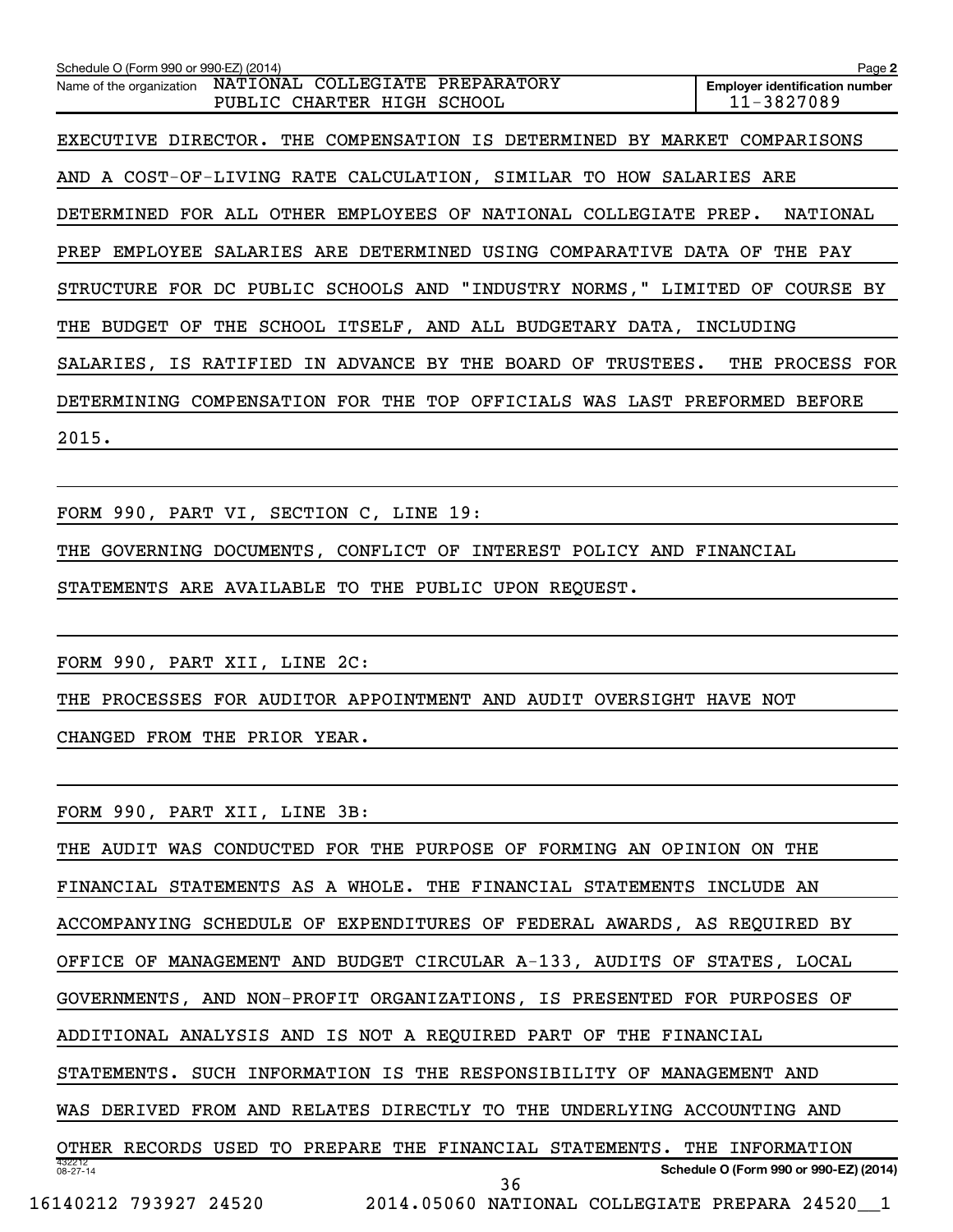Schedule O (Form 990 or 990-EZ) (2014)

Name of the organization: NATIONAL COLLEGIATE PREPARATORY PUBLIC CHARTER HIGH SCHOOL

Employer identification number: 11-3827089

EXECUTIVE DIRECTOR. THE COMPENSATION IS DETERMINED BY MARKET COMPARISONS AND A COST-OF-LIVING RATE CALCULATION, SIMILAR TO HOW SALARIES ARE DETERMINED FOR ALL OTHER EMPLOYEES OF NATIONAL COLLEGIATE PREP. NATIONAL PREP EMPLOYEE SALARIES ARE DETERMINED USING COMPARATIVE DATA OF THE PAY STRUCTURE FOR DC PUBLIC SCHOOLS AND "INDUSTRY NORMS," LIMITED OF COURSE BY THE BUDGET OF THE SCHOOL ITSELF, AND ALL BUDGETARY DATA, INCLUDING SALARIES, IS RATIFIED IN ADVANCE BY THE BOARD OF TRUSTEES. THE PROCESS FOR DETERMINING COMPENSATION FOR THE TOP OFFICIALS WAS LAST PREFORMED BEFORE 2015.

FORM 990, PART VI, SECTION C, LINE 19:

THE GOVERNING DOCUMENTS, CONFLICT OF INTEREST POLICY AND FINANCIAL STATEMENTS ARE AVAILABLE TO THE PUBLIC UPON REQUEST.

FORM 990, PART XII, LINE 2C:

THE PROCESSES FOR AUDITOR APPOINTMENT AND AUDIT OVERSIGHT HAVE NOT CHANGED FROM THE PRIOR YEAR.

FORM 990, PART XII, LINE 3B:

THE AUDIT WAS CONDUCTED FOR THE PURPOSE OF FORMING AN OPINION ON THE FINANCIAL STATEMENTS AS A WHOLE. THE FINANCIAL STATEMENTS INCLUDE AN ACCOMPANYING SCHEDULE OF EXPENDITURES OF FEDERAL AWARDS, AS REQUIRED BY OFFICE OF MANAGEMENT AND BUDGET CIRCULAR A-133, AUDITS OF STATES, LOCAL GOVERNMENTS, AND NON-PROFIT ORGANIZATIONS, IS PRESENTED FOR PURPOSES OF ADDITIONAL ANALYSIS AND IS NOT A REQUIRED PART OF THE FINANCIAL STATEMENTS. SUCH INFORMATION IS THE RESPONSIBILITY OF MANAGEMENT AND WAS DERIVED FROM AND RELATES DIRECTLY TO THE UNDERLYING ACCOUNTING AND OTHER RECORDS USED TO PREPARE THE FINANCIAL STATEMENTS. THE INFORMATION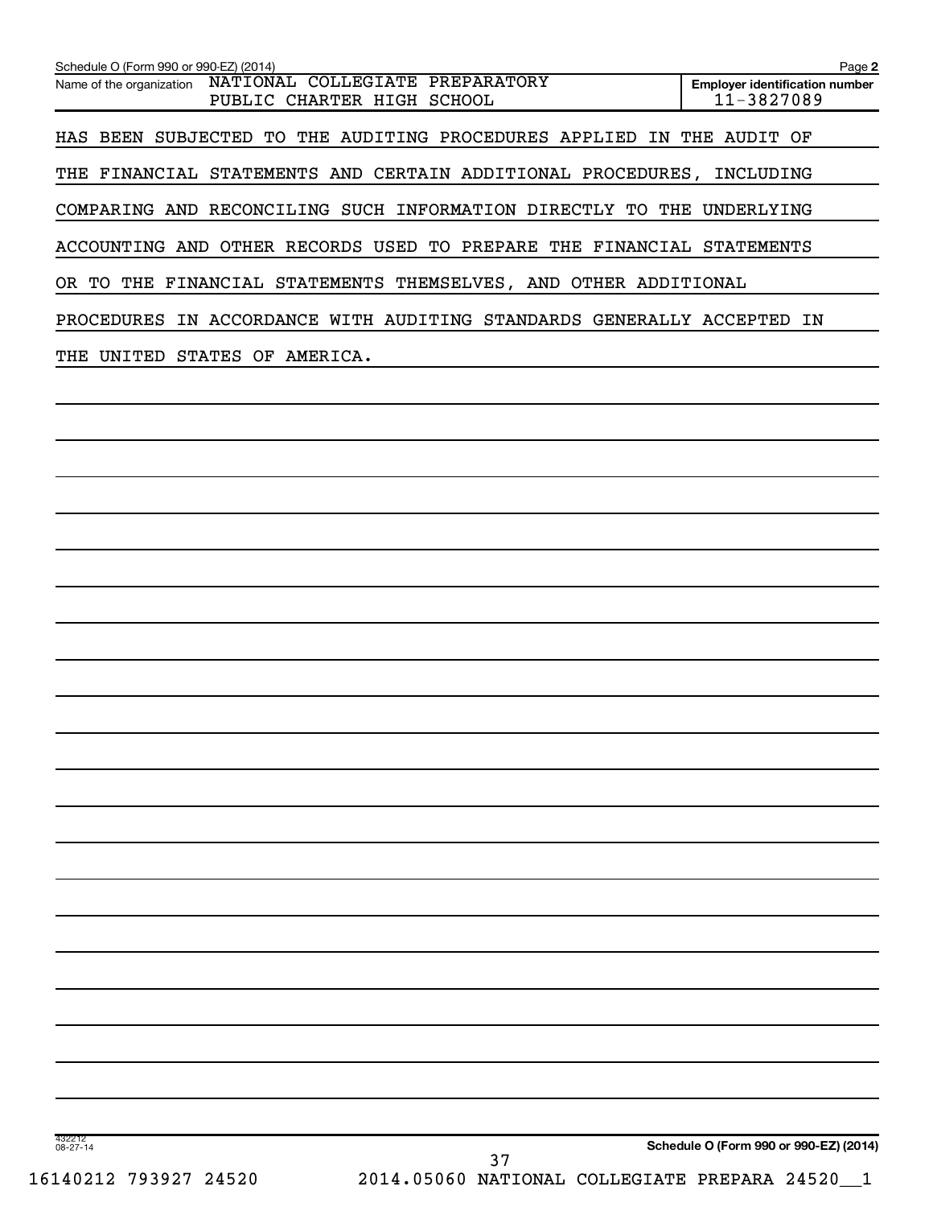Schedule O (Form 990 or 990-EZ) (2014)

Name of the organization NATIONAL COLLEGIATE PREPARATORY PUBLIC CHARTER HIGH SCHOOL

Employer identification number 11-3827089

HAS BEEN SUBJECTED TO THE AUDITING PROCEDURES APPLIED IN THE AUDIT OF THE FINANCIAL STATEMENTS AND CERTAIN ADDITIONAL PROCEDURES, INCLUDING COMPARING AND RECONCILING SUCH INFORMATION DIRECTLY TO THE UNDERLYING ACCOUNTING AND OTHER RECORDS USED TO PREPARE THE FINANCIAL STATEMENTS OR TO THE FINANCIAL STATEMENTS THEMSELVES, AND OTHER ADDITIONAL PROCEDURES IN ACCORDANCE WITH AUDITING STANDARDS GENERALLY ACCEPTED IN THE UNITED STATES OF AMERICA.